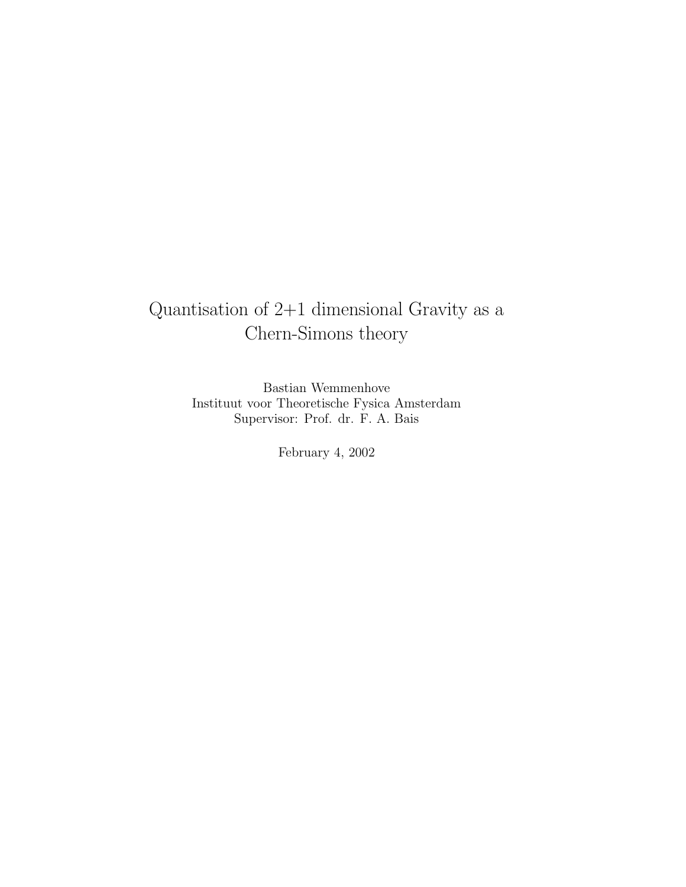# Quantisation of 2+1 dimensional Gravity as a Chern-Simons theory

Bastian Wemmenhove
Instituut voor Theoretische Fysica Amsterdam
Supervisor: Prof. dr. F. A. Bais

February 4, 2002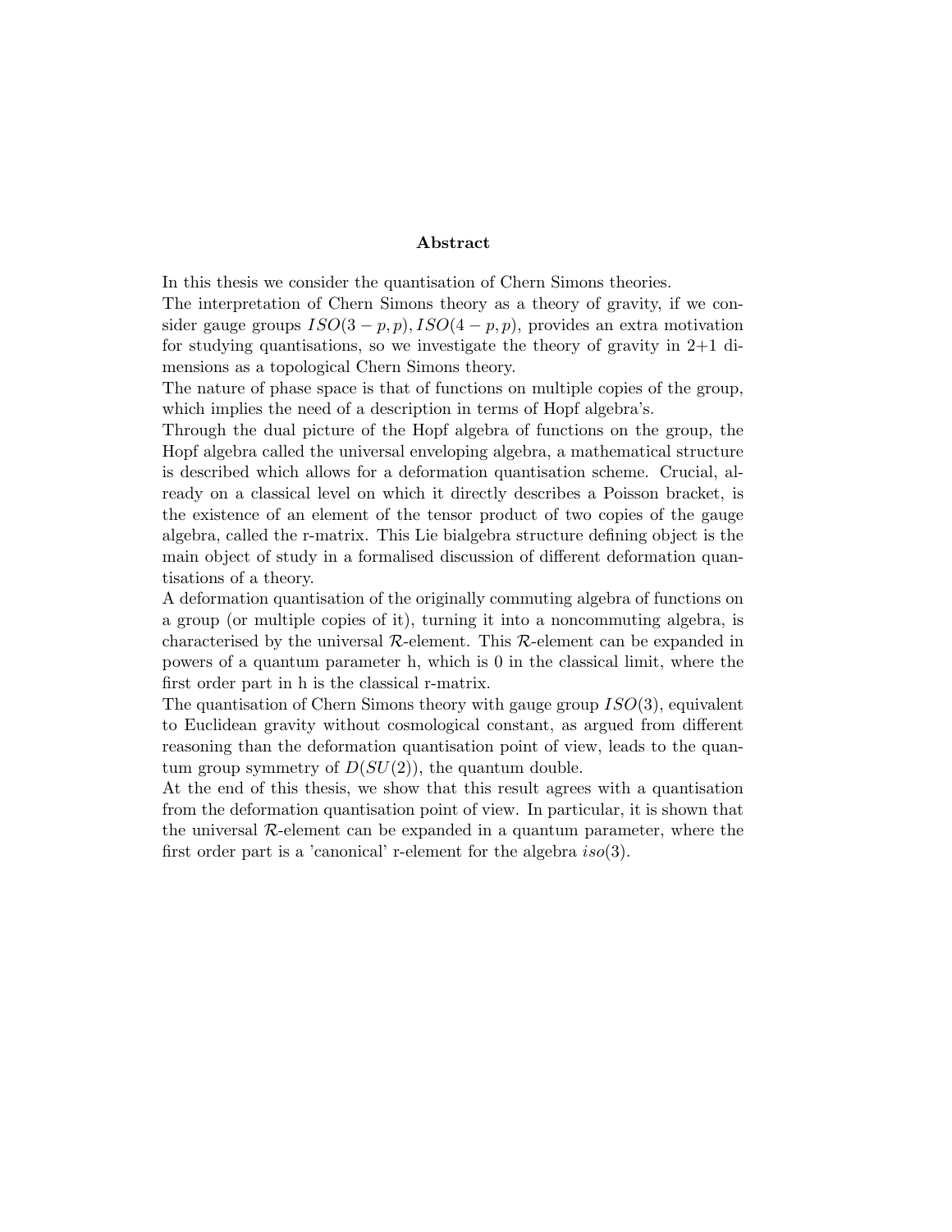## Abstract

In this thesis we consider the quantisation of Chern Simons theories.
The interpretation of Chern Simons theory as a theory of gravity, if we consider gauge groups $ISO(3-p,p), ISO(4-p,p)$, provides an extra motivation for studying quantisations, so we investigate the theory of gravity in 2+1 dimensions as a topological Chern Simons theory.
The nature of phase space is that of functions on multiple copies of the group, which implies the need of a description in terms of Hopf algebra's.
Through the dual picture of the Hopf algebra of functions on the group, the Hopf algebra called the universal enveloping algebra, a mathematical structure is described which allows for a deformation quantisation scheme. Crucial, already on a classical level on which it directly describes a Poisson bracket, is the existence of an element of the tensor product of two copies of the gauge algebra, called the r-matrix. This Lie bialgebra structure defining object is the main object of study in a formalised discussion of different deformation quantisations of a theory.
A deformation quantisation of the originally commuting algebra of functions on a group (or multiple copies of it), turning it into a noncommuting algebra, is characterised by the universal $\mathcal{R}$-element. This $\mathcal{R}$-element can be expanded in powers of a quantum parameter h, which is 0 in the classical limit, where the first order part in h is the classical r-matrix.
The quantisation of Chern Simons theory with gauge group $ISO(3)$, equivalent to Euclidean gravity without cosmological constant, as argued from different reasoning than the deformation quantisation point of view, leads to the quantum group symmetry of $D(SU(2))$, the quantum double.
At the end of this thesis, we show that this result agrees with a quantisation from the deformation quantisation point of view. In particular, it is shown that the universal $\mathcal{R}$-element can be expanded in a quantum parameter, where the first order part is a 'canonical' r-element for the algebra $iso(3)$.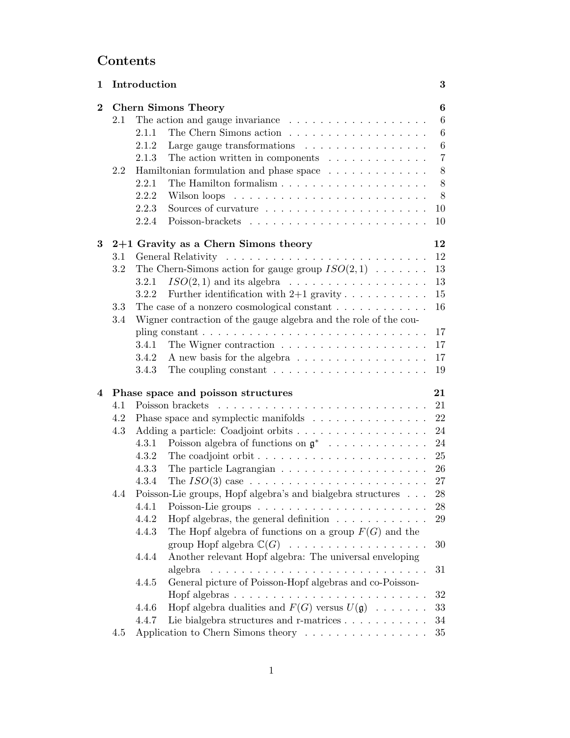# Contents

**1 Introduction** — **3**

**2 Chern Simons Theory** — **6**

- 2.1 The action and gauge invariance — 6
  - 2.1.1 The Chern Simons action — 6
  - 2.1.2 Large gauge transformations — 6
  - 2.1.3 The action written in components — 7
- 2.2 Hamiltonian formulation and phase space — 8
  - 2.2.1 The Hamilton formalism — 8
  - 2.2.2 Wilson loops — 8
  - 2.2.3 Sources of curvature — 10
  - 2.2.4 Poisson-brackets — 10

**3 2+1 Gravity as a Chern Simons theory** — **12**

- 3.1 General Relativity — 12
- 3.2 The Chern-Simons action for gauge group $ISO(2,1)$ — 13
  - 3.2.1 $ISO(2,1)$ and its algebra — 13
  - 3.2.2 Further identification with 2+1 gravity — 15
- 3.3 The case of a nonzero cosmological constant — 16
- 3.4 Wigner contraction of the gauge algebra and the role of the coupling constant — 17
  - 3.4.1 The Wigner contraction — 17
  - 3.4.2 A new basis for the algebra — 17
  - 3.4.3 The coupling constant — 19

**4 Phase space and poisson structures** — **21**

- 4.1 Poisson brackets — 21
- 4.2 Phase space and symplectic manifolds — 22
- 4.3 Adding a particle: Coadjoint orbits — 24
  - 4.3.1 Poisson algebra of functions on $\mathfrak{g}^*$ — 24
  - 4.3.2 The coadjoint orbit — 25
  - 4.3.3 The particle Lagrangian — 26
  - 4.3.4 The $ISO(3)$ case — 27
- 4.4 Poisson-Lie groups, Hopf algebra's and bialgebra structures — 28
  - 4.4.1 Poisson-Lie groups — 28
  - 4.4.2 Hopf algebras, the general definition — 29
  - 4.4.3 The Hopf algebra of functions on a group $F(G)$ and the group Hopf algebra $\mathbb{C}(G)$ — 30
  - 4.4.4 Another relevant Hopf algebra: The universal enveloping algebra — 31
  - 4.4.5 General picture of Poisson-Hopf algebras and co-Poisson-Hopf algebras — 32
  - 4.4.6 Hopf algebra dualities and $F(G)$ versus $U(\mathfrak{g})$ — 33
  - 4.4.7 Lie bialgebra structures and r-matrices — 34
- 4.5 Application to Chern Simons theory — 35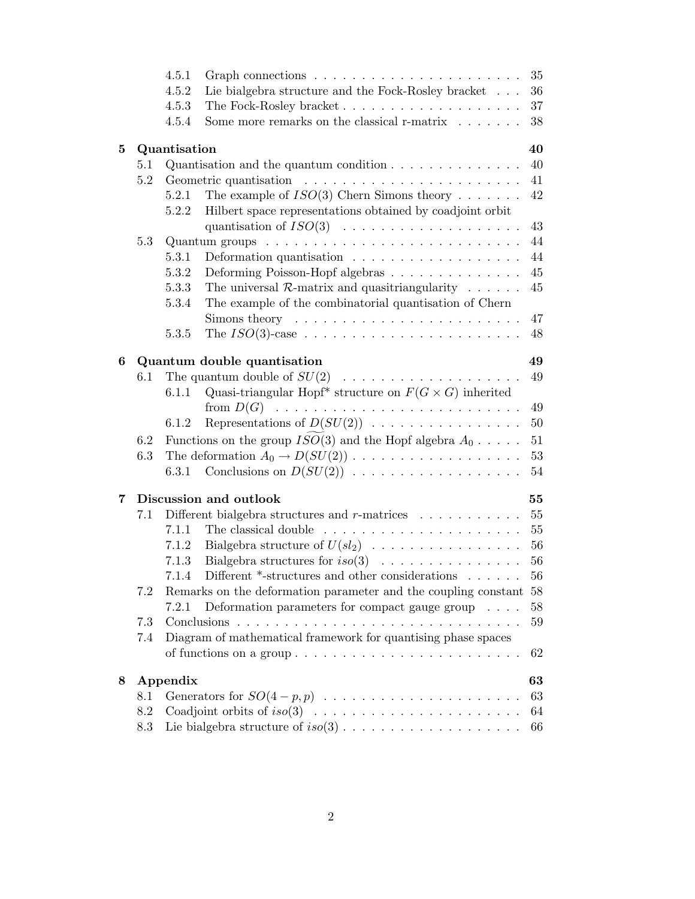4.5.1 Graph connections . . . . . . . . . . . . . . . . . . . . . . 35
4.5.2 Lie bialgebra structure and the Fock-Rosley bracket . . . 36
4.5.3 The Fock-Rosley bracket . . . . . . . . . . . . . . . . . . . . 37
4.5.4 Some more remarks on the classical r-matrix . . . . . . . 38

**5 Quantisation** **40**

5.1 Quantisation and the quantum condition . . . . . . . . . . . . . . . 40
5.2 Geometric quantisation . . . . . . . . . . . . . . . . . . . . . . . 41
5.2.1 The example of $ISO(3)$ Chern Simons theory . . . . . . . 42
5.2.2 Hilbert space representations obtained by coadjoint orbit quantisation of $ISO(3)$ . . . . . . . . . . . . . . . . . . . 43
5.3 Quantum groups . . . . . . . . . . . . . . . . . . . . . . . . . . . 44
5.3.1 Deformation quantisation . . . . . . . . . . . . . . . . . . 44
5.3.2 Deforming Poisson-Hopf algebras . . . . . . . . . . . . . . 45
5.3.3 The universal $\mathcal{R}$-matrix and quasitriangularity . . . . . . 45
5.3.4 The example of the combinatorial quantisation of Chern Simons theory . . . . . . . . . . . . . . . . . . . . . . . . 47
5.3.5 The $ISO(3)$-case . . . . . . . . . . . . . . . . . . . . . . . 48

**6 Quantum double quantisation** **49**

6.1 The quantum double of $SU(2)$ . . . . . . . . . . . . . . . . . . . 49
6.1.1 Quasi-triangular Hopf* structure on $F(G \times G)$ inherited from $D(G)$ . . . . . . . . . . . . . . . . . . . . . . . . . . 49
6.1.2 Representations of $D(SU(2))$ . . . . . . . . . . . . . . . . 50
6.2 Functions on the group $\widetilde{ISO}(3)$ and the Hopf algebra $A_0$ . . . . . 51
6.3 The deformation $A_0 \to D(SU(2))$ . . . . . . . . . . . . . . . . . . 53
6.3.1 Conclusions on $D(SU(2))$ . . . . . . . . . . . . . . . . . . 54

**7 Discussion and outlook** **55**

7.1 Different bialgebra structures and $r$-matrices . . . . . . . . . . . 55
7.1.1 The classical double . . . . . . . . . . . . . . . . . . . . . 55
7.1.2 Bialgebra structure of $U(sl_2)$ . . . . . . . . . . . . . . . . 56
7.1.3 Bialgebra structures for $iso(3)$ . . . . . . . . . . . . . . . 56
7.1.4 Different *-structures and other considerations . . . . . . 56
7.2 Remarks on the deformation parameter and the coupling constant 58
7.2.1 Deformation parameters for compact gauge group . . . . 58
7.3 Conclusions . . . . . . . . . . . . . . . . . . . . . . . . . . . . . 59
7.4 Diagram of mathematical framework for quantising phase spaces of functions on a group . . . . . . . . . . . . . . . . . . . . . . . 62

**8 Appendix** **63**

8.1 Generators for $SO(4-p,p)$ . . . . . . . . . . . . . . . . . . . . . 63
8.2 Coadjoint orbits of $iso(3)$ . . . . . . . . . . . . . . . . . . . . . . 64
8.3 Lie bialgebra structure of $iso(3)$ . . . . . . . . . . . . . . . . . . . 66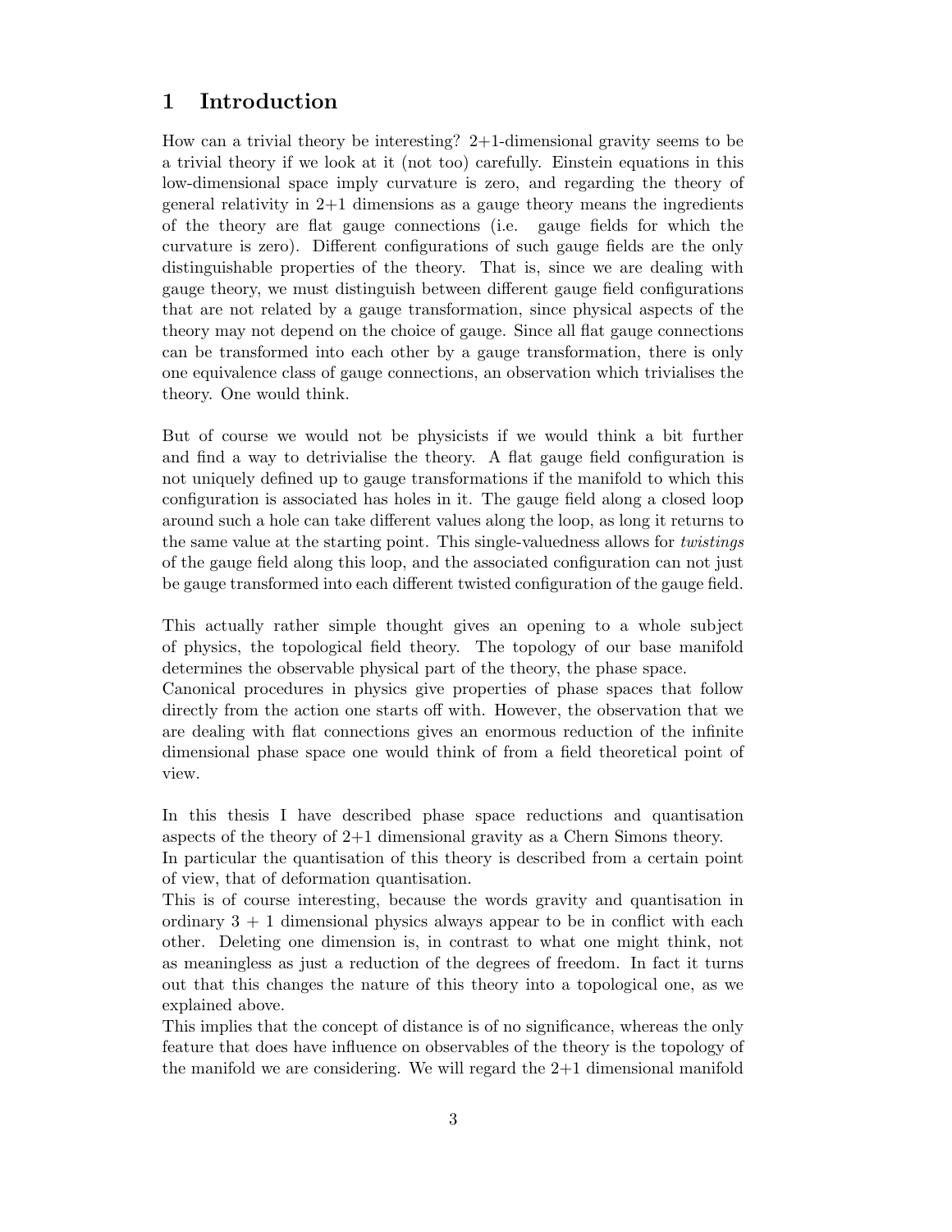# 1 Introduction

How can a trivial theory be interesting? 2+1-dimensional gravity seems to be a trivial theory if we look at it (not too) carefully. Einstein equations in this low-dimensional space imply curvature is zero, and regarding the theory of general relativity in 2+1 dimensions as a gauge theory means the ingredients of the theory are flat gauge connections (i.e. gauge fields for which the curvature is zero). Different configurations of such gauge fields are the only distinguishable properties of the theory. That is, since we are dealing with gauge theory, we must distinguish between different gauge field configurations that are not related by a gauge transformation, since physical aspects of the theory may not depend on the choice of gauge. Since all flat gauge connections can be transformed into each other by a gauge transformation, there is only one equivalence class of gauge connections, an observation which trivialises the theory. One would think.

But of course we would not be physicists if we would think a bit further and find a way to detrivialise the theory. A flat gauge field configuration is not uniquely defined up to gauge transformations if the manifold to which this configuration is associated has holes in it. The gauge field along a closed loop around such a hole can take different values along the loop, as long it returns to the same value at the starting point. This single-valuedness allows for *twistings* of the gauge field along this loop, and the associated configuration can not just be gauge transformed into each different twisted configuration of the gauge field.

This actually rather simple thought gives an opening to a whole subject of physics, the topological field theory. The topology of our base manifold determines the observable physical part of the theory, the phase space.
Canonical procedures in physics give properties of phase spaces that follow directly from the action one starts off with. However, the observation that we are dealing with flat connections gives an enormous reduction of the infinite dimensional phase space one would think of from a field theoretical point of view.

In this thesis I have described phase space reductions and quantisation aspects of the theory of 2+1 dimensional gravity as a Chern Simons theory.
In particular the quantisation of this theory is described from a certain point of view, that of deformation quantisation.
This is of course interesting, because the words gravity and quantisation in ordinary 3 + 1 dimensional physics always appear to be in conflict with each other. Deleting one dimension is, in contrast to what one might think, not as meaningless as just a reduction of the degrees of freedom. In fact it turns out that this changes the nature of this theory into a topological one, as we explained above.
This implies that the concept of distance is of no significance, whereas the only feature that does have influence on observables of the theory is the topology of the manifold we are considering. We will regard the 2+1 dimensional manifold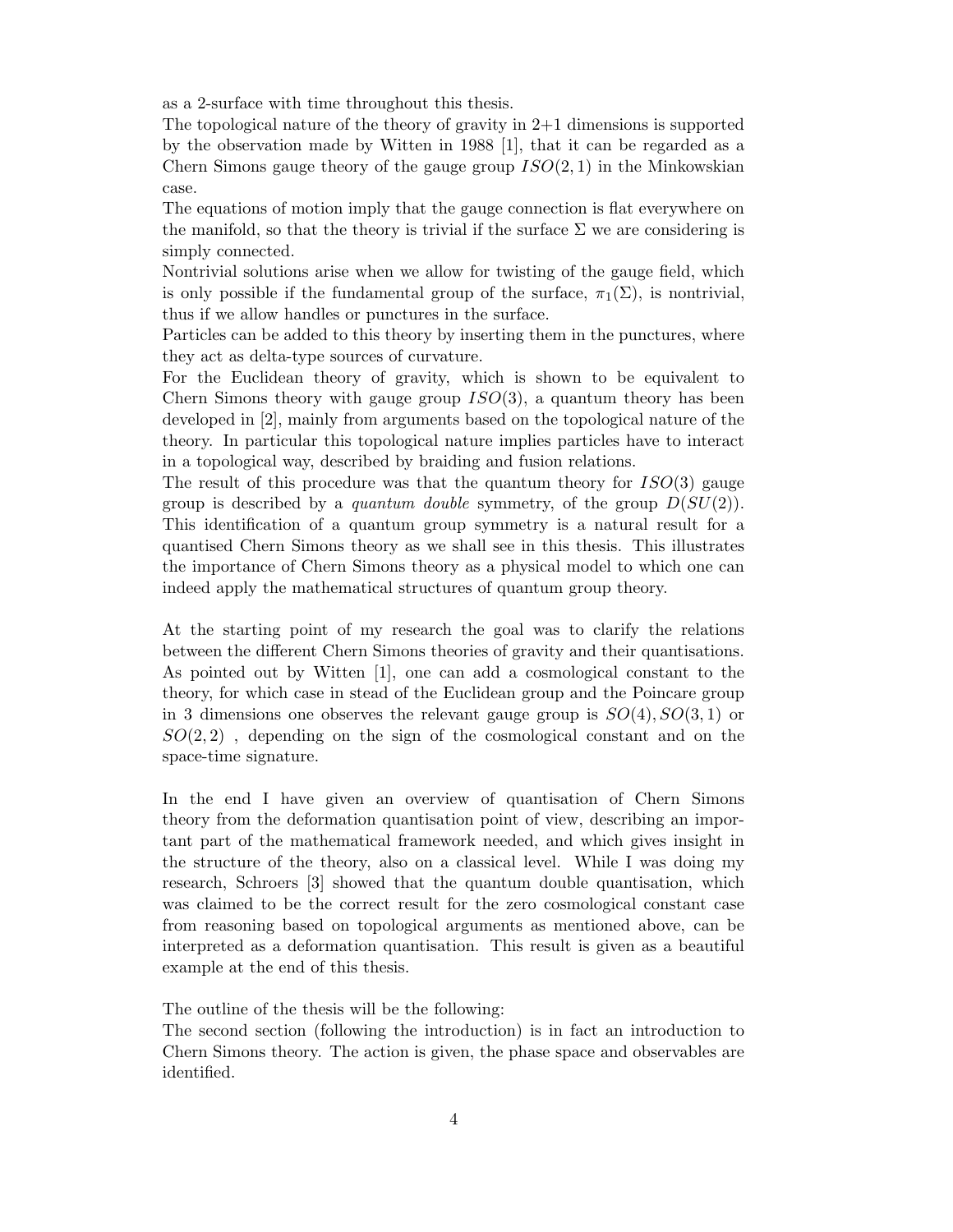as a 2-surface with time throughout this thesis.

The topological nature of the theory of gravity in 2+1 dimensions is supported by the observation made by Witten in 1988 [1], that it can be regarded as a Chern Simons gauge theory of the gauge group $ISO(2,1)$ in the Minkowskian case.

The equations of motion imply that the gauge connection is flat everywhere on the manifold, so that the theory is trivial if the surface $\Sigma$ we are considering is simply connected.

Nontrivial solutions arise when we allow for twisting of the gauge field, which is only possible if the fundamental group of the surface, $\pi_1(\Sigma)$, is nontrivial, thus if we allow handles or punctures in the surface.

Particles can be added to this theory by inserting them in the punctures, where they act as delta-type sources of curvature.

For the Euclidean theory of gravity, which is shown to be equivalent to Chern Simons theory with gauge group $ISO(3)$, a quantum theory has been developed in [2], mainly from arguments based on the topological nature of the theory. In particular this topological nature implies particles have to interact in a topological way, described by braiding and fusion relations.

The result of this procedure was that the quantum theory for $ISO(3)$ gauge group is described by a *quantum double* symmetry, of the group $D(SU(2))$. This identification of a quantum group symmetry is a natural result for a quantised Chern Simons theory as we shall see in this thesis. This illustrates the importance of Chern Simons theory as a physical model to which one can indeed apply the mathematical structures of quantum group theory.

At the starting point of my research the goal was to clarify the relations between the different Chern Simons theories of gravity and their quantisations. As pointed out by Witten [1], one can add a cosmological constant to the theory, for which case in stead of the Euclidean group and the Poincare group in 3 dimensions one observes the relevant gauge group is $SO(4), SO(3,1)$ or $SO(2,2)$ , depending on the sign of the cosmological constant and on the space-time signature.

In the end I have given an overview of quantisation of Chern Simons theory from the deformation quantisation point of view, describing an important part of the mathematical framework needed, and which gives insight in the structure of the theory, also on a classical level. While I was doing my research, Schroers [3] showed that the quantum double quantisation, which was claimed to be the correct result for the zero cosmological constant case from reasoning based on topological arguments as mentioned above, can be interpreted as a deformation quantisation. This result is given as a beautiful example at the end of this thesis.

The outline of the thesis will be the following:

The second section (following the introduction) is in fact an introduction to Chern Simons theory. The action is given, the phase space and observables are identified.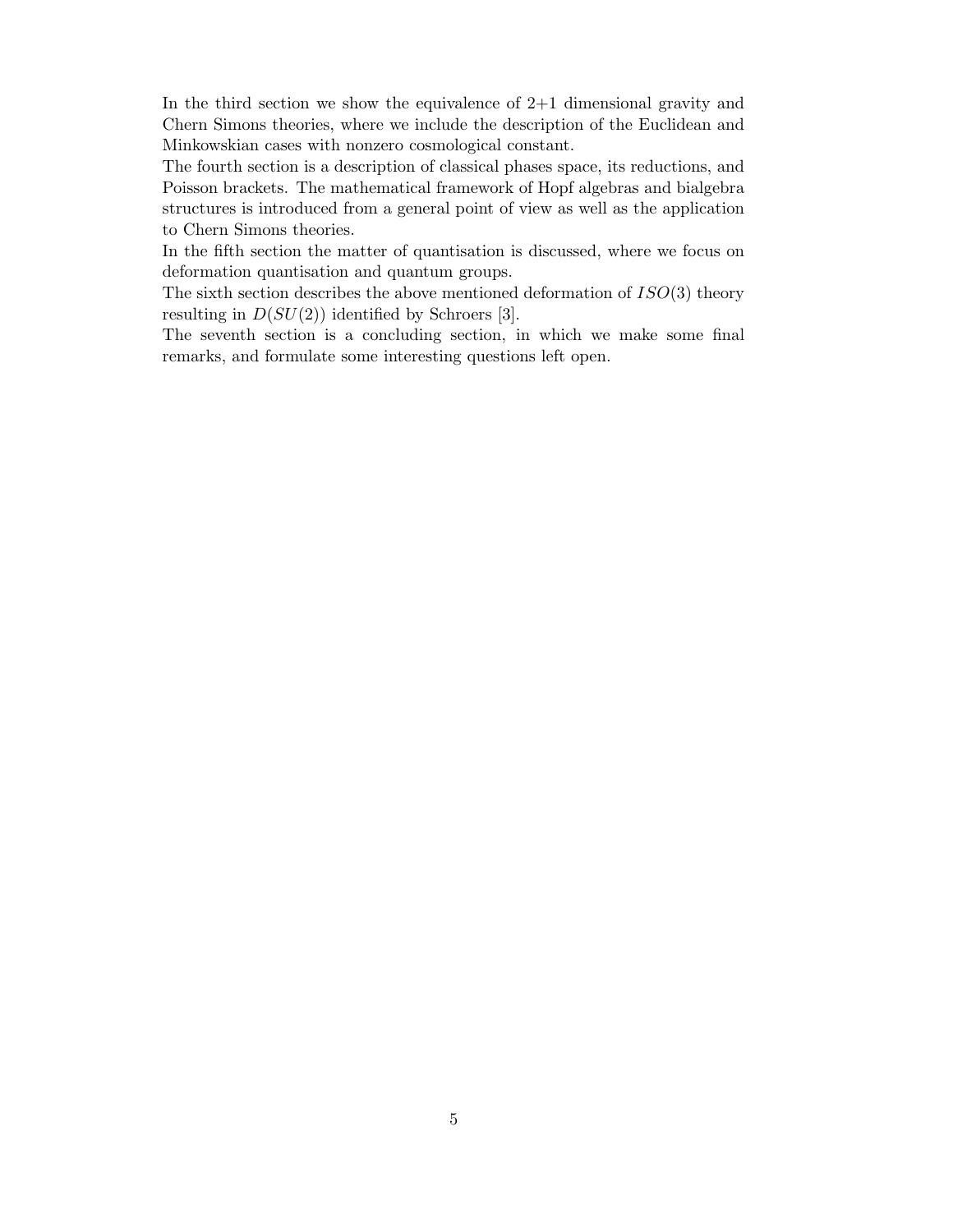In the third section we show the equivalence of 2+1 dimensional gravity and Chern Simons theories, where we include the description of the Euclidean and Minkowskian cases with nonzero cosmological constant.

The fourth section is a description of classical phases space, its reductions, and Poisson brackets. The mathematical framework of Hopf algebras and bialgebra structures is introduced from a general point of view as well as the application to Chern Simons theories.

In the fifth section the matter of quantisation is discussed, where we focus on deformation quantisation and quantum groups.

The sixth section describes the above mentioned deformation of $ISO(3)$ theory resulting in $D(SU(2))$ identified by Schroers [3].

The seventh section is a concluding section, in which we make some final remarks, and formulate some interesting questions left open.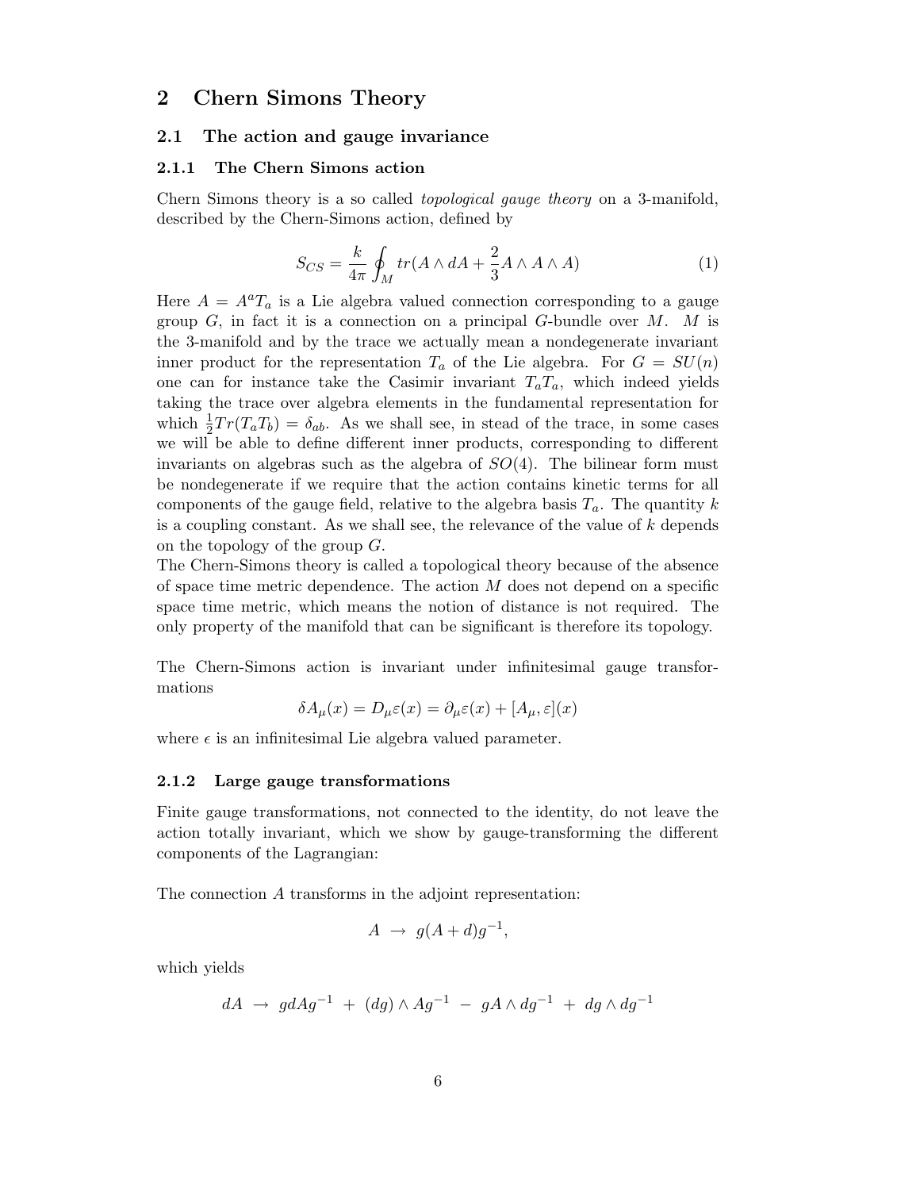# 2 Chern Simons Theory

## 2.1 The action and gauge invariance

### 2.1.1 The Chern Simons action

Chern Simons theory is a so called *topological gauge theory* on a 3-manifold, described by the Chern-Simons action, defined by

$$S_{CS} = \frac{k}{4\pi} \oint_M tr(A \wedge dA + \frac{2}{3} A \wedge A \wedge A) \tag{1}$$

Here $A = A^a T_a$ is a Lie algebra valued connection corresponding to a gauge group $G$, in fact it is a connection on a principal $G$-bundle over $M$. $M$ is the 3-manifold and by the trace we actually mean a nondegenerate invariant inner product for the representation $T_a$ of the Lie algebra. For $G = SU(n)$ one can for instance take the Casimir invariant $T_a T_a$, which indeed yields taking the trace over algebra elements in the fundamental representation for which $\frac{1}{2} Tr(T_a T_b) = \delta_{ab}$. As we shall see, in stead of the trace, in some cases we will be able to define different inner products, corresponding to different invariants on algebras such as the algebra of $SO(4)$. The bilinear form must be nondegenerate if we require that the action contains kinetic terms for all components of the gauge field, relative to the algebra basis $T_a$. The quantity $k$ is a coupling constant. As we shall see, the relevance of the value of $k$ depends on the topology of the group $G$.
The Chern-Simons theory is called a topological theory because of the absence of space time metric dependence. The action $M$ does not depend on a specific space time metric, which means the notion of distance is not required. The only property of the manifold that can be significant is therefore its topology.

The Chern-Simons action is invariant under infinitesimal gauge transformations

$$\delta A_\mu(x) = D_\mu \varepsilon(x) = \partial_\mu \varepsilon(x) + [A_\mu, \varepsilon](x)$$

where $\epsilon$ is an infinitesimal Lie algebra valued parameter.

### 2.1.2 Large gauge transformations

Finite gauge transformations, not connected to the identity, do not leave the action totally invariant, which we show by gauge-transforming the different components of the Lagrangian:

The connection $A$ transforms in the adjoint representation:

$$A \;\to\; g(A + d)g^{-1},$$

which yields

$$dA \;\to\; g dA g^{-1} \;+\; (dg) \wedge A g^{-1} \;-\; g A \wedge dg^{-1} \;+\; dg \wedge dg^{-1}$$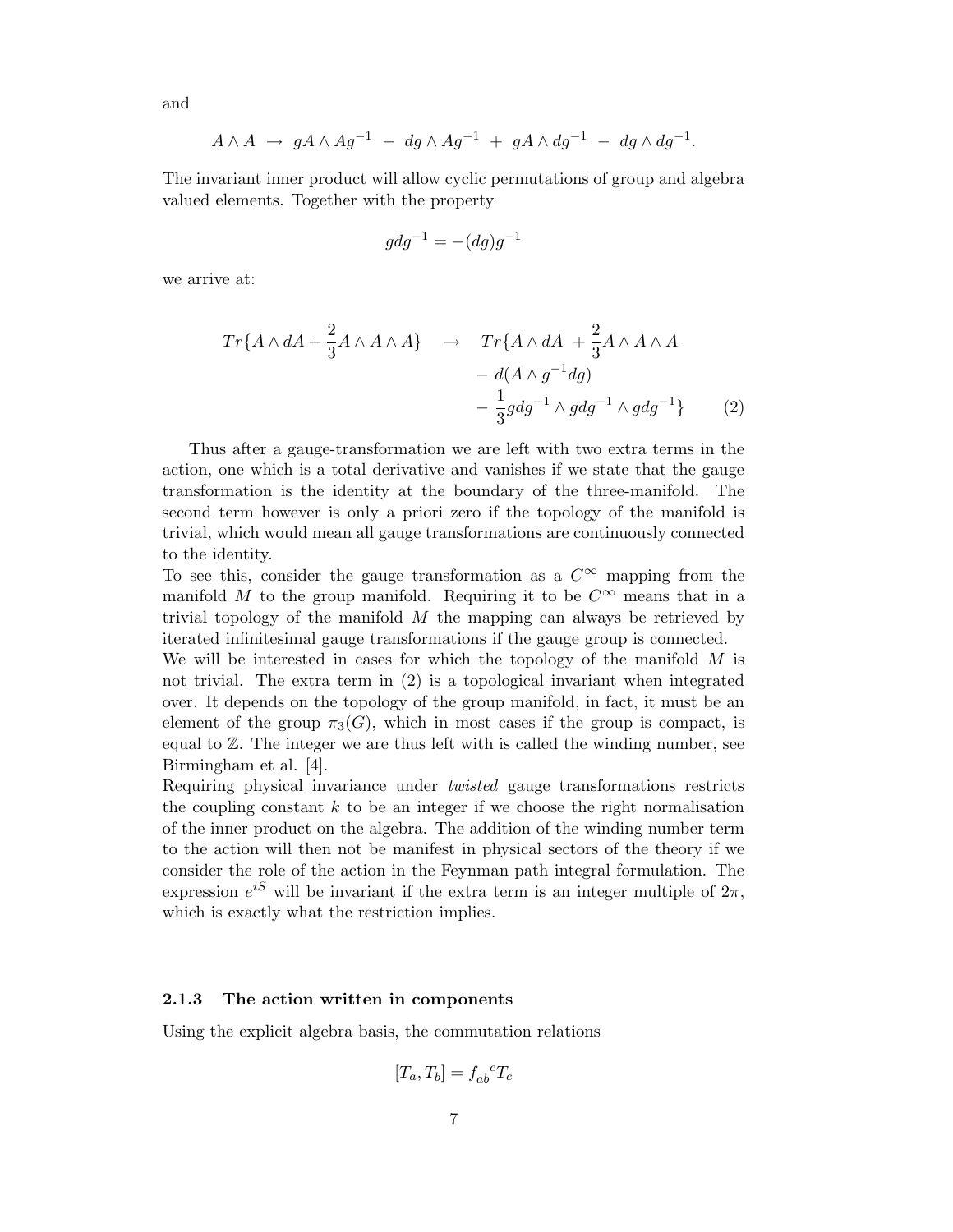and

$$A \wedge A \;\rightarrow\; gA \wedge Ag^{-1} \;-\; dg \wedge Ag^{-1} \;+\; gA \wedge dg^{-1} \;-\; dg \wedge dg^{-1}.$$

The invariant inner product will allow cyclic permutations of group and algebra valued elements. Together with the property

$$gdg^{-1} = -(dg)g^{-1}$$

we arrive at:

$$\begin{aligned} Tr\{A \wedge dA + \frac{2}{3} A \wedge A \wedge A\} \quad \rightarrow \quad & Tr\{A \wedge dA \;+ \frac{2}{3} A \wedge A \wedge A \\ & -\; d(A \wedge g^{-1}dg) \\ & -\; \frac{1}{3} gdg^{-1} \wedge gdg^{-1} \wedge gdg^{-1}\} \end{aligned} \qquad (2)$$

Thus after a gauge-transformation we are left with two extra terms in the action, one which is a total derivative and vanishes if we state that the gauge transformation is the identity at the boundary of the three-manifold. The second term however is only a priori zero if the topology of the manifold is trivial, which would mean all gauge transformations are continuously connected to the identity.
To see this, consider the gauge transformation as a $C^{\infty}$ mapping from the manifold $M$ to the group manifold. Requiring it to be $C^{\infty}$ means that in a trivial topology of the manifold $M$ the mapping can always be retrieved by iterated infinitesimal gauge transformations if the gauge group is connected.
We will be interested in cases for which the topology of the manifold $M$ is not trivial. The extra term in (2) is a topological invariant when integrated over. It depends on the topology of the group manifold, in fact, it must be an element of the group $\pi_3(G)$, which in most cases if the group is compact, is equal to $\mathbb{Z}$. The integer we are thus left with is called the winding number, see Birmingham et al. [4].
Requiring physical invariance under *twisted* gauge transformations restricts the coupling constant $k$ to be an integer if we choose the right normalisation of the inner product on the algebra. The addition of the winding number term to the action will then not be manifest in physical sectors of the theory if we consider the role of the action in the Feynman path integral formulation. The expression $e^{iS}$ will be invariant if the extra term is an integer multiple of $2\pi$, which is exactly what the restriction implies.

### 2.1.3 The action written in components

Using the explicit algebra basis, the commutation relations

$$[T_a, T_b] = f_{ab}{}^{c} T_c$$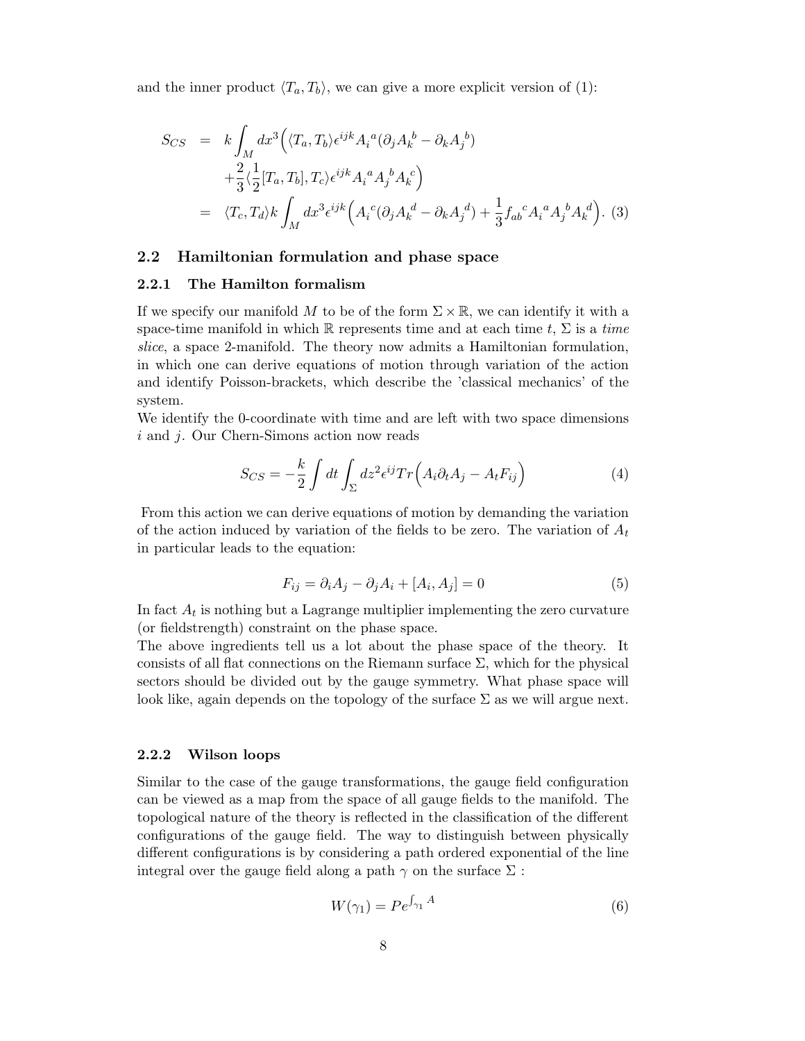and the inner product $\langle T_a, T_b \rangle$, we can give a more explicit version of (1):

$$
\begin{aligned}
S_{CS} &= k \int_M dx^3 \Big( \langle T_a, T_b \rangle \epsilon^{ijk} {A_i}^a (\partial_j {A_k}^b - \partial_k {A_j}^b) \\
&\quad + \frac{2}{3} \langle \frac{1}{2} [T_a, T_b], T_c \rangle \epsilon^{ijk} {A_i}^a {A_j}^b {A_k}^c \Big) \\
&= \langle T_c, T_d \rangle k \int_M dx^3 \epsilon^{ijk} \Big( {A_i}^c (\partial_j {A_k}^d - \partial_k {A_j}^d) + \frac{1}{3} {f_{ab}}^c {A_i}^a {A_j}^b {A_k}^d \Big). \quad (3)
\end{aligned}
$$

## 2.2 Hamiltonian formulation and phase space

### 2.2.1 The Hamilton formalism

If we specify our manifold $M$ to be of the form $\Sigma \times \mathbb{R}$, we can identify it with a space-time manifold in which $\mathbb{R}$ represents time and at each time $t$, $\Sigma$ is a *time slice*, a space 2-manifold. The theory now admits a Hamiltonian formulation, in which one can derive equations of motion through variation of the action and identify Poisson-brackets, which describe the 'classical mechanics' of the system.

We identify the 0-coordinate with time and are left with two space dimensions $i$ and $j$. Our Chern-Simons action now reads

$$
S_{CS} = -\frac{k}{2} \int dt \int_\Sigma dz^2 \epsilon^{ij} Tr \Big( A_i \partial_t A_j - A_t F_{ij} \Big) \quad (4)
$$

From this action we can derive equations of motion by demanding the variation of the action induced by variation of the fields to be zero. The variation of $A_t$ in particular leads to the equation:

$$
F_{ij} = \partial_i A_j - \partial_j A_i + [A_i, A_j] = 0 \quad (5)
$$

In fact $A_t$ is nothing but a Lagrange multiplier implementing the zero curvature (or fieldstrength) constraint on the phase space.

The above ingredients tell us a lot about the phase space of the theory. It consists of all flat connections on the Riemann surface $\Sigma$, which for the physical sectors should be divided out by the gauge symmetry. What phase space will look like, again depends on the topology of the surface $\Sigma$ as we will argue next.

### 2.2.2 Wilson loops

Similar to the case of the gauge transformations, the gauge field configuration can be viewed as a map from the space of all gauge fields to the manifold. The topological nature of the theory is reflected in the classification of the different configurations of the gauge field. The way to distinguish between physically different configurations is by considering a path ordered exponential of the line integral over the gauge field along a path $\gamma$ on the surface $\Sigma$ :

$$
W(\gamma_1) = P e^{\int_{\gamma_1} A} \quad (6)
$$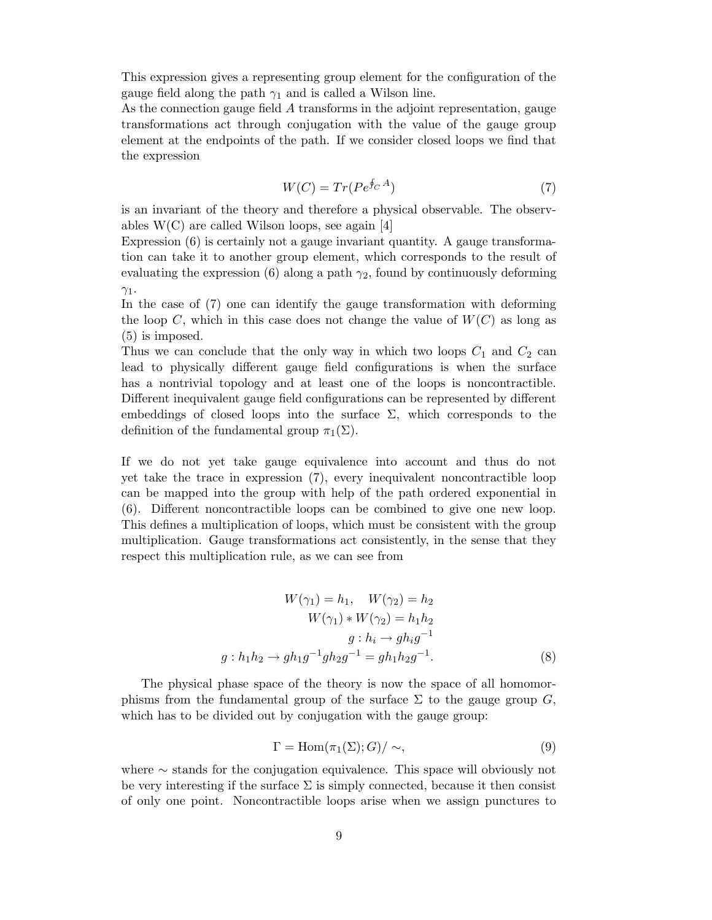This expression gives a representing group element for the configuration of the gauge field along the path $\gamma_1$ and is called a Wilson line.
As the connection gauge field $A$ transforms in the adjoint representation, gauge transformations act through conjugation with the value of the gauge group element at the endpoints of the path. If we consider closed loops we find that the expression

$$W(C) = Tr(Pe^{\oint_C A}) \tag{7}$$

is an invariant of the theory and therefore a physical observable. The observables W(C) are called Wilson loops, see again [4]
Expression (6) is certainly not a gauge invariant quantity. A gauge transformation can take it to another group element, which corresponds to the result of evaluating the expression (6) along a path $\gamma_2$, found by continuously deforming $\gamma_1$.
In the case of (7) one can identify the gauge transformation with deforming the loop $C$, which in this case does not change the value of $W(C)$ as long as (5) is imposed.
Thus we can conclude that the only way in which two loops $C_1$ and $C_2$ can lead to physically different gauge field configurations is when the surface has a nontrivial topology and at least one of the loops is noncontractible. Different inequivalent gauge field configurations can be represented by different embeddings of closed loops into the surface $\Sigma$, which corresponds to the definition of the fundamental group $\pi_1(\Sigma)$.

If we do not yet take gauge equivalence into account and thus do not yet take the trace in expression (7), every inequivalent noncontractible loop can be mapped into the group with help of the path ordered exponential in (6). Different noncontractible loops can be combined to give one new loop. This defines a multiplication of loops, which must be consistent with the group multiplication. Gauge transformations act consistently, in the sense that they respect this multiplication rule, as we can see from

$$\begin{aligned} W(\gamma_1) = h_1, \quad W(\gamma_2) = h_2 \\ W(\gamma_1) * W(\gamma_2) = h_1 h_2 \\ g : h_i \to g h_i g^{-1} \\ g : h_1 h_2 \to g h_1 g^{-1} g h_2 g^{-1} = g h_1 h_2 g^{-1}. \end{aligned} \tag{8}$$

The physical phase space of the theory is now the space of all homomorphisms from the fundamental group of the surface $\Sigma$ to the gauge group $G$, which has to be divided out by conjugation with the gauge group:

$$\Gamma = \mathrm{Hom}(\pi_1(\Sigma); G)/\sim, \tag{9}$$

where $\sim$ stands for the conjugation equivalence. This space will obviously not be very interesting if the surface $\Sigma$ is simply connected, because it then consist of only one point. Noncontractible loops arise when we assign punctures to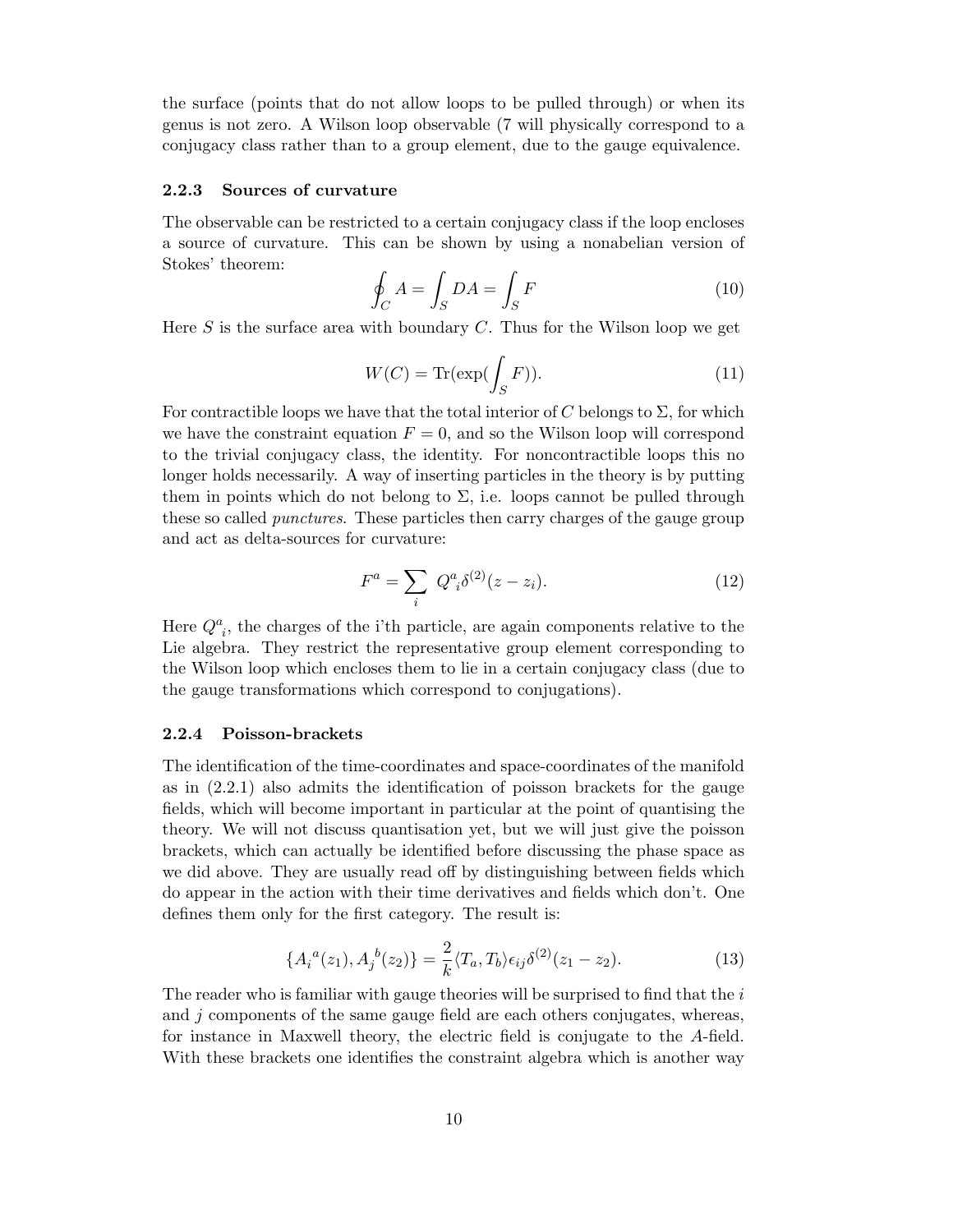the surface (points that do not allow loops to be pulled through) or when its genus is not zero. A Wilson loop observable (7 will physically correspond to a conjugacy class rather than to a group element, due to the gauge equivalence.

### 2.2.3 Sources of curvature

The observable can be restricted to a certain conjugacy class if the loop encloses a source of curvature. This can be shown by using a nonabelian version of Stokes' theorem:

$$\oint_C A = \int_S DA = \int_S F \tag{10}$$

Here $S$ is the surface area with boundary $C$. Thus for the Wilson loop we get

$$W(C) = \mathrm{Tr}(\exp(\int_S F)). \tag{11}$$

For contractible loops we have that the total interior of $C$ belongs to $\Sigma$, for which we have the constraint equation $F = 0$, and so the Wilson loop will correspond to the trivial conjugacy class, the identity. For noncontractible loops this no longer holds necessarily. A way of inserting particles in the theory is by putting them in points which do not belong to $\Sigma$, i.e. loops cannot be pulled through these so called *punctures*. These particles then carry charges of the gauge group and act as delta-sources for curvature:

$$F^a = \sum_i \, Q^a{}_i \delta^{(2)}(z - z_i). \tag{12}$$

Here $Q^a{}_i$, the charges of the i'th particle, are again components relative to the Lie algebra. They restrict the representative group element corresponding to the Wilson loop which encloses them to lie in a certain conjugacy class (due to the gauge transformations which correspond to conjugations).

### 2.2.4 Poisson-brackets

The identification of the time-coordinates and space-coordinates of the manifold as in (2.2.1) also admits the identification of poisson brackets for the gauge fields, which will become important in particular at the point of quantising the theory. We will not discuss quantisation yet, but we will just give the poisson brackets, which can actually be identified before discussing the phase space as we did above. They are usually read off by distinguishing between fields which do appear in the action with their time derivatives and fields which don't. One defines them only for the first category. The result is:

$$\{A_i{}^a(z_1), A_j{}^b(z_2)\} = \frac{2}{k}\langle T_a, T_b\rangle \epsilon_{ij} \delta^{(2)}(z_1 - z_2). \tag{13}$$

The reader who is familiar with gauge theories will be surprised to find that the $i$ and $j$ components of the same gauge field are each others conjugates, whereas, for instance in Maxwell theory, the electric field is conjugate to the $A$-field. With these brackets one identifies the constraint algebra which is another way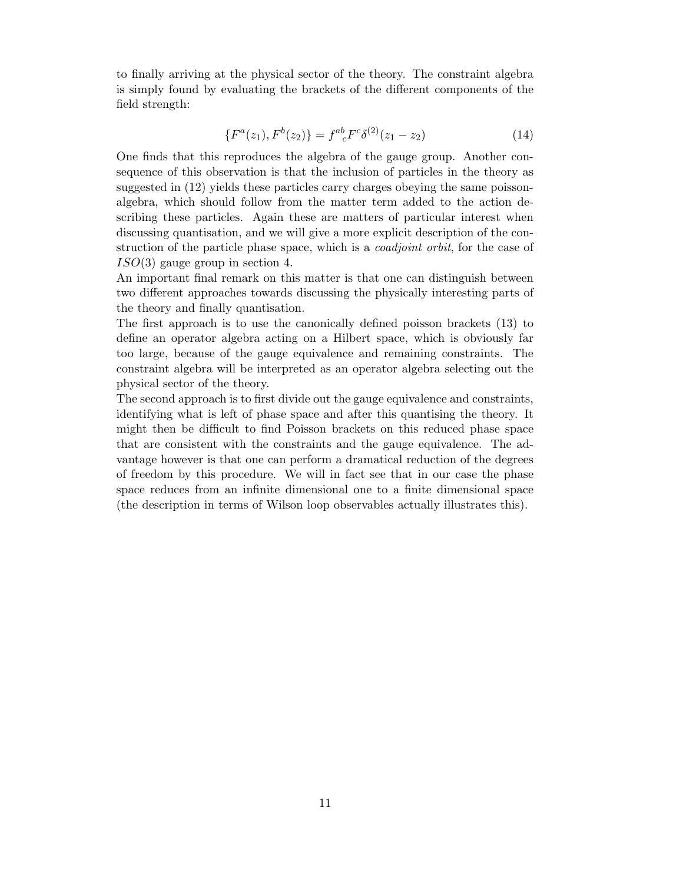to finally arriving at the physical sector of the theory. The constraint algebra is simply found by evaluating the brackets of the different components of the field strength:

$$\{F^a(z_1), F^b(z_2)\} = f^{ab}{}_c F^c \delta^{(2)}(z_1 - z_2) \tag{14}$$

One finds that this reproduces the algebra of the gauge group. Another consequence of this observation is that the inclusion of particles in the theory as suggested in (12) yields these particles carry charges obeying the same poisson-algebra, which should follow from the matter term added to the action describing these particles. Again these are matters of particular interest when discussing quantisation, and we will give a more explicit description of the construction of the particle phase space, which is a *coadjoint orbit*, for the case of $ISO(3)$ gauge group in section 4.

An important final remark on this matter is that one can distinguish between two different approaches towards discussing the physically interesting parts of the theory and finally quantisation.

The first approach is to use the canonically defined poisson brackets (13) to define an operator algebra acting on a Hilbert space, which is obviously far too large, because of the gauge equivalence and remaining constraints. The constraint algebra will be interpreted as an operator algebra selecting out the physical sector of the theory.

The second approach is to first divide out the gauge equivalence and constraints, identifying what is left of phase space and after this quantising the theory. It might then be difficult to find Poisson brackets on this reduced phase space that are consistent with the constraints and the gauge equivalence. The advantage however is that one can perform a dramatical reduction of the degrees of freedom by this procedure. We will in fact see that in our case the phase space reduces from an infinite dimensional one to a finite dimensional space (the description in terms of Wilson loop observables actually illustrates this).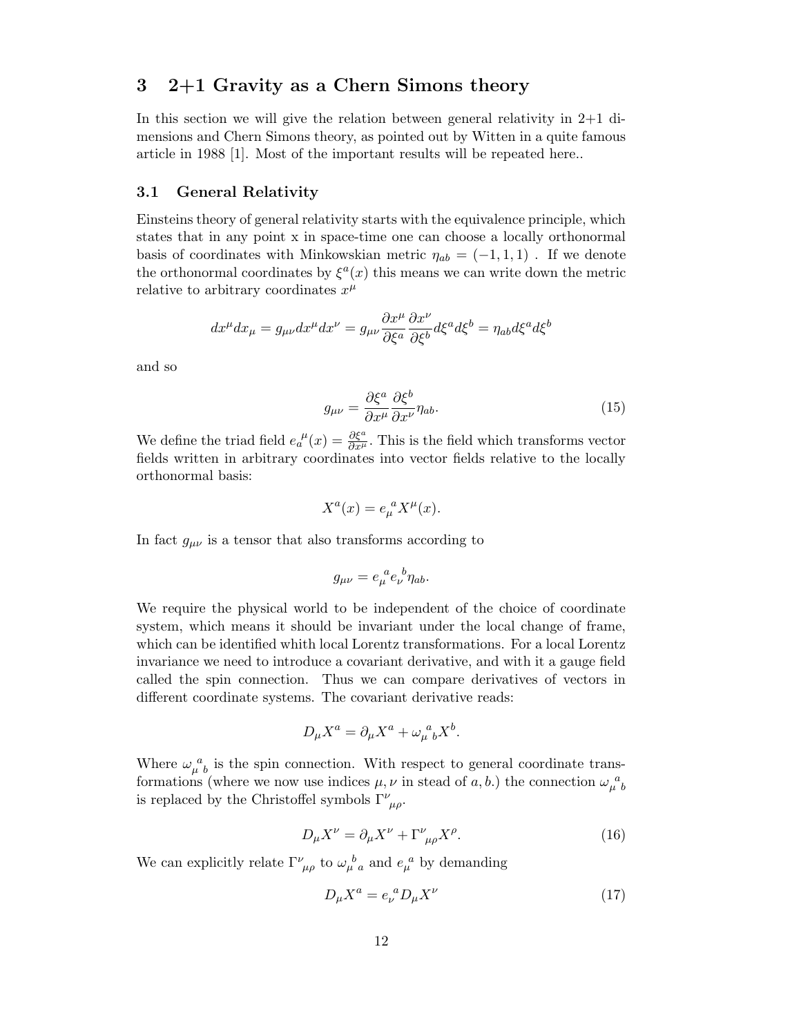## 3 2+1 Gravity as a Chern Simons theory

In this section we will give the relation between general relativity in 2+1 dimensions and Chern Simons theory, as pointed out by Witten in a quite famous article in 1988 [1]. Most of the important results will be repeated here..

### 3.1 General Relativity

Einsteins theory of general relativity starts with the equivalence principle, which states that in any point x in space-time one can choose a locally orthonormal basis of coordinates with Minkowskian metric $\eta_{ab} = (-1, 1, 1)$ . If we denote the orthonormal coordinates by $\xi^a(x)$ this means we can write down the metric relative to arbitrary coordinates $x^\mu$

$$dx^\mu dx_\mu = g_{\mu\nu} dx^\mu dx^\nu = g_{\mu\nu} \frac{\partial x^\mu}{\partial \xi^a} \frac{\partial x^\nu}{\partial \xi^b} d\xi^a d\xi^b = \eta_{ab} d\xi^a d\xi^b$$

and so

$$g_{\mu\nu} = \frac{\partial \xi^a}{\partial x^\mu} \frac{\partial \xi^b}{\partial x^\nu} \eta_{ab}. \tag{15}$$

We define the triad field $e_a{}^\mu(x) = \frac{\partial \xi^a}{\partial x^\mu}$. This is the field which transforms vector fields written in arbitrary coordinates into vector fields relative to the locally orthonormal basis:

$$X^a(x) = e_\mu{}^a X^\mu(x).$$

In fact $g_{\mu\nu}$ is a tensor that also transforms according to

$$g_{\mu\nu} = e_\mu{}^a e_\nu{}^b \eta_{ab}.$$

We require the physical world to be independent of the choice of coordinate system, which means it should be invariant under the local change of frame, which can be identified whith local Lorentz transformations. For a local Lorentz invariance we need to introduce a covariant derivative, and with it a gauge field called the spin connection. Thus we can compare derivatives of vectors in different coordinate systems. The covariant derivative reads:

$$D_\mu X^a = \partial_\mu X^a + \omega_\mu{}^a{}_b X^b.$$

Where $\omega_\mu{}^a{}_b$ is the spin connection. With respect to general coordinate transformations (where we now use indices $\mu, \nu$ in stead of $a, b$.) the connection $\omega_\mu{}^a{}_b$ is replaced by the Christoffel symbols $\Gamma^\nu{}_{\mu\rho}$.

$$D_\mu X^\nu = \partial_\mu X^\nu + \Gamma^\nu{}_{\mu\rho} X^\rho. \tag{16}$$

We can explicitly relate $\Gamma^\nu{}_{\mu\rho}$ to $\omega_\mu{}^b{}_a$ and $e_\mu{}^a$ by demanding

$$D_\mu X^a = e_\nu{}^a D_\mu X^\nu \tag{17}$$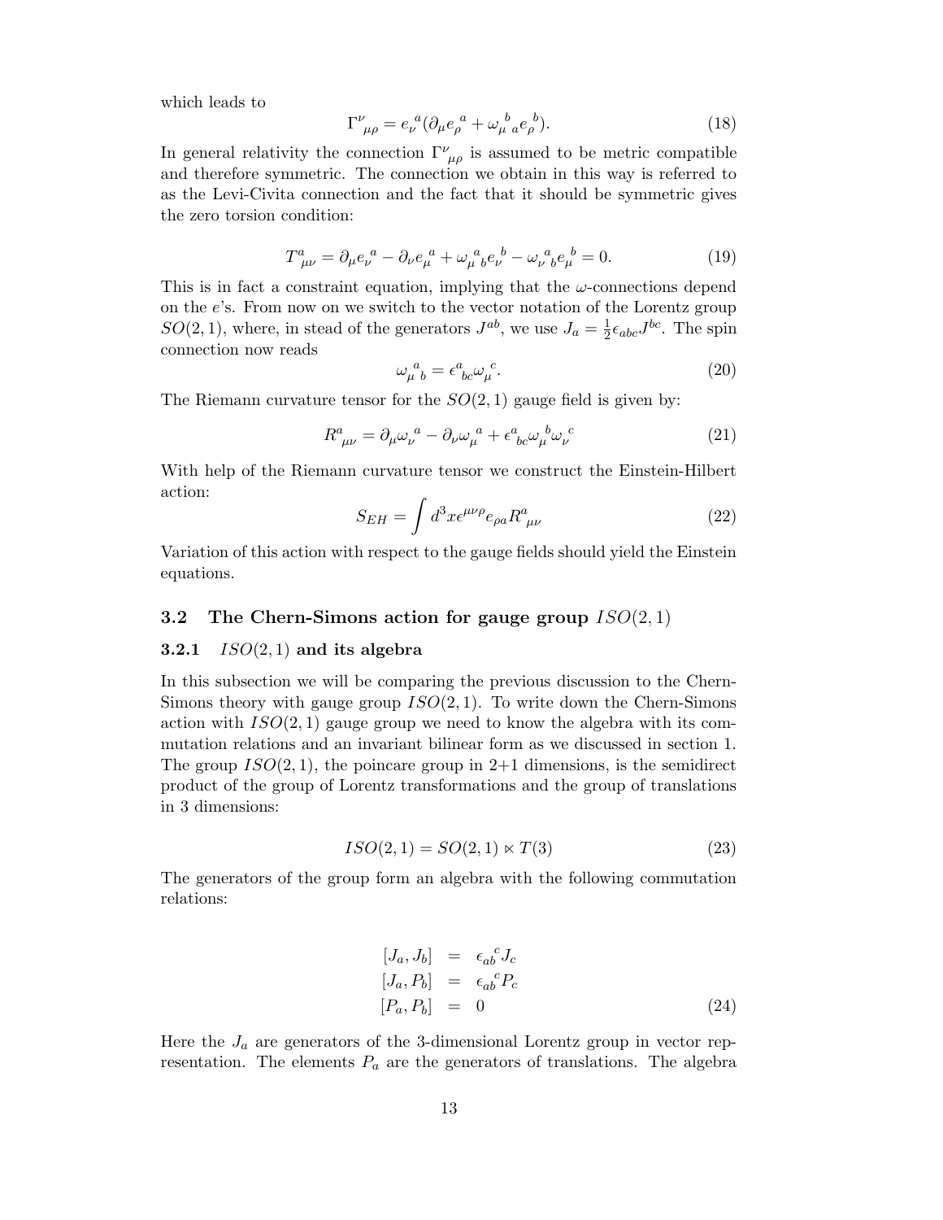which leads to

$$\Gamma^{\nu}_{\ \mu\rho} = e_{\nu}^{\ a}(\partial_\mu e_{\rho}^{\ a} + \omega_{\mu\ a}^{\ b} e_{\rho}^{\ b}). \tag{18}$$

In general relativity the connection $\Gamma^{\nu}_{\ \mu\rho}$ is assumed to be metric compatible and therefore symmetric. The connection we obtain in this way is referred to as the Levi-Civita connection and the fact that it should be symmetric gives the zero torsion condition:

$$T^{a}_{\ \mu\nu} = \partial_\mu e_{\nu}^{\ a} - \partial_\nu e_{\mu}^{\ a} + \omega_{\mu\ b}^{\ a} e_{\nu}^{\ b} - \omega_{\nu\ b}^{\ a} e_{\mu}^{\ b} = 0. \tag{19}$$

This is in fact a constraint equation, implying that the $\omega$-connections depend on the $e$'s. From now on we switch to the vector notation of the Lorentz group $SO(2,1)$, where, in stead of the generators $J^{ab}$, we use $J_a = \frac{1}{2}\epsilon_{abc}J^{bc}$. The spin connection now reads

$$\omega_{\mu\ b}^{\ a} = \epsilon^{a}_{\ bc}\omega_{\mu}^{\ c}. \tag{20}$$

The Riemann curvature tensor for the $SO(2,1)$ gauge field is given by:

$$R^{a}_{\ \mu\nu} = \partial_\mu \omega_{\nu}^{\ a} - \partial_\nu \omega_{\mu}^{\ a} + \epsilon^{a}_{\ bc}\omega_{\mu}^{\ b}\omega_{\nu}^{\ c} \tag{21}$$

With help of the Riemann curvature tensor we construct the Einstein-Hilbert action:

$$S_{EH} = \int d^3x \epsilon^{\mu\nu\rho} e_{\rho a} R^{a}_{\ \mu\nu} \tag{22}$$

Variation of this action with respect to the gauge fields should yield the Einstein equations.

## 3.2 The Chern-Simons action for gauge group $ISO(2,1)$

### 3.2.1 $ISO(2,1)$ and its algebra

In this subsection we will be comparing the previous discussion to the Chern-Simons theory with gauge group $ISO(2,1)$. To write down the Chern-Simons action with $ISO(2,1)$ gauge group we need to know the algebra with its commutation relations and an invariant bilinear form as we discussed in section 1. The group $ISO(2,1)$, the poincare group in 2+1 dimensions, is the semidirect product of the group of Lorentz transformations and the group of translations in 3 dimensions:

$$ISO(2,1) = SO(2,1) \ltimes T(3) \tag{23}$$

The generators of the group form an algebra with the following commutation relations:

$$\begin{aligned} [J_a, J_b] &= \epsilon_{ab}^{\ \ c} J_c \\ [J_a, P_b] &= \epsilon_{ab}^{\ \ c} P_c \\ [P_a, P_b] &= 0 \end{aligned} \tag{24}$$

Here the $J_a$ are generators of the 3-dimensional Lorentz group in vector representation. The elements $P_a$ are the generators of translations. The algebra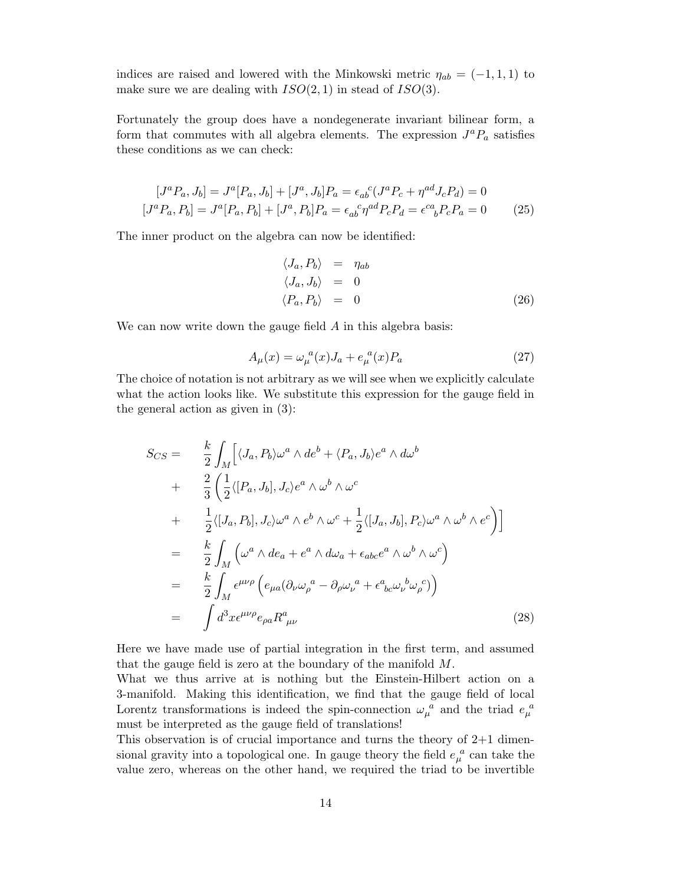indices are raised and lowered with the Minkowski metric $\eta_{ab} = (-1, 1, 1)$ to make sure we are dealing with $ISO(2,1)$ in stead of $ISO(3)$.

Fortunately the group does have a nondegenerate invariant bilinear form, a form that commutes with all algebra elements. The expression $J^a P_a$ satisfies these conditions as we can check:

$$
\begin{aligned}
[J^a P_a, J_b] &= J^a[P_a, J_b] + [J^a, J_b]P_a = \epsilon_{ab}{}^{c}(J^a P_c + \eta^{ad} J_c P_d) = 0 \\
[J^a P_a, P_b] &= J^a[P_a, P_b] + [J^a, P_b]P_a = \epsilon_{ab}{}^{c}\eta^{ad} P_c P_d = \epsilon^{ca}{}_{b} P_c P_a = 0
\end{aligned}
\tag{25}
$$

The inner product on the algebra can now be identified:

$$
\begin{aligned}
\langle J_a, P_b \rangle &= \eta_{ab} \\
\langle J_a, J_b \rangle &= 0 \\
\langle P_a, P_b \rangle &= 0
\end{aligned}
\tag{26}
$$

We can now write down the gauge field $A$ in this algebra basis:

$$
A_\mu(x) = \omega_\mu{}^a(x) J_a + e_\mu{}^a(x) P_a \tag{27}
$$

The choice of notation is not arbitrary as we will see when we explicitly calculate what the action looks like. We substitute this expression for the gauge field in the general action as given in (3):

$$
\begin{aligned}
S_{CS} = \quad & \frac{k}{2}\int_M \Big[ \langle J_a, P_b \rangle \omega^a \wedge de^b + \langle P_a, J_b \rangle e^a \wedge d\omega^b \\
+ \quad & \frac{2}{3}\left( \frac{1}{2} \langle [P_a, J_b], J_c \rangle e^a \wedge \omega^b \wedge \omega^c \right. \\
+ \quad & \left. \frac{1}{2}\langle [J_a, P_b], J_c \rangle \omega^a \wedge e^b \wedge \omega^c + \frac{1}{2}\langle [J_a, J_b], P_c \rangle \omega^a \wedge \omega^b \wedge e^c \right) \Big] \\
= \quad & \frac{k}{2}\int_M \left( \omega^a \wedge de_a + e^a \wedge d\omega_a + \epsilon_{abc} e^a \wedge \omega^b \wedge \omega^c \right) \\
= \quad & \frac{k}{2}\int_M \epsilon^{\mu\nu\rho} \left( e_{\mu a}(\partial_\nu \omega_\rho{}^a - \partial_\rho \omega_\nu{}^a + \epsilon^a{}_{bc} \omega_\nu{}^b \omega_\rho{}^c) \right) \\
= \quad & \int d^3x \epsilon^{\mu\nu\rho} e_{\rho a} R^a{}_{\mu\nu}
\end{aligned}
\tag{28}
$$

Here we have made use of partial integration in the first term, and assumed that the gauge field is zero at the boundary of the manifold $M$.
What we thus arrive at is nothing but the Einstein-Hilbert action on a 3-manifold. Making this identification, we find that the gauge field of local Lorentz transformations is indeed the spin-connection $\omega_\mu{}^a$ and the triad $e_\mu{}^a$ must be interpreted as the gauge field of translations!
This observation is of crucial importance and turns the theory of 2+1 dimensional gravity into a topological one. In gauge theory the field $e_\mu{}^a$ can take the value zero, whereas on the other hand, we required the triad to be invertible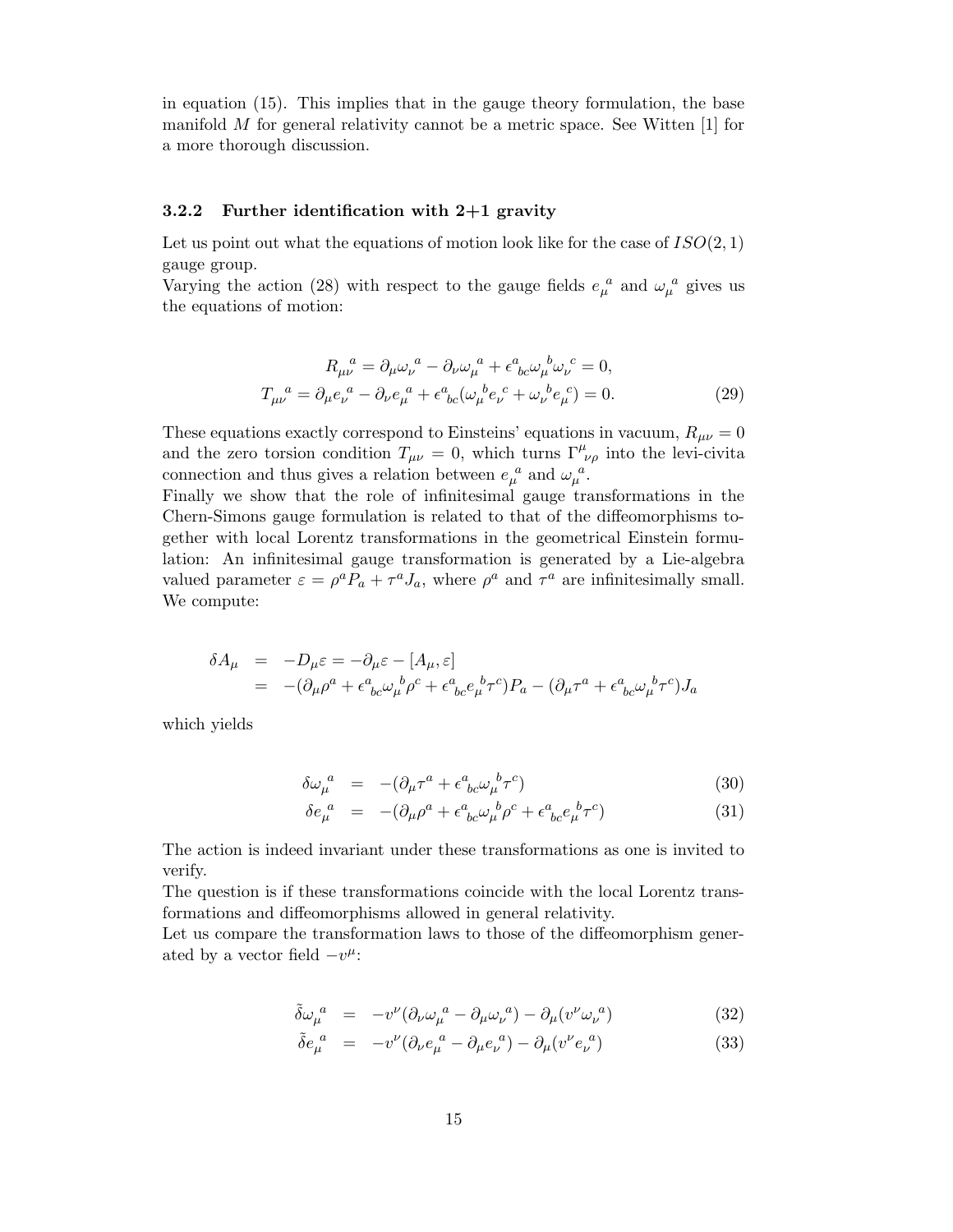in equation (15). This implies that in the gauge theory formulation, the base manifold $M$ for general relativity cannot be a metric space. See Witten [1] for a more thorough discussion.

### 3.2.2 Further identification with 2+1 gravity

Let us point out what the equations of motion look like for the case of $ISO(2,1)$ gauge group.
Varying the action (28) with respect to the gauge fields $e_\mu{}^a$ and $\omega_\mu{}^a$ gives us the equations of motion:

$$
\begin{aligned}
R_{\mu\nu}{}^a &= \partial_\mu \omega_\nu{}^a - \partial_\nu \omega_\mu{}^a + \epsilon^a{}_{bc}\omega_\mu{}^b \omega_\nu{}^c = 0, \\
T_{\mu\nu}{}^a &= \partial_\mu e_\nu{}^a - \partial_\nu e_\mu{}^a + \epsilon^a{}_{bc}(\omega_\mu{}^b e_\nu{}^c + \omega_\nu{}^b e_\mu{}^c) = 0.
\end{aligned} \tag{29}
$$

These equations exactly correspond to Einsteins' equations in vacuum, $R_{\mu\nu} = 0$ and the zero torsion condition $T_{\mu\nu} = 0$, which turns $\Gamma^\mu{}_{\nu\rho}$ into the levi-civita connection and thus gives a relation between $e_\mu{}^a$ and $\omega_\mu{}^a$.
Finally we show that the role of infinitesimal gauge transformations in the Chern-Simons gauge formulation is related to that of the diffeomorphisms together with local Lorentz transformations in the geometrical Einstein formulation: An infinitesimal gauge transformation is generated by a Lie-algebra valued parameter $\varepsilon = \rho^a P_a + \tau^a J_a$, where $\rho^a$ and $\tau^a$ are infinitesimally small. We compute:

$$
\begin{aligned}
\delta A_\mu &= -D_\mu \varepsilon = -\partial_\mu \varepsilon - [A_\mu, \varepsilon] \\
&= -(\partial_\mu \rho^a + \epsilon^a{}_{bc}\omega_\mu{}^b \rho^c + \epsilon^a{}_{bc} e_\mu{}^b \tau^c) P_a - (\partial_\mu \tau^a + \epsilon^a{}_{bc}\omega_\mu{}^b \tau^c) J_a
\end{aligned}
$$

which yields

$$
\delta \omega_\mu{}^a = -(\partial_\mu \tau^a + \epsilon^a{}_{bc}\omega_\mu{}^b \tau^c) \tag{30}
$$

$$
\delta e_\mu{}^a = -(\partial_\mu \rho^a + \epsilon^a{}_{bc}\omega_\mu{}^b \rho^c + \epsilon^a{}_{bc} e_\mu{}^b \tau^c) \tag{31}
$$

The action is indeed invariant under these transformations as one is invited to verify.
The question is if these transformations coincide with the local Lorentz transformations and diffeomorphisms allowed in general relativity.
Let us compare the transformation laws to those of the diffeomorphism generated by a vector field $-v^\mu$:

$$
\tilde{\delta} \omega_\mu{}^a = -v^\nu(\partial_\nu \omega_\mu{}^a - \partial_\mu \omega_\nu{}^a) - \partial_\mu(v^\nu \omega_\nu{}^a) \tag{32}
$$

$$
\tilde{\delta} e_\mu{}^a = -v^\nu(\partial_\nu e_\mu{}^a - \partial_\mu e_\nu{}^a) - \partial_\mu(v^\nu e_\nu{}^a) \tag{33}
$$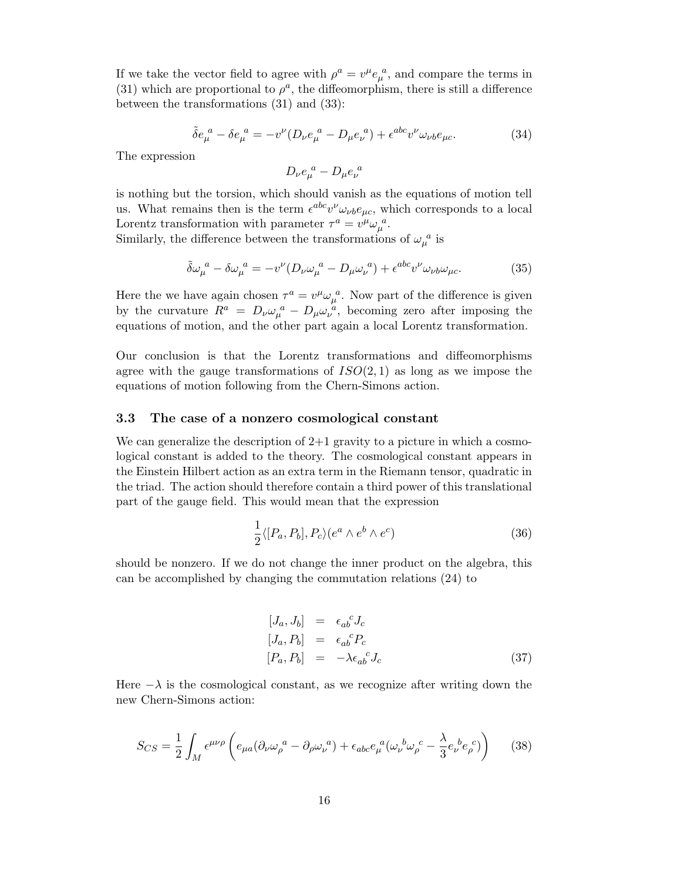If we take the vector field to agree with $\rho^a = v^\mu e_\mu{}^a$, and compare the terms in (31) which are proportional to $\rho^a$, the diffeomorphism, there is still a difference between the transformations (31) and (33):

$$\tilde{\delta} e_\mu{}^a - \delta e_\mu{}^a = -v^\nu (D_\nu e_\mu{}^a - D_\mu e_\nu{}^a) + \epsilon^{abc} v^\nu \omega_{\nu b} e_{\mu c}. \tag{34}$$

The expression

$$D_\nu e_\mu{}^a - D_\mu e_\nu{}^a$$

is nothing but the torsion, which should vanish as the equations of motion tell us. What remains then is the term $\epsilon^{abc} v^\nu \omega_{\nu b} e_{\mu c}$, which corresponds to a local Lorentz transformation with parameter $\tau^a = v^\mu \omega_\mu{}^a$.
Similarly, the difference between the transformations of $\omega_\mu{}^a$ is

$$\tilde{\delta} \omega_\mu{}^a - \delta \omega_\mu{}^a = -v^\nu (D_\nu \omega_\mu{}^a - D_\mu \omega_\nu{}^a) + \epsilon^{abc} v^\nu \omega_{\nu b} \omega_{\mu c}. \tag{35}$$

Here the we have again chosen $\tau^a = v^\mu \omega_\mu{}^a$. Now part of the difference is given by the curvature $R^a = D_\nu \omega_\mu{}^a - D_\mu \omega_\nu{}^a$, becoming zero after imposing the equations of motion, and the other part again a local Lorentz transformation.

Our conclusion is that the Lorentz transformations and diffeomorphisms agree with the gauge transformations of $ISO(2,1)$ as long as we impose the equations of motion following from the Chern-Simons action.

### 3.3 The case of a nonzero cosmological constant

We can generalize the description of 2+1 gravity to a picture in which a cosmological constant is added to the theory. The cosmological constant appears in the Einstein Hilbert action as an extra term in the Riemann tensor, quadratic in the triad. The action should therefore contain a third power of this translational part of the gauge field. This would mean that the expression

$$\frac{1}{2} \langle [P_a, P_b], P_c \rangle (e^a \wedge e^b \wedge e^c) \tag{36}$$

should be nonzero. If we do not change the inner product on the algebra, this can be accomplished by changing the commutation relations (24) to

$$\begin{aligned}
[J_a, J_b] &= \epsilon_{ab}{}^c J_c \\
[J_a, P_b] &= \epsilon_{ab}{}^c P_c \\
[P_a, P_b] &= -\lambda \epsilon_{ab}{}^c J_c
\end{aligned} \tag{37}$$

Here $-\lambda$ is the cosmological constant, as we recognize after writing down the new Chern-Simons action:

$$S_{CS} = \frac{1}{2} \int_M \epsilon^{\mu\nu\rho} \left( e_{\mu a} (\partial_\nu \omega_\rho{}^a - \partial_\rho \omega_\nu{}^a) + \epsilon_{abc} e_\mu{}^a (\omega_\nu{}^b \omega_\rho{}^c - \frac{\lambda}{3} e_\nu{}^b e_\rho{}^c) \right) \tag{38}$$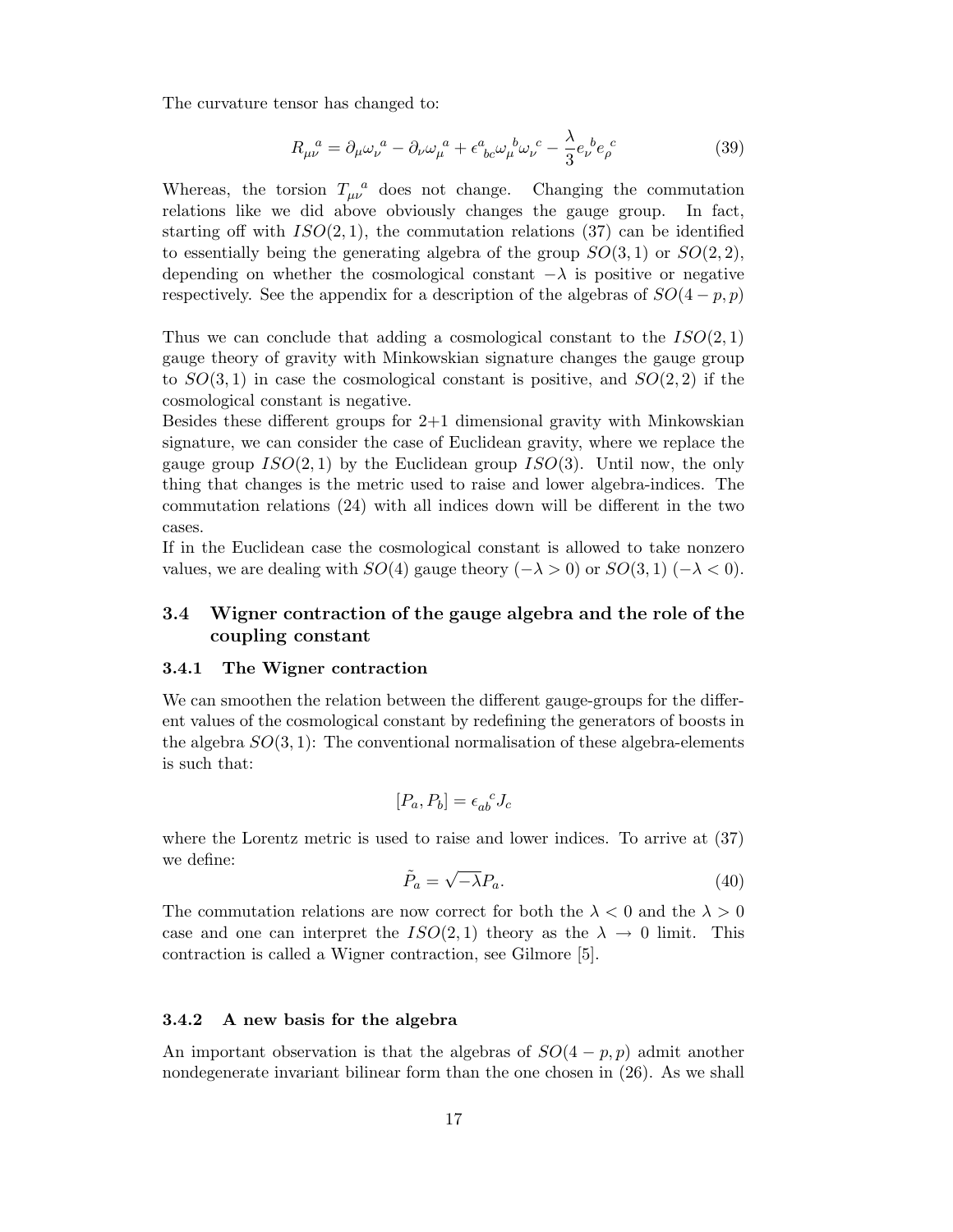The curvature tensor has changed to:

$$R_{\mu\nu}{}^{a} = \partial_\mu \omega_\nu{}^a - \partial_\nu \omega_\mu{}^a + \epsilon^a{}_{bc}\omega_\mu{}^b\omega_\nu{}^c - \frac{\lambda}{3} e_\nu{}^b e_\rho{}^c \tag{39}$$

Whereas, the torsion $T_{\mu\nu}{}^a$ does not change. Changing the commutation relations like we did above obviously changes the gauge group. In fact, starting off with $ISO(2,1)$, the commutation relations (37) can be identified to essentially being the generating algebra of the group $SO(3,1)$ or $SO(2,2)$, depending on whether the cosmological constant $-\lambda$ is positive or negative respectively. See the appendix for a description of the algebras of $SO(4-p,p)$

Thus we can conclude that adding a cosmological constant to the $ISO(2,1)$ gauge theory of gravity with Minkowskian signature changes the gauge group to $SO(3,1)$ in case the cosmological constant is positive, and $SO(2,2)$ if the cosmological constant is negative.
Besides these different groups for 2+1 dimensional gravity with Minkowskian signature, we can consider the case of Euclidean gravity, where we replace the gauge group $ISO(2,1)$ by the Euclidean group $ISO(3)$. Until now, the only thing that changes is the metric used to raise and lower algebra-indices. The commutation relations (24) with all indices down will be different in the two cases.
If in the Euclidean case the cosmological constant is allowed to take nonzero values, we are dealing with $SO(4)$ gauge theory ($-\lambda > 0$) or $SO(3,1)$ ($-\lambda < 0$).

## 3.4 Wigner contraction of the gauge algebra and the role of the coupling constant

### 3.4.1 The Wigner contraction

We can smoothen the relation between the different gauge-groups for the different values of the cosmological constant by redefining the generators of boosts in the algebra $SO(3,1)$: The conventional normalisation of these algebra-elements is such that:

$$[P_a, P_b] = \epsilon_{ab}{}^c J_c$$

where the Lorentz metric is used to raise and lower indices. To arrive at (37) we define:

$$\tilde{P}_a = \sqrt{-\lambda} P_a. \tag{40}$$

The commutation relations are now correct for both the $\lambda < 0$ and the $\lambda > 0$ case and one can interpret the $ISO(2,1)$ theory as the $\lambda \to 0$ limit. This contraction is called a Wigner contraction, see Gilmore [5].

### 3.4.2 A new basis for the algebra

An important observation is that the algebras of $SO(4-p,p)$ admit another nondegenerate invariant bilinear form than the one chosen in (26). As we shall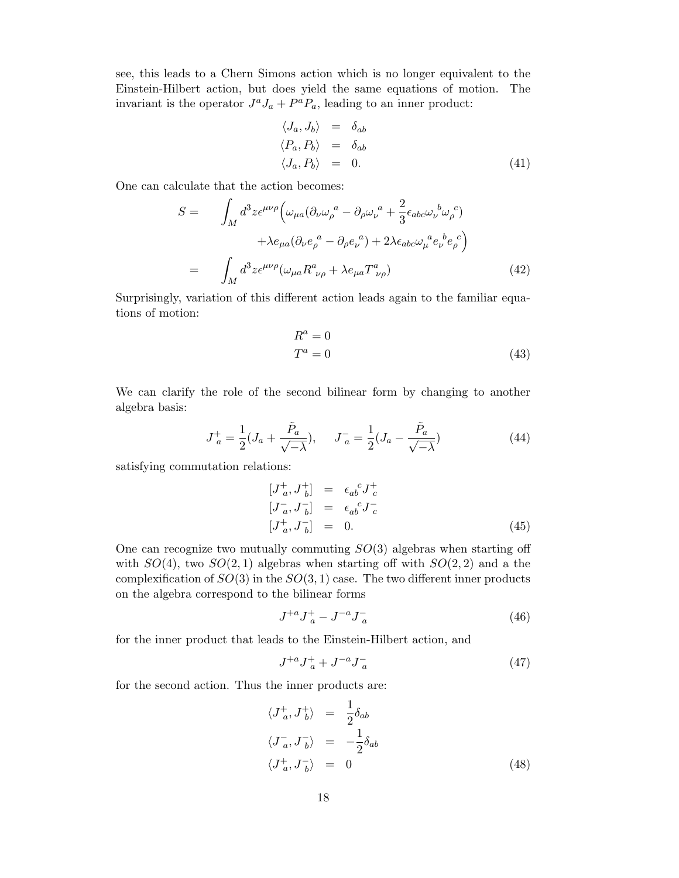see, this leads to a Chern Simons action which is no longer equivalent to the Einstein-Hilbert action, but does yield the same equations of motion. The invariant is the operator $J^a J_a + P^a P_a$, leading to an inner product:

$$
\begin{aligned}
\langle J_a, J_b \rangle &= \delta_{ab} \\
\langle P_a, P_b \rangle &= \delta_{ab} \\
\langle J_a, P_b \rangle &= 0.
\end{aligned} \tag{41}
$$

One can calculate that the action becomes:

$$
\begin{aligned}
S = &\int_M d^3 z \epsilon^{\mu\nu\rho} \Big( \omega_{\mu a} (\partial_\nu \omega_\rho{}^a - \partial_\rho \omega_\nu{}^a + \frac{2}{3} \epsilon_{abc} \omega_\nu{}^b \omega_\rho{}^c) \\
&\qquad + \lambda e_{\mu a} (\partial_\nu e_\rho{}^a - \partial_\rho e_\nu{}^a) + 2\lambda \epsilon_{abc} \omega_\mu{}^a e_\nu{}^b e_\rho{}^c \Big) \\
= &\int_M d^3 z \epsilon^{\mu\nu\rho} (\omega_{\mu a} R^a{}_{\nu\rho} + \lambda e_{\mu a} T^a{}_{\nu\rho})
\end{aligned} \tag{42}
$$

Surprisingly, variation of this different action leads again to the familiar equations of motion:

$$
\begin{aligned}
R^a &= 0 \\
T^a &= 0
\end{aligned} \tag{43}
$$

We can clarify the role of the second bilinear form by changing to another algebra basis:

$$
J^+_a = \frac{1}{2}(J_a + \frac{\tilde{P}_a}{\sqrt{-\lambda}}), \qquad J^-_a = \frac{1}{2}(J_a - \frac{\tilde{P}_a}{\sqrt{-\lambda}}) \tag{44}
$$

satisfying commutation relations:

$$
\begin{aligned}
[J^+_a, J^+_b] &= \epsilon_{ab}{}^c J^+_c \\
[J^-_a, J^-_b] &= \epsilon_{ab}{}^c J^-_c \\
[J^+_a, J^-_b] &= 0.
\end{aligned} \tag{45}
$$

One can recognize two mutually commuting $SO(3)$ algebras when starting off with $SO(4)$, two $SO(2,1)$ algebras when starting off with $SO(2,2)$ and a the complexification of $SO(3)$ in the $SO(3,1)$ case. The two different inner products on the algebra correspond to the bilinear forms

$$
J^{+a} J^+_a - J^{-a} J^-_a \tag{46}
$$

for the inner product that leads to the Einstein-Hilbert action, and

$$
J^{+a} J^+_a + J^{-a} J^-_a \tag{47}
$$

for the second action. Thus the inner products are:

$$
\begin{aligned}
\langle J^+_a, J^+_b \rangle &= \frac{1}{2} \delta_{ab} \\
\langle J^-_a, J^-_b \rangle &= -\frac{1}{2} \delta_{ab} \\
\langle J^+_a, J^-_b \rangle &= 0
\end{aligned} \tag{48}
$$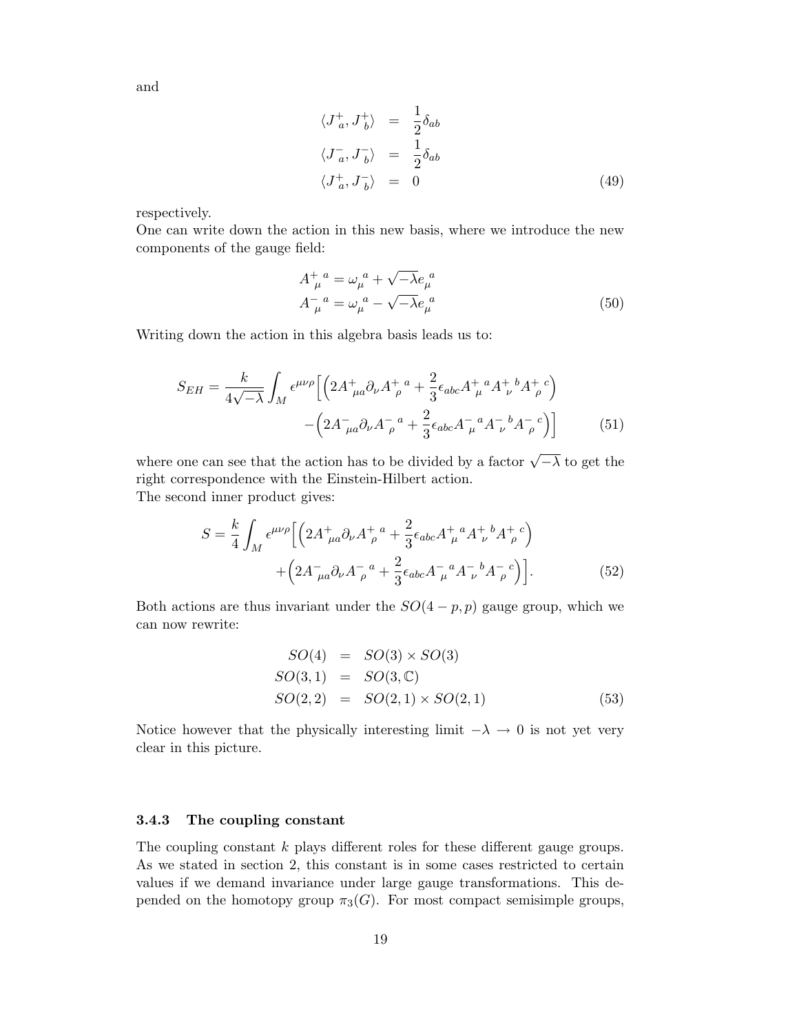and

$$
\begin{aligned}
\langle J^+_{\ a}, J^+_{\ b}\rangle &= \frac{1}{2}\delta_{ab} \\
\langle J^-_{\ a}, J^-_{\ b}\rangle &= \frac{1}{2}\delta_{ab} \\
\langle J^+_{\ a}, J^-_{\ b}\rangle &= 0
\end{aligned} \tag{49}
$$

respectively.
One can write down the action in this new basis, where we introduce the new components of the gauge field:

$$
\begin{aligned}
A^{+\ a}_{\ \mu} &= \omega_\mu^{\ a} + \sqrt{-\lambda} e_\mu^{\ a} \\
A^{-\ a}_{\ \mu} &= \omega_\mu^{\ a} - \sqrt{-\lambda} e_\mu^{\ a}
\end{aligned} \tag{50}
$$

Writing down the action in this algebra basis leads us to:

$$
\begin{aligned}
S_{EH} = \frac{k}{4\sqrt{-\lambda}} \int_M \epsilon^{\mu\nu\rho} \Big[ & \Big( 2A^+_{\ \mu a} \partial_\nu A^{+\ a}_{\ \rho} + \frac{2}{3}\epsilon_{abc} A^{+\ a}_{\ \mu} A^{+\ b}_{\ \nu} A^{+\ c}_{\ \rho} \Big) \\
& - \Big( 2A^-_{\ \mu a} \partial_\nu A^{-\ a}_{\ \rho} + \frac{2}{3}\epsilon_{abc} A^{-\ a}_{\ \mu} A^{-\ b}_{\ \nu} A^{-\ c}_{\ \rho} \Big) \Big]
\end{aligned} \tag{51}
$$

where one can see that the action has to be divided by a factor $\sqrt{-\lambda}$ to get the right correspondence with the Einstein-Hilbert action.
The second inner product gives:

$$
\begin{aligned}
S = \frac{k}{4} \int_M \epsilon^{\mu\nu\rho} \Big[ & \Big( 2A^+_{\ \mu a} \partial_\nu A^{+\ a}_{\ \rho} + \frac{2}{3}\epsilon_{abc} A^{+\ a}_{\ \mu} A^{+\ b}_{\ \nu} A^{+\ c}_{\ \rho} \Big) \\
& + \Big( 2A^-_{\ \mu a} \partial_\nu A^{-\ a}_{\ \rho} + \frac{2}{3}\epsilon_{abc} A^{-\ a}_{\ \mu} A^{-\ b}_{\ \nu} A^{-\ c}_{\ \rho} \Big) \Big].
\end{aligned} \tag{52}
$$

Both actions are thus invariant under the $SO(4-p,p)$ gauge group, which we can now rewrite:

$$
\begin{aligned}
SO(4) &= SO(3) \times SO(3) \\
SO(3,1) &= SO(3,\mathbb{C}) \\
SO(2,2) &= SO(2,1) \times SO(2,1)
\end{aligned} \tag{53}
$$

Notice however that the physically interesting limit $-\lambda \to 0$ is not yet very clear in this picture.

#### 3.4.3 The coupling constant

The coupling constant $k$ plays different roles for these different gauge groups. As we stated in section 2, this constant is in some cases restricted to certain values if we demand invariance under large gauge transformations. This depended on the homotopy group $\pi_3(G)$. For most compact semisimple groups,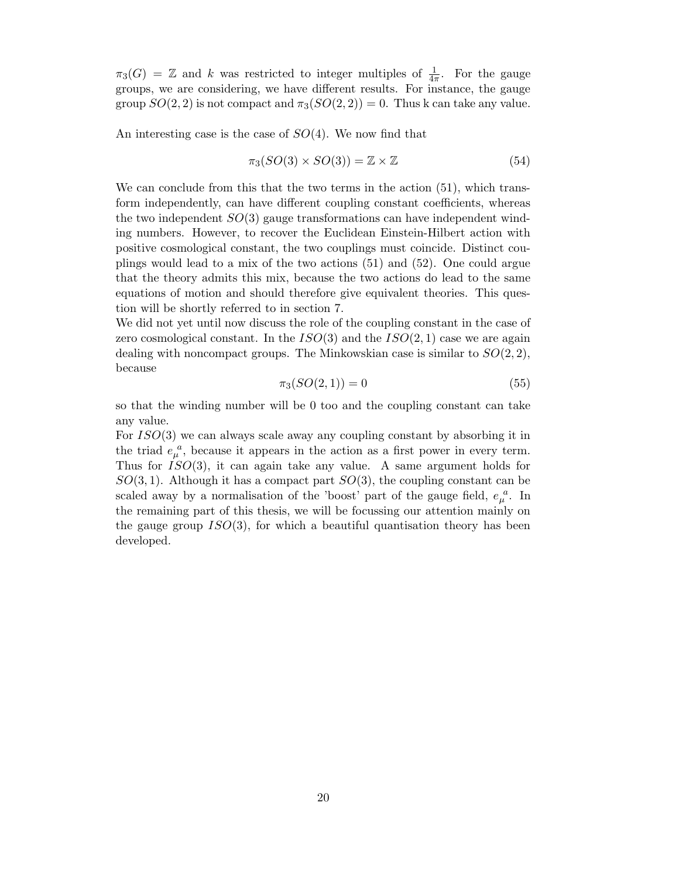$\pi_3(G) = \mathbb{Z}$ and $k$ was restricted to integer multiples of $\frac{1}{4\pi}$. For the gauge groups, we are considering, we have different results. For instance, the gauge group $SO(2,2)$ is not compact and $\pi_3(SO(2,2)) = 0$. Thus k can take any value.

An interesting case is the case of $SO(4)$. We now find that

$$\pi_3(SO(3) \times SO(3)) = \mathbb{Z} \times \mathbb{Z} \tag{54}$$

We can conclude from this that the two terms in the action (51), which transform independently, can have different coupling constant coefficients, whereas the two independent $SO(3)$ gauge transformations can have independent winding numbers. However, to recover the Euclidean Einstein-Hilbert action with positive cosmological constant, the two couplings must coincide. Distinct couplings would lead to a mix of the two actions (51) and (52). One could argue that the theory admits this mix, because the two actions do lead to the same equations of motion and should therefore give equivalent theories. This question will be shortly referred to in section 7.

We did not yet until now discuss the role of the coupling constant in the case of zero cosmological constant. In the $ISO(3)$ and the $ISO(2,1)$ case we are again dealing with noncompact groups. The Minkowskian case is similar to $SO(2,2)$, because

$$\pi_3(SO(2,1)) = 0 \tag{55}$$

so that the winding number will be 0 too and the coupling constant can take any value.

For $ISO(3)$ we can always scale away any coupling constant by absorbing it in the triad $e_\mu{}^a$, because it appears in the action as a first power in every term. Thus for $ISO(3)$, it can again take any value. A same argument holds for $SO(3,1)$. Although it has a compact part $SO(3)$, the coupling constant can be scaled away by a normalisation of the 'boost' part of the gauge field, $e_\mu{}^a$. In the remaining part of this thesis, we will be focussing our attention mainly on the gauge group $ISO(3)$, for which a beautiful quantisation theory has been developed.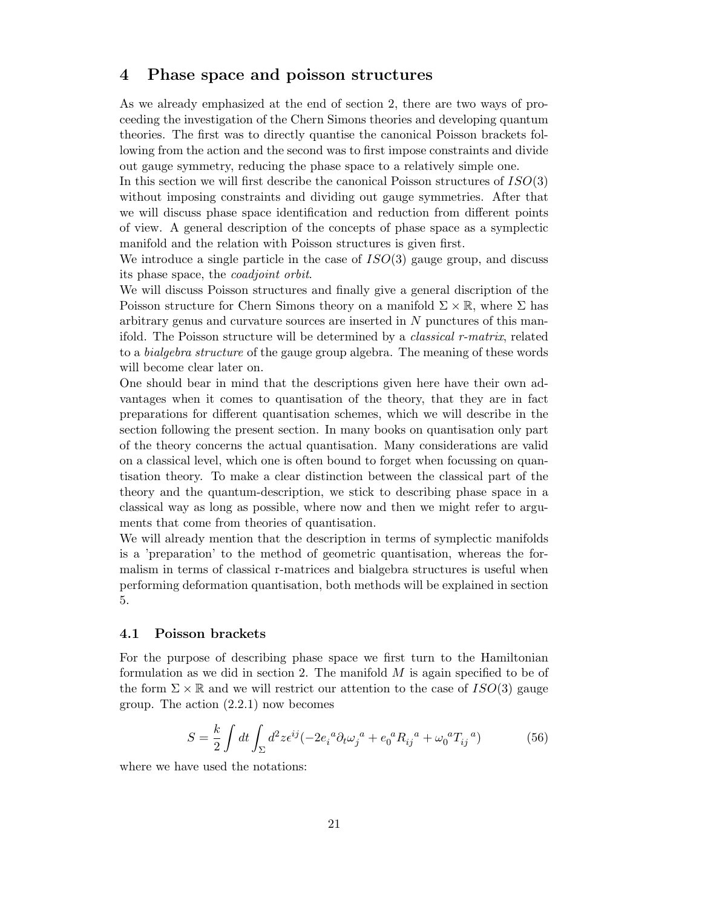## 4 Phase space and poisson structures

As we already emphasized at the end of section 2, there are two ways of proceeding the investigation of the Chern Simons theories and developing quantum theories. The first was to directly quantise the canonical Poisson brackets following from the action and the second was to first impose constraints and divide out gauge symmetry, reducing the phase space to a relatively simple one.
In this section we will first describe the canonical Poisson structures of $ISO(3)$ without imposing constraints and dividing out gauge symmetries. After that we will discuss phase space identification and reduction from different points of view. A general description of the concepts of phase space as a symplectic manifold and the relation with Poisson structures is given first.
We introduce a single particle in the case of $ISO(3)$ gauge group, and discuss its phase space, the *coadjoint orbit*.
We will discuss Poisson structures and finally give a general discription of the Poisson structure for Chern Simons theory on a manifold $\Sigma \times \mathbb{R}$, where $\Sigma$ has arbitrary genus and curvature sources are inserted in $N$ punctures of this manifold. The Poisson structure will be determined by a *classical r-matrix*, related to a *bialgebra structure* of the gauge group algebra. The meaning of these words will become clear later on.
One should bear in mind that the descriptions given here have their own advantages when it comes to quantisation of the theory, that they are in fact preparations for different quantisation schemes, which we will describe in the section following the present section. In many books on quantisation only part of the theory concerns the actual quantisation. Many considerations are valid on a classical level, which one is often bound to forget when focussing on quantisation theory. To make a clear distinction between the classical part of the theory and the quantum-description, we stick to describing phase space in a classical way as long as possible, where now and then we might refer to arguments that come from theories of quantisation.
We will already mention that the description in terms of symplectic manifolds is a 'preparation' to the method of geometric quantisation, whereas the formalism in terms of classical r-matrices and bialgebra structures is useful when performing deformation quantisation, both methods will be explained in section 5.

### 4.1 Poisson brackets

For the purpose of describing phase space we first turn to the Hamiltonian formulation as we did in section 2. The manifold $M$ is again specified to be of the form $\Sigma \times \mathbb{R}$ and we will restrict our attention to the case of $ISO(3)$ gauge group. The action (2.2.1) now becomes

$$S = \frac{k}{2} \int dt \int_{\Sigma} d^2 z \epsilon^{ij} (-2{e_i}^a \partial_t {\omega_j}^a + {e_0}^a {R_{ij}}^a + {\omega_0}^a {T_{ij}}^a) \tag{56}$$

where we have used the notations: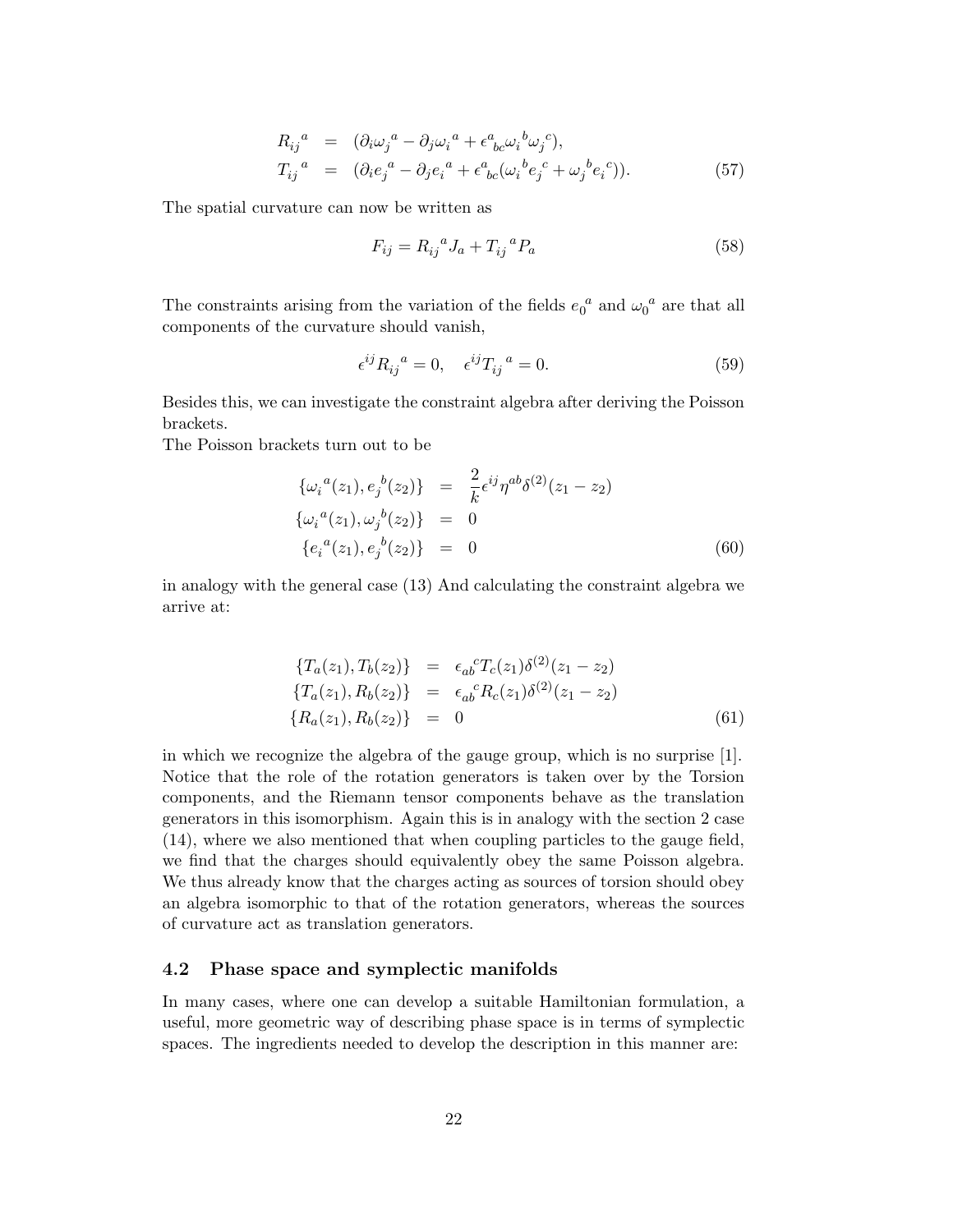$$
\begin{aligned}
R_{ij}{}^{a} &= (\partial_i \omega_j{}^{a} - \partial_j \omega_i{}^{a} + \epsilon^{a}{}_{bc}\omega_i{}^{b}\omega_j{}^{c}), \\
T_{ij}{}^{a} &= (\partial_i e_j{}^{a} - \partial_j e_i{}^{a} + \epsilon^{a}{}_{bc}(\omega_i{}^{b}e_j{}^{c} + \omega_j{}^{b}e_i{}^{c})). 
\end{aligned} \tag{57}
$$

The spatial curvature can now be written as

$$
F_{ij} = R_{ij}{}^{a}J_a + T_{ij}{}^{a}P_a \tag{58}
$$

The constraints arising from the variation of the fields $e_0{}^a$ and $\omega_0{}^a$ are that all components of the curvature should vanish,

$$
\epsilon^{ij}R_{ij}{}^{a} = 0, \quad \epsilon^{ij}T_{ij}{}^{a} = 0. \tag{59}
$$

Besides this, we can investigate the constraint algebra after deriving the Poisson brackets.
The Poisson brackets turn out to be

$$
\begin{aligned}
\{\omega_i{}^{a}(z_1), e_j{}^{b}(z_2)\} &= \frac{2}{k}\epsilon^{ij}\eta^{ab}\delta^{(2)}(z_1 - z_2) \\
\{\omega_i{}^{a}(z_1), \omega_j{}^{b}(z_2)\} &= 0 \\
\{e_i{}^{a}(z_1), e_j{}^{b}(z_2)\} &= 0
\end{aligned} \tag{60}
$$

in analogy with the general case (13) And calculating the constraint algebra we arrive at:

$$
\begin{aligned}
\{T_a(z_1), T_b(z_2)\} &= \epsilon_{ab}{}^{c}T_c(z_1)\delta^{(2)}(z_1 - z_2) \\
\{T_a(z_1), R_b(z_2)\} &= \epsilon_{ab}{}^{c}R_c(z_1)\delta^{(2)}(z_1 - z_2) \\
\{R_a(z_1), R_b(z_2)\} &= 0
\end{aligned} \tag{61}
$$

in which we recognize the algebra of the gauge group, which is no surprise [1]. Notice that the role of the rotation generators is taken over by the Torsion components, and the Riemann tensor components behave as the translation generators in this isomorphism. Again this is in analogy with the section 2 case (14), where we also mentioned that when coupling particles to the gauge field, we find that the charges should equivalently obey the same Poisson algebra. We thus already know that the charges acting as sources of torsion should obey an algebra isomorphic to that of the rotation generators, whereas the sources of curvature act as translation generators.

### 4.2 Phase space and symplectic manifolds

In many cases, where one can develop a suitable Hamiltonian formulation, a useful, more geometric way of describing phase space is in terms of symplectic spaces. The ingredients needed to develop the description in this manner are: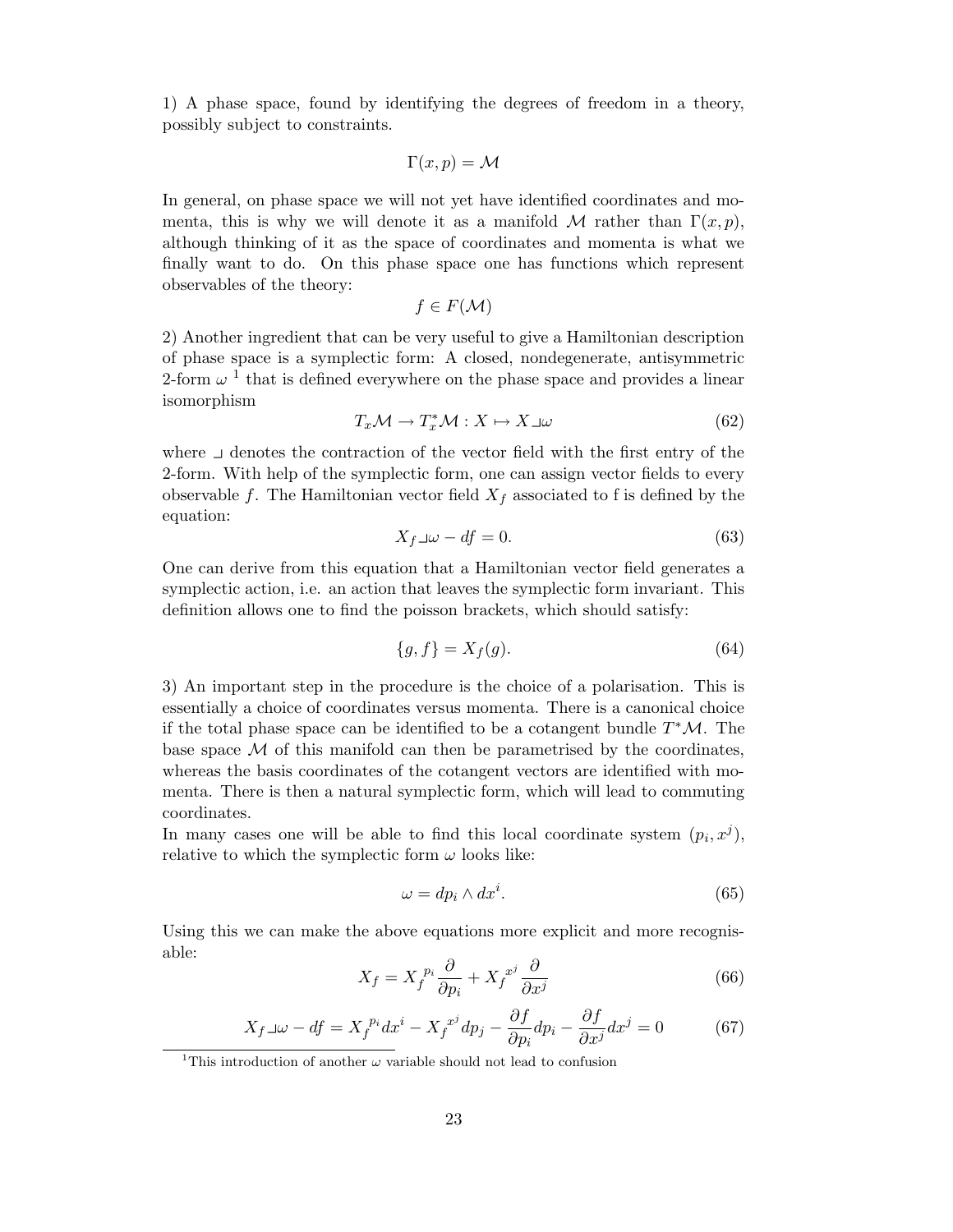1) A phase space, found by identifying the degrees of freedom in a theory, possibly subject to constraints.

$$\Gamma(x,p) = \mathcal{M}$$

In general, on phase space we will not yet have identified coordinates and momenta, this is why we will denote it as a manifold $\mathcal{M}$ rather than $\Gamma(x,p)$, although thinking of it as the space of coordinates and momenta is what we finally want to do. On this phase space one has functions which represent observables of the theory:

$$f \in F(\mathcal{M})$$

2) Another ingredient that can be very useful to give a Hamiltonian description of phase space is a symplectic form: A closed, nondegenerate, antisymmetric 2-form $\omega$ [1] that is defined everywhere on the phase space and provides a linear isomorphism

$$T_x\mathcal{M} \to T_x^*\mathcal{M} : X \mapsto X \lrcorner \omega \tag{62}$$

where $\lrcorner$ denotes the contraction of the vector field with the first entry of the 2-form. With help of the symplectic form, one can assign vector fields to every observable $f$. The Hamiltonian vector field $X_f$ associated to f is defined by the equation:

$$X_f \lrcorner \omega - df = 0. \tag{63}$$

One can derive from this equation that a Hamiltonian vector field generates a symplectic action, i.e. an action that leaves the symplectic form invariant. This definition allows one to find the poisson brackets, which should satisfy:

$$\{g, f\} = X_f(g). \tag{64}$$

3) An important step in the procedure is the choice of a polarisation. This is essentially a choice of coordinates versus momenta. There is a canonical choice if the total phase space can be identified to be a cotangent bundle $T^*\mathcal{M}$. The base space $\mathcal{M}$ of this manifold can then be parametrised by the coordinates, whereas the basis coordinates of the cotangent vectors are identified with momenta. There is then a natural symplectic form, which will lead to commuting coordinates.

In many cases one will be able to find this local coordinate system $(p_i, x^j)$, relative to which the symplectic form $\omega$ looks like:

$$\omega = dp_i \wedge dx^i. \tag{65}$$

Using this we can make the above equations more explicit and more recognisable:

$$X_f = X_f^{\,p_i} \frac{\partial}{\partial p_i} + X_f^{\,x^j} \frac{\partial}{\partial x^j} \tag{66}$$

$$X_f \lrcorner \omega - df = X_f^{\,p_i} dx^i - X_f^{\,x^j} dp_j - \frac{\partial f}{\partial p_i} dp_i - \frac{\partial f}{\partial x^j} dx^j = 0 \tag{67}$$

[1] This introduction of another $\omega$ variable should not lead to confusion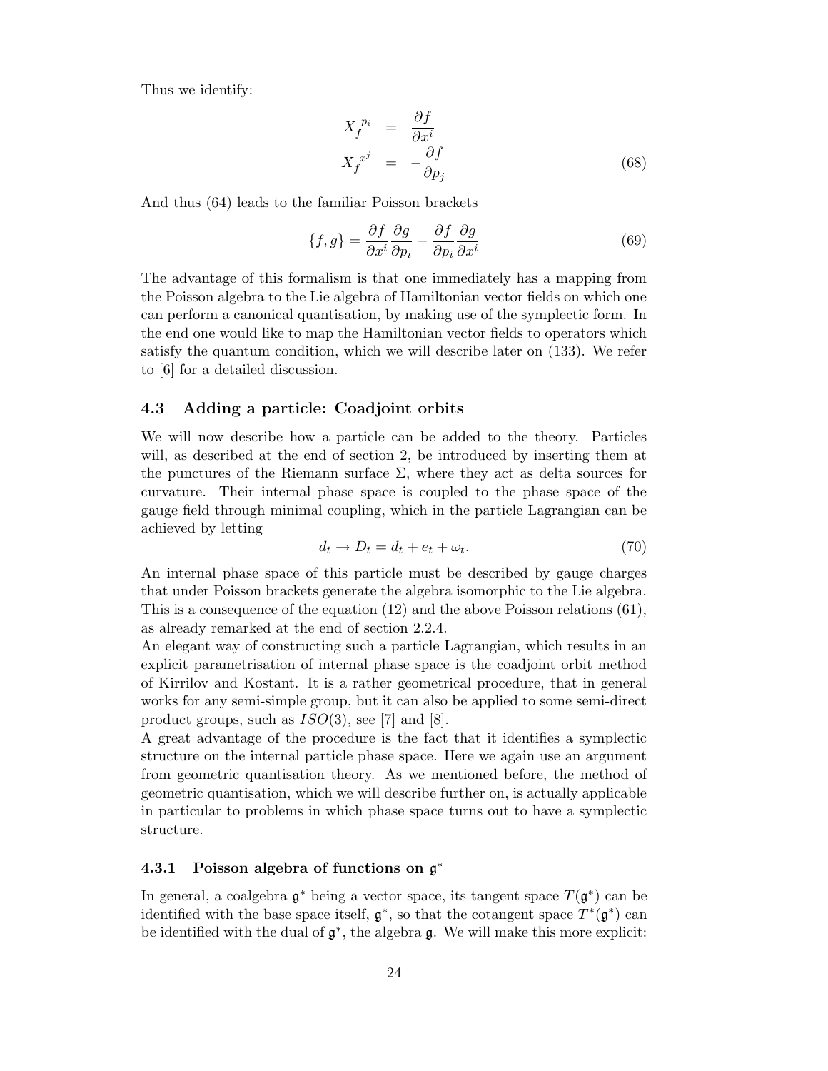Thus we identify:

$$
\begin{aligned}
X_f^{\,p_i} &= \frac{\partial f}{\partial x^i} \\
X_f^{\,x^j} &= -\frac{\partial f}{\partial p_j}
\end{aligned}
\tag{68}
$$

And thus (64) leads to the familiar Poisson brackets

$$
\{f, g\} = \frac{\partial f}{\partial x^i}\frac{\partial g}{\partial p_i} - \frac{\partial f}{\partial p_i}\frac{\partial g}{\partial x^i} \tag{69}
$$

The advantage of this formalism is that one immediately has a mapping from the Poisson algebra to the Lie algebra of Hamiltonian vector fields on which one can perform a canonical quantisation, by making use of the symplectic form. In the end one would like to map the Hamiltonian vector fields to operators which satisfy the quantum condition, which we will describe later on (133). We refer to [6] for a detailed discussion.

### 4.3 Adding a particle: Coadjoint orbits

We will now describe how a particle can be added to the theory. Particles will, as described at the end of section 2, be introduced by inserting them at the punctures of the Riemann surface $\Sigma$, where they act as delta sources for curvature. Their internal phase space is coupled to the phase space of the gauge field through minimal coupling, which in the particle Lagrangian can be achieved by letting

$$
d_t \to D_t = d_t + e_t + \omega_t. \tag{70}
$$

An internal phase space of this particle must be described by gauge charges that under Poisson brackets generate the algebra isomorphic to the Lie algebra. This is a consequence of the equation (12) and the above Poisson relations (61), as already remarked at the end of section 2.2.4.
An elegant way of constructing such a particle Lagrangian, which results in an explicit parametrisation of internal phase space is the coadjoint orbit method of Kirrilov and Kostant. It is a rather geometrical procedure, that in general works for any semi-simple group, but it can also be applied to some semi-direct product groups, such as $ISO(3)$, see [7] and [8].
A great advantage of the procedure is the fact that it identifies a symplectic structure on the internal particle phase space. Here we again use an argument from geometric quantisation theory. As we mentioned before, the method of geometric quantisation, which we will describe further on, is actually applicable in particular to problems in which phase space turns out to have a symplectic structure.

#### 4.3.1 Poisson algebra of functions on $\mathfrak{g}^*$

In general, a coalgebra $\mathfrak{g}^*$ being a vector space, its tangent space $T(\mathfrak{g}^*)$ can be identified with the base space itself, $\mathfrak{g}^*$, so that the cotangent space $T^*(\mathfrak{g}^*)$ can be identified with the dual of $\mathfrak{g}^*$, the algebra $\mathfrak{g}$. We will make this more explicit: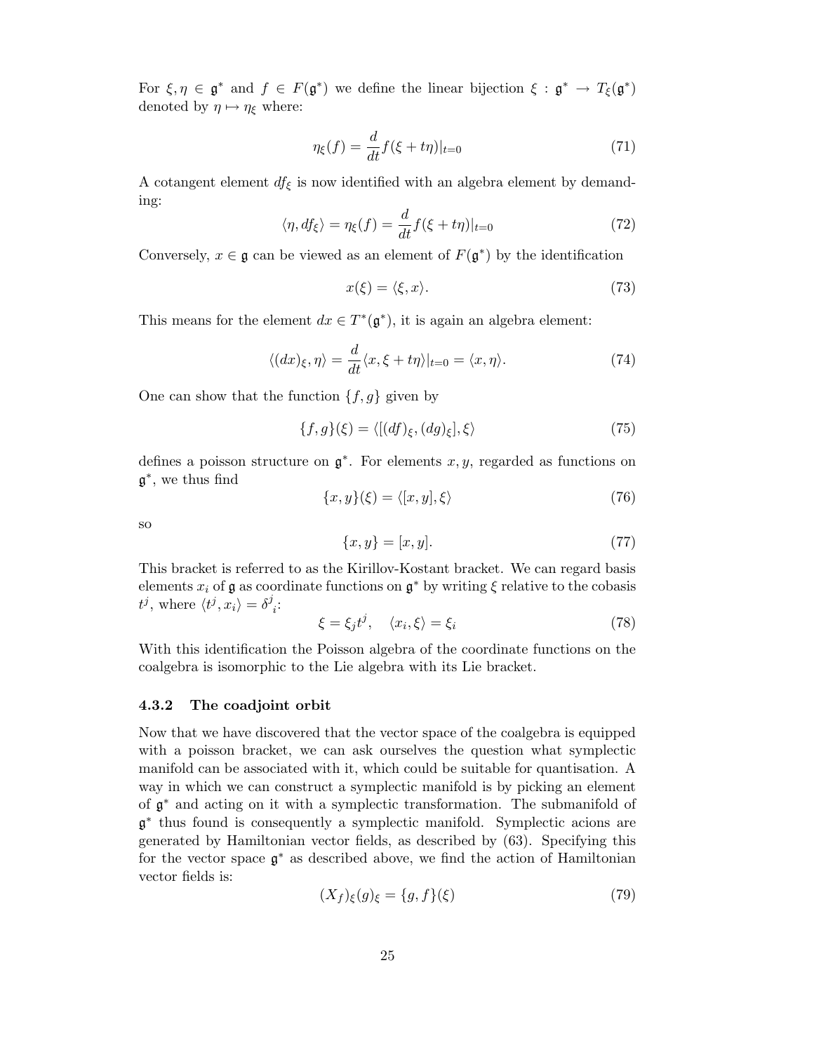For $\xi, \eta \in \mathfrak{g}^*$ and $f \in F(\mathfrak{g}^*)$ we define the linear bijection $\xi : \mathfrak{g}^* \to T_\xi(\mathfrak{g}^*)$ denoted by $\eta \mapsto \eta_\xi$ where:

$$\eta_\xi(f) = \frac{d}{dt} f(\xi + t\eta)|_{t=0} \tag{71}$$

A cotangent element $df_\xi$ is now identified with an algebra element by demanding:

$$\langle \eta, df_\xi \rangle = \eta_\xi(f) = \frac{d}{dt} f(\xi + t\eta)|_{t=0} \tag{72}$$

Conversely, $x \in \mathfrak{g}$ can be viewed as an element of $F(\mathfrak{g}^*)$ by the identification

$$x(\xi) = \langle \xi, x \rangle. \tag{73}$$

This means for the element $dx \in T^*(\mathfrak{g}^*)$, it is again an algebra element:

$$\langle (dx)_\xi, \eta \rangle = \frac{d}{dt} \langle x, \xi + t\eta \rangle|_{t=0} = \langle x, \eta \rangle. \tag{74}$$

One can show that the function $\{f, g\}$ given by

$$\{f, g\}(\xi) = \langle [(df)_\xi, (dg)_\xi], \xi \rangle \tag{75}$$

defines a poisson structure on $\mathfrak{g}^*$. For elements $x, y$, regarded as functions on $\mathfrak{g}^*$, we thus find

$$\{x, y\}(\xi) = \langle [x, y], \xi \rangle \tag{76}$$

so

$$\{x, y\} = [x, y]. \tag{77}$$

This bracket is referred to as the Kirillov-Kostant bracket. We can regard basis elements $x_i$ of $\mathfrak{g}$ as coordinate functions on $\mathfrak{g}^*$ by writing $\xi$ relative to the cobasis $t^j$, where $\langle t^j, x_i \rangle = \delta^j{}_i$:

$$\xi = \xi_j t^j, \quad \langle x_i, \xi \rangle = \xi_i \tag{78}$$

With this identification the Poisson algebra of the coordinate functions on the coalgebra is isomorphic to the Lie algebra with its Lie bracket.

### 4.3.2 The coadjoint orbit

Now that we have discovered that the vector space of the coalgebra is equipped with a poisson bracket, we can ask ourselves the question what symplectic manifold can be associated with it, which could be suitable for quantisation. A way in which we can construct a symplectic manifold is by picking an element of $\mathfrak{g}^*$ and acting on it with a symplectic transformation. The submanifold of $\mathfrak{g}^*$ thus found is consequently a symplectic manifold. Symplectic acions are generated by Hamiltonian vector fields, as described by (63). Specifying this for the vector space $\mathfrak{g}^*$ as described above, we find the action of Hamiltonian vector fields is:

$$(X_f)_\xi(g)_\xi = \{g, f\}(\xi) \tag{79}$$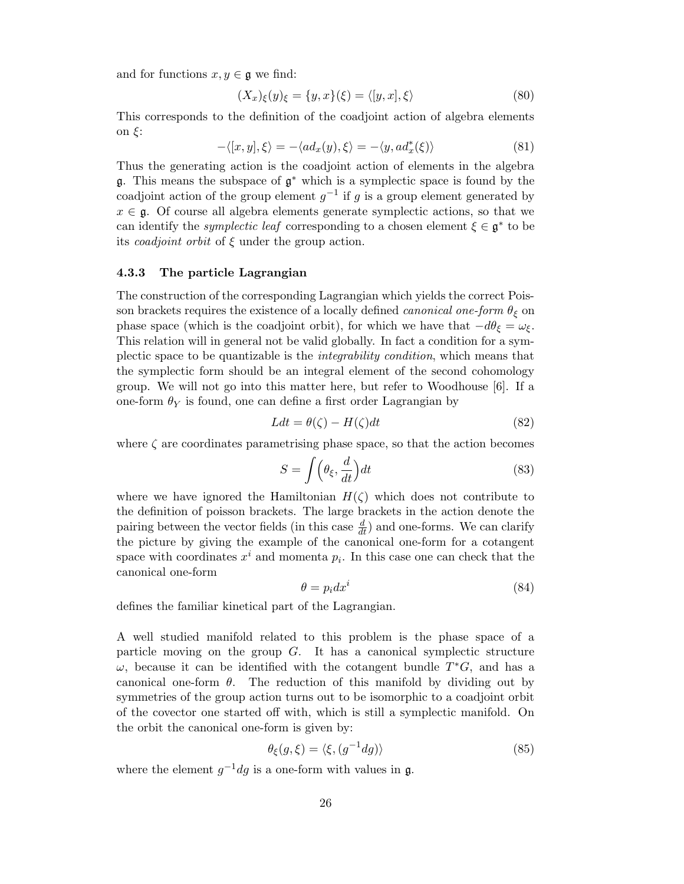and for functions $x, y \in \mathfrak{g}$ we find:

$$(X_x)_\xi(y)_\xi = \{y, x\}(\xi) = \langle [y, x], \xi \rangle \tag{80}$$

This corresponds to the definition of the coadjoint action of algebra elements on $\xi$:

$$-\langle [x, y], \xi \rangle = -\langle ad_x(y), \xi \rangle = -\langle y, ad^*_x(\xi) \rangle \tag{81}$$

Thus the generating action is the coadjoint action of elements in the algebra $\mathfrak{g}$. This means the subspace of $\mathfrak{g}^*$ which is a symplectic space is found by the coadjoint action of the group element $g^{-1}$ if $g$ is a group element generated by $x \in \mathfrak{g}$. Of course all algebra elements generate symplectic actions, so that we can identify the *symplectic leaf* corresponding to a chosen element $\xi \in \mathfrak{g}^*$ to be its *coadjoint orbit* of $\xi$ under the group action.

### 4.3.3 The particle Lagrangian

The construction of the corresponding Lagrangian which yields the correct Poisson brackets requires the existence of a locally defined *canonical one-form* $\theta_\xi$ on phase space (which is the coadjoint orbit), for which we have that $-d\theta_\xi = \omega_\xi$. This relation will in general not be valid globally. In fact a condition for a symplectic space to be quantizable is the *integrability condition*, which means that the symplectic form should be an integral element of the second cohomology group. We will not go into this matter here, but refer to Woodhouse [6]. If a one-form $\theta_Y$ is found, one can define a first order Lagrangian by

$$Ldt = \theta(\zeta) - H(\zeta)dt \tag{82}$$

where $\zeta$ are coordinates parametrising phase space, so that the action becomes

$$S = \int \Big(\theta_\xi, \frac{d}{dt}\Big) dt \tag{83}$$

where we have ignored the Hamiltonian $H(\zeta)$ which does not contribute to the definition of poisson brackets. The large brackets in the action denote the pairing between the vector fields (in this case $\frac{d}{dt}$) and one-forms. We can clarify the picture by giving the example of the canonical one-form for a cotangent space with coordinates $x^i$ and momenta $p_i$. In this case one can check that the canonical one-form

$$\theta = p_i dx^i \tag{84}$$

defines the familiar kinetical part of the Lagrangian.

A well studied manifold related to this problem is the phase space of a particle moving on the group $G$. It has a canonical symplectic structure $\omega$, because it can be identified with the cotangent bundle $T^*G$, and has a canonical one-form $\theta$. The reduction of this manifold by dividing out by symmetries of the group action turns out to be isomorphic to a coadjoint orbit of the covector one started off with, which is still a symplectic manifold. On the orbit the canonical one-form is given by:

$$\theta_\xi(g, \xi) = \langle \xi, (g^{-1}dg) \rangle \tag{85}$$

where the element $g^{-1}dg$ is a one-form with values in $\mathfrak{g}$.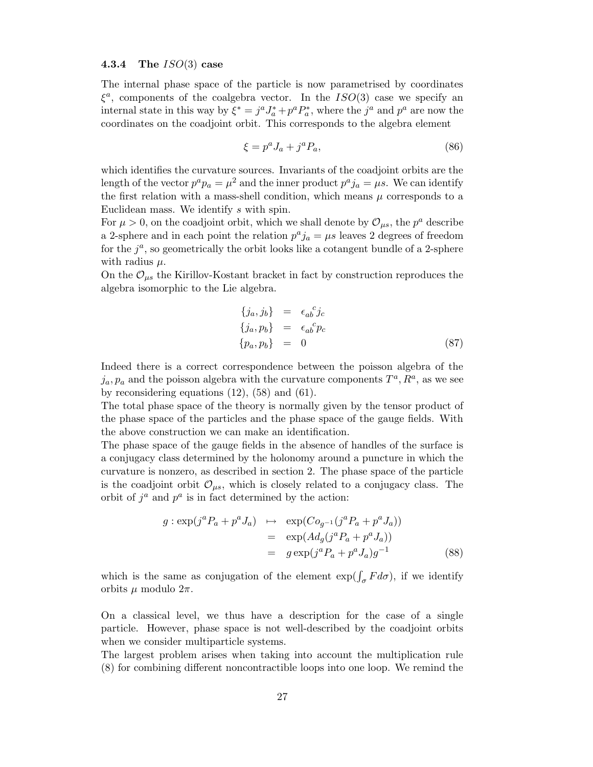### 4.3.4 The $ISO(3)$ case

The internal phase space of the particle is now parametrised by coordinates $\xi^a$, components of the coalgebra vector. In the $ISO(3)$ case we specify an internal state in this way by $\xi^* = j^a J^*_a + p^a P^*_a$, where the $j^a$ and $p^a$ are now the coordinates on the coadjoint orbit. This corresponds to the algebra element

$$\xi = p^a J_a + j^a P_a, \tag{86}$$

which identifies the curvature sources. Invariants of the coadjoint orbits are the length of the vector $p^a p_a = \mu^2$ and the inner product $p^a j_a = \mu s$. We can identify the first relation with a mass-shell condition, which means $\mu$ corresponds to a Euclidean mass. We identify $s$ with spin.

For $\mu > 0$, on the coadjoint orbit, which we shall denote by $\mathcal{O}_{\mu s}$, the $p^a$ describe a 2-sphere and in each point the relation $p^a j_a = \mu s$ leaves 2 degrees of freedom for the $j^a$, so geometrically the orbit looks like a cotangent bundle of a 2-sphere with radius $\mu$.

On the $\mathcal{O}_{\mu s}$ the Kirillov-Kostant bracket in fact by construction reproduces the algebra isomorphic to the Lie algebra.

$$\begin{aligned}
\{j_a, j_b\} &= \epsilon_{ab}{}^c j_c \\
\{j_a, p_b\} &= \epsilon_{ab}{}^c p_c \\
\{p_a, p_b\} &= 0
\end{aligned} \tag{87}$$

Indeed there is a correct correspondence between the poisson algebra of the $j_a, p_a$ and the poisson algebra with the curvature components $T^a, R^a$, as we see by reconsidering equations (12), (58) and (61).

The total phase space of the theory is normally given by the tensor product of the phase space of the particles and the phase space of the gauge fields. With the above construction we can make an identification.

The phase space of the gauge fields in the absence of handles of the surface is a conjugacy class determined by the holonomy around a puncture in which the curvature is nonzero, as described in section 2. The phase space of the particle is the coadjoint orbit $\mathcal{O}_{\mu s}$, which is closely related to a conjugacy class. The orbit of $j^a$ and $p^a$ is in fact determined by the action:

$$\begin{aligned}
g : \exp(j^a P_a + p^a J_a) &\mapsto \exp(Co_{g^{-1}}(j^a P_a + p^a J_a)) \\
&= \exp(Ad_g(j^a P_a + p^a J_a)) \\
&= g \exp(j^a P_a + p^a J_a) g^{-1}
\end{aligned} \tag{88}$$

which is the same as conjugation of the element $\exp(\int_\sigma F d\sigma)$, if we identify orbits $\mu$ modulo $2\pi$.

On a classical level, we thus have a description for the case of a single particle. However, phase space is not well-described by the coadjoint orbits when we consider multiparticle systems.

The largest problem arises when taking into account the multiplication rule (8) for combining different noncontractible loops into one loop. We remind the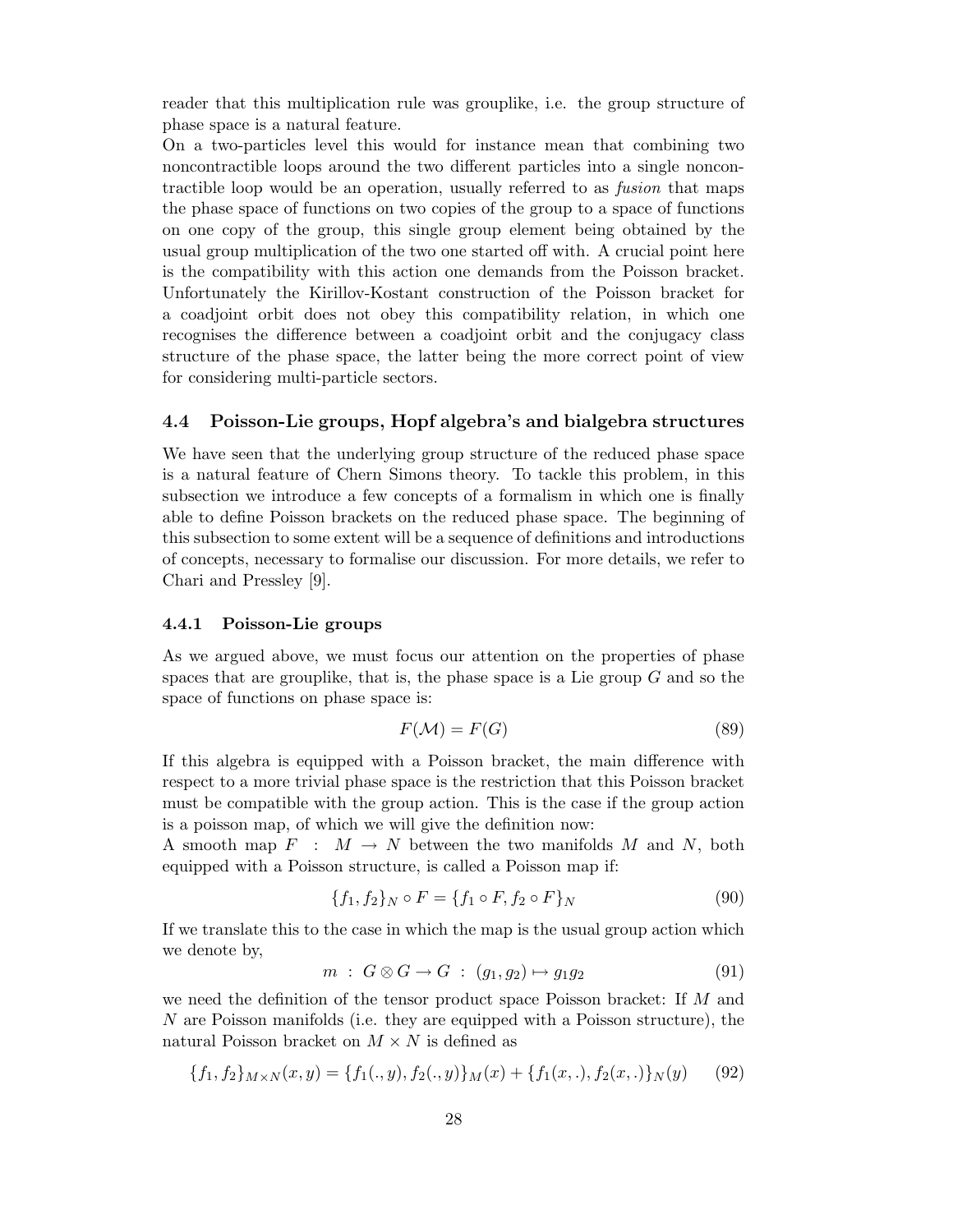reader that this multiplication rule was grouplike, i.e. the group structure of phase space is a natural feature.
On a two-particles level this would for instance mean that combining two noncontractible loops around the two different particles into a single noncontractible loop would be an operation, usually referred to as *fusion* that maps the phase space of functions on two copies of the group to a space of functions on one copy of the group, this single group element being obtained by the usual group multiplication of the two one started off with. A crucial point here is the compatibility with this action one demands from the Poisson bracket. Unfortunately the Kirillov-Kostant construction of the Poisson bracket for a coadjoint orbit does not obey this compatibility relation, in which one recognises the difference between a coadjoint orbit and the conjugacy class structure of the phase space, the latter being the more correct point of view for considering multi-particle sectors.

### 4.4 Poisson-Lie groups, Hopf algebra's and bialgebra structures

We have seen that the underlying group structure of the reduced phase space is a natural feature of Chern Simons theory. To tackle this problem, in this subsection we introduce a few concepts of a formalism in which one is finally able to define Poisson brackets on the reduced phase space. The beginning of this subsection to some extent will be a sequence of definitions and introductions of concepts, necessary to formalise our discussion. For more details, we refer to Chari and Pressley [9].

#### 4.4.1 Poisson-Lie groups

As we argued above, we must focus our attention on the properties of phase spaces that are grouplike, that is, the phase space is a Lie group $G$ and so the space of functions on phase space is:

$$F(\mathcal{M}) = F(G) \tag{89}$$

If this algebra is equipped with a Poisson bracket, the main difference with respect to a more trivial phase space is the restriction that this Poisson bracket must be compatible with the group action. This is the case if the group action is a poisson map, of which we will give the definition now:
A smooth map $F : M \rightarrow N$ between the two manifolds $M$ and $N$, both equipped with a Poisson structure, is called a Poisson map if:

$$\{f_1, f_2\}_N \circ F = \{f_1 \circ F, f_2 \circ F\}_N \tag{90}$$

If we translate this to the case in which the map is the usual group action which we denote by,

$$m \;:\; G \otimes G \rightarrow G \;:\; (g_1, g_2) \mapsto g_1 g_2 \tag{91}$$

we need the definition of the tensor product space Poisson bracket: If $M$ and $N$ are Poisson manifolds (i.e. they are equipped with a Poisson structure), the natural Poisson bracket on $M \times N$ is defined as

$$\{f_1, f_2\}_{M\times N}(x, y) = \{f_1(., y), f_2(., y)\}_M(x) + \{f_1(x, .), f_2(x, .)\}_N(y) \tag{92}$$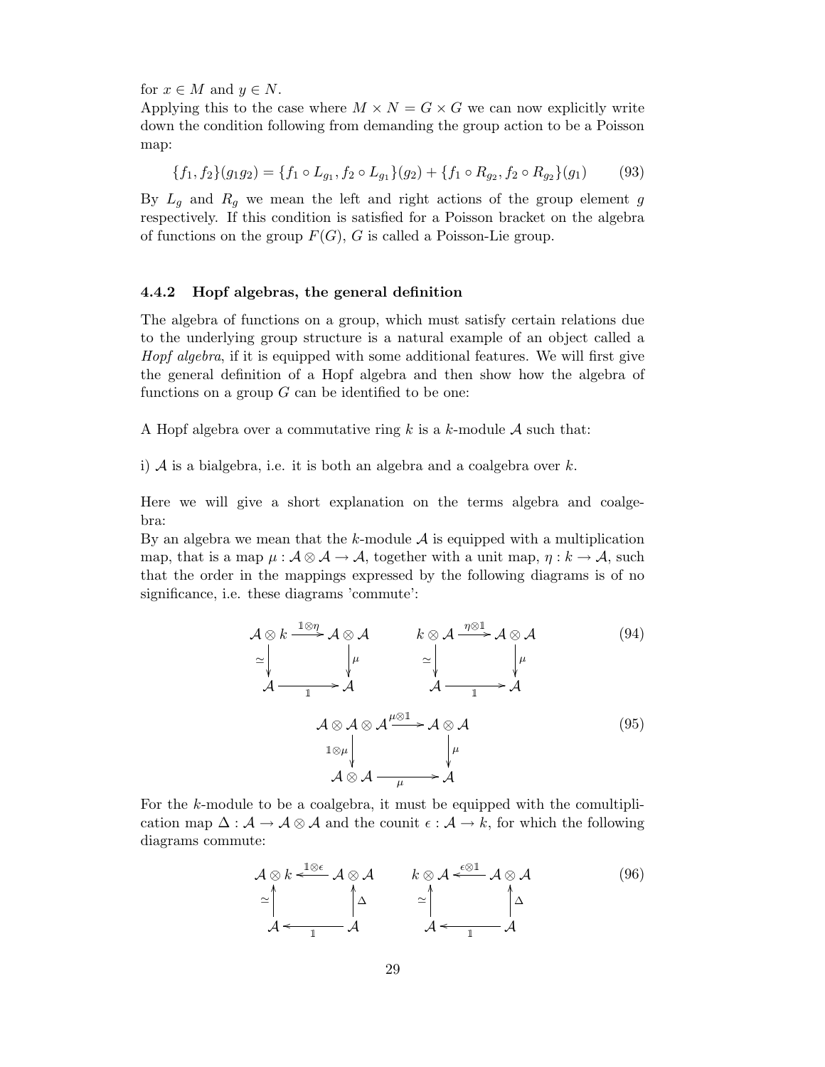for $x \in M$ and $y \in N$.
Applying this to the case where $M \times N = G \times G$ we can now explicitly write down the condition following from demanding the group action to be a Poisson map:

$$\{f_1, f_2\}(g_1 g_2) = \{f_1 \circ L_{g_1}, f_2 \circ L_{g_1}\}(g_2) + \{f_1 \circ R_{g_2}, f_2 \circ R_{g_2}\}(g_1) \qquad (93)$$

By $L_g$ and $R_g$ we mean the left and right actions of the group element $g$ respectively. If this condition is satisfied for a Poisson bracket on the algebra of functions on the group $F(G)$, $G$ is called a Poisson-Lie group.

### 4.4.2 Hopf algebras, the general definition

The algebra of functions on a group, which must satisfy certain relations due to the underlying group structure is a natural example of an object called a *Hopf algebra*, if it is equipped with some additional features. We will first give the general definition of a Hopf algebra and then show how the algebra of functions on a group $G$ can be identified to be one:

A Hopf algebra over a commutative ring $k$ is a $k$-module $\mathcal{A}$ such that:

i) $\mathcal{A}$ is a bialgebra, i.e. it is both an algebra and a coalgebra over $k$.

Here we will give a short explanation on the terms algebra and coalgebra:
By an algebra we mean that the $k$-module $\mathcal{A}$ is equipped with a multiplication map, that is a map $\mu : \mathcal{A} \otimes \mathcal{A} \to \mathcal{A}$, together with a unit map, $\eta : k \to \mathcal{A}$, such that the order in the mappings expressed by the following diagrams is of no significance, i.e. these diagrams 'commute':

$$\begin{array}{ccc} \mathcal{A} \otimes k & \xrightarrow{\mathbb{1} \otimes \eta} & \mathcal{A} \otimes \mathcal{A} \\ \simeq \downarrow & & \downarrow \mu \\ \mathcal{A} & \xrightarrow[\mathbb{1}]{} & \mathcal{A} \end{array} \qquad \begin{array}{ccc} k \otimes \mathcal{A} & \xrightarrow{\eta \otimes \mathbb{1}} & \mathcal{A} \otimes \mathcal{A} \\ \simeq \downarrow & & \downarrow \mu \\ \mathcal{A} & \xrightarrow[\mathbb{1}]{} & \mathcal{A} \end{array} \qquad (94)$$

$$\begin{array}{ccc} \mathcal{A} \otimes \mathcal{A} \otimes \mathcal{A} & \xrightarrow{\mu \otimes \mathbb{1}} & \mathcal{A} \otimes \mathcal{A} \\ \mathbb{1} \otimes \mu \downarrow & & \downarrow \mu \\ \mathcal{A} \otimes \mathcal{A} & \xrightarrow[\mu]{} & \mathcal{A} \end{array} \qquad (95)$$

For the $k$-module to be a coalgebra, it must be equipped with the comultiplication map $\Delta : \mathcal{A} \to \mathcal{A} \otimes \mathcal{A}$ and the counit $\epsilon : \mathcal{A} \to k$, for which the following diagrams commute:

$$\begin{array}{ccc} \mathcal{A} \otimes k & \xleftarrow{\mathbb{1} \otimes \epsilon} & \mathcal{A} \otimes \mathcal{A} \\ \simeq \uparrow & & \uparrow \Delta \\ \mathcal{A} & \xleftarrow[\mathbb{1}]{} & \mathcal{A} \end{array} \qquad \begin{array}{ccc} k \otimes \mathcal{A} & \xleftarrow{\epsilon \otimes \mathbb{1}} & \mathcal{A} \otimes \mathcal{A} \\ \simeq \uparrow & & \uparrow \Delta \\ \mathcal{A} & \xleftarrow[\mathbb{1}]{} & \mathcal{A} \end{array} \qquad (96)$$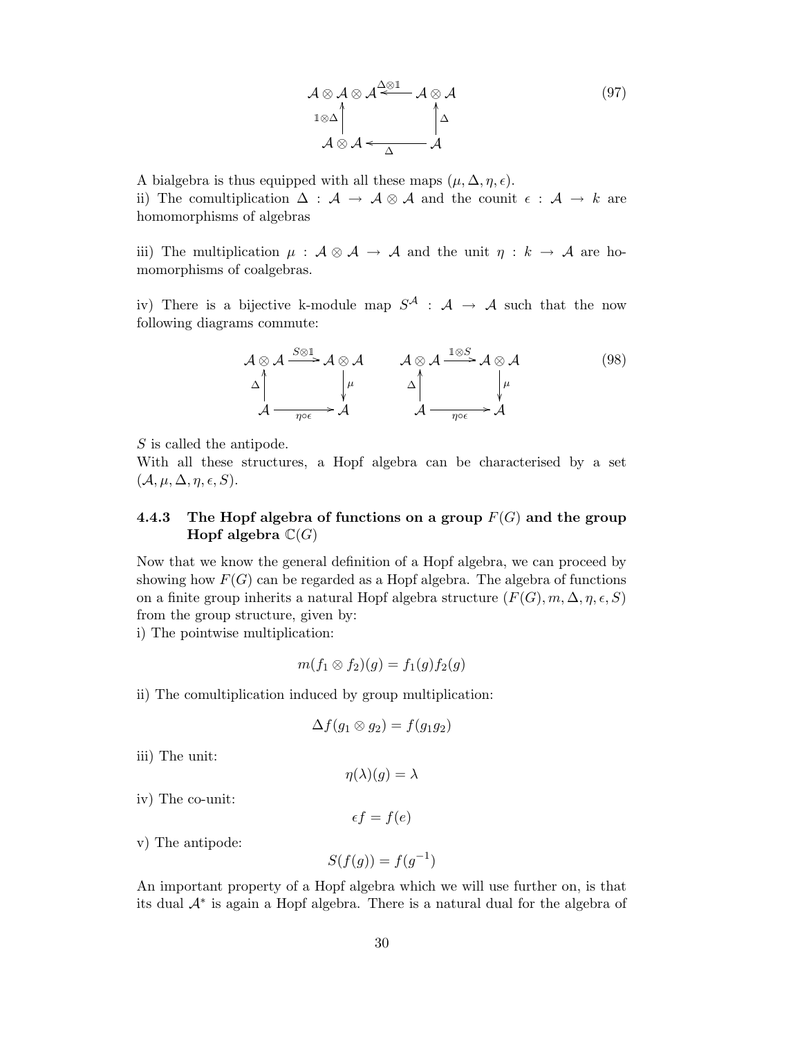$$
\begin{array}{ccc}
\mathcal{A}\otimes\mathcal{A}\otimes\mathcal{A} & \xleftarrow{\Delta\otimes\mathbb{1}} & \mathcal{A}\otimes\mathcal{A} \\
\uparrow{\scriptstyle \mathbb{1}\otimes\Delta} & & \uparrow{\scriptstyle \Delta} \\
\mathcal{A}\otimes\mathcal{A} & \xleftarrow[\Delta]{} & \mathcal{A}
\end{array}
\tag{97}
$$

A bialgebra is thus equipped with all these maps $(\mu, \Delta, \eta, \epsilon)$.
ii) The comultiplication $\Delta : \mathcal{A} \to \mathcal{A} \otimes \mathcal{A}$ and the counit $\epsilon : \mathcal{A} \to k$ are homomorphisms of algebras

iii) The multiplication $\mu : \mathcal{A} \otimes \mathcal{A} \to \mathcal{A}$ and the unit $\eta : k \to \mathcal{A}$ are homomorphisms of coalgebras.

iv) There is a bijective k-module map $S^{\mathcal{A}} : \mathcal{A} \to \mathcal{A}$ such that the now following diagrams commute:

$$
\begin{array}{ccc}
\mathcal{A}\otimes\mathcal{A} & \xrightarrow{S\otimes\mathbb{1}} & \mathcal{A}\otimes\mathcal{A} \\
\uparrow{\scriptstyle \Delta} & & \downarrow{\scriptstyle \mu} \\
\mathcal{A} & \xrightarrow[\eta\circ\epsilon]{} & \mathcal{A}
\end{array}
\qquad
\begin{array}{ccc}
\mathcal{A}\otimes\mathcal{A} & \xrightarrow{\mathbb{1}\otimes S} & \mathcal{A}\otimes\mathcal{A} \\
\uparrow{\scriptstyle \Delta} & & \downarrow{\scriptstyle \mu} \\
\mathcal{A} & \xrightarrow[\eta\circ\epsilon]{} & \mathcal{A}
\end{array}
\tag{98}
$$

$S$ is called the antipode.
With all these structures, a Hopf algebra can be characterised by a set $(\mathcal{A}, \mu, \Delta, \eta, \epsilon, S)$.

### 4.4.3 The Hopf algebra of functions on a group $F(G)$ and the group Hopf algebra $\mathbb{C}(G)$

Now that we know the general definition of a Hopf algebra, we can proceed by showing how $F(G)$ can be regarded as a Hopf algebra. The algebra of functions on a finite group inherits a natural Hopf algebra structure $(F(G), m, \Delta, \eta, \epsilon, S)$ from the group structure, given by:
i) The pointwise multiplication:

$$m(f_1 \otimes f_2)(g) = f_1(g)f_2(g)$$

ii) The comultiplication induced by group multiplication:

$$\Delta f(g_1 \otimes g_2) = f(g_1 g_2)$$

iii) The unit:

$$\eta(\lambda)(g) = \lambda$$

iv) The co-unit:

$$\epsilon f = f(e)$$

v) The antipode:

$$S(f(g)) = f(g^{-1})$$

An important property of a Hopf algebra which we will use further on, is that its dual $\mathcal{A}^*$ is again a Hopf algebra. There is a natural dual for the algebra of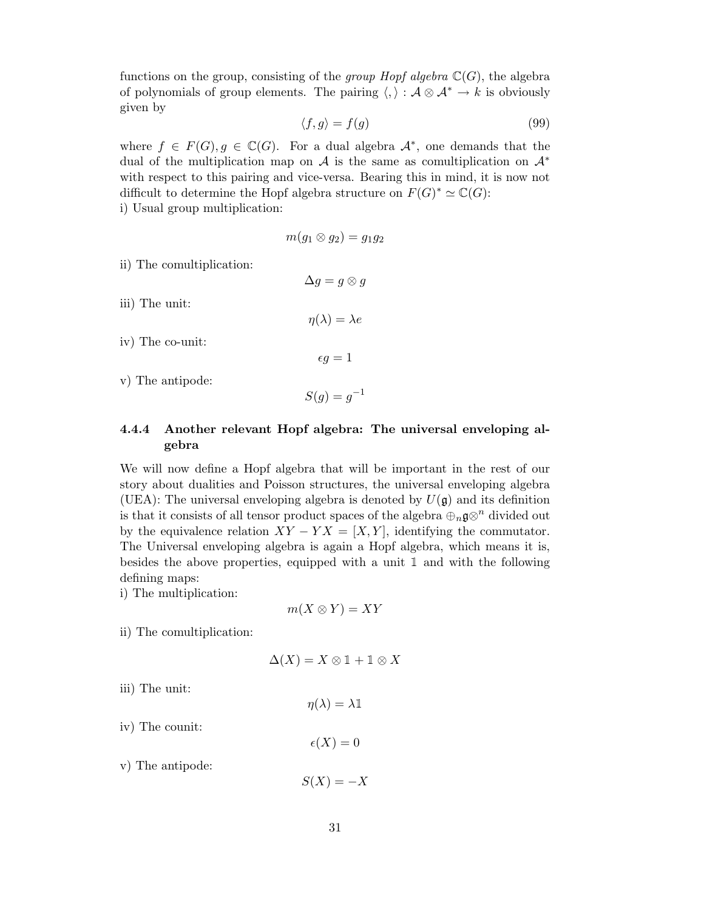functions on the group, consisting of the *group Hopf algebra* $\mathbb{C}(G)$, the algebra of polynomials of group elements. The pairing $\langle , \rangle : \mathcal{A} \otimes \mathcal{A}^* \to k$ is obviously given by

$$\langle f, g \rangle = f(g) \tag{99}$$

where $f \in F(G), g \in \mathbb{C}(G)$. For a dual algebra $\mathcal{A}^*$, one demands that the dual of the multiplication map on $\mathcal{A}$ is the same as comultiplication on $\mathcal{A}^*$ with respect to this pairing and vice-versa. Bearing this in mind, it is now not difficult to determine the Hopf algebra structure on $F(G)^* \simeq \mathbb{C}(G)$:

i) Usual group multiplication:

$$m(g_1 \otimes g_2) = g_1 g_2$$

ii) The comultiplication:

$$\Delta g = g \otimes g$$

iii) The unit:

$$\eta(\lambda) = \lambda e$$

iv) The co-unit:

$$\epsilon g = 1$$

v) The antipode:

$$S(g) = g^{-1}$$

#### 4.4.4 Another relevant Hopf algebra: The universal enveloping algebra

We will now define a Hopf algebra that will be important in the rest of our story about dualities and Poisson structures, the universal enveloping algebra (UEA): The universal enveloping algebra is denoted by $U(\mathfrak{g})$ and its definition is that it consists of all tensor product spaces of the algebra $\oplus_n \mathfrak{g} \otimes^n$ divided out by the equivalence relation $XY - YX = [X, Y]$, identifying the commutator. The Universal enveloping algebra is again a Hopf algebra, which means it is, besides the above properties, equipped with a unit $\mathbb{1}$ and with the following defining maps:

i) The multiplication:

$$m(X \otimes Y) = XY$$

ii) The comultiplication:

$$\Delta(X) = X \otimes \mathbb{1} + \mathbb{1} \otimes X$$

iii) The unit:

$$\eta(\lambda) = \lambda \mathbb{1}$$

iv) The counit:

$$\epsilon(X) = 0$$

v) The antipode:

$$S(X) = -X$$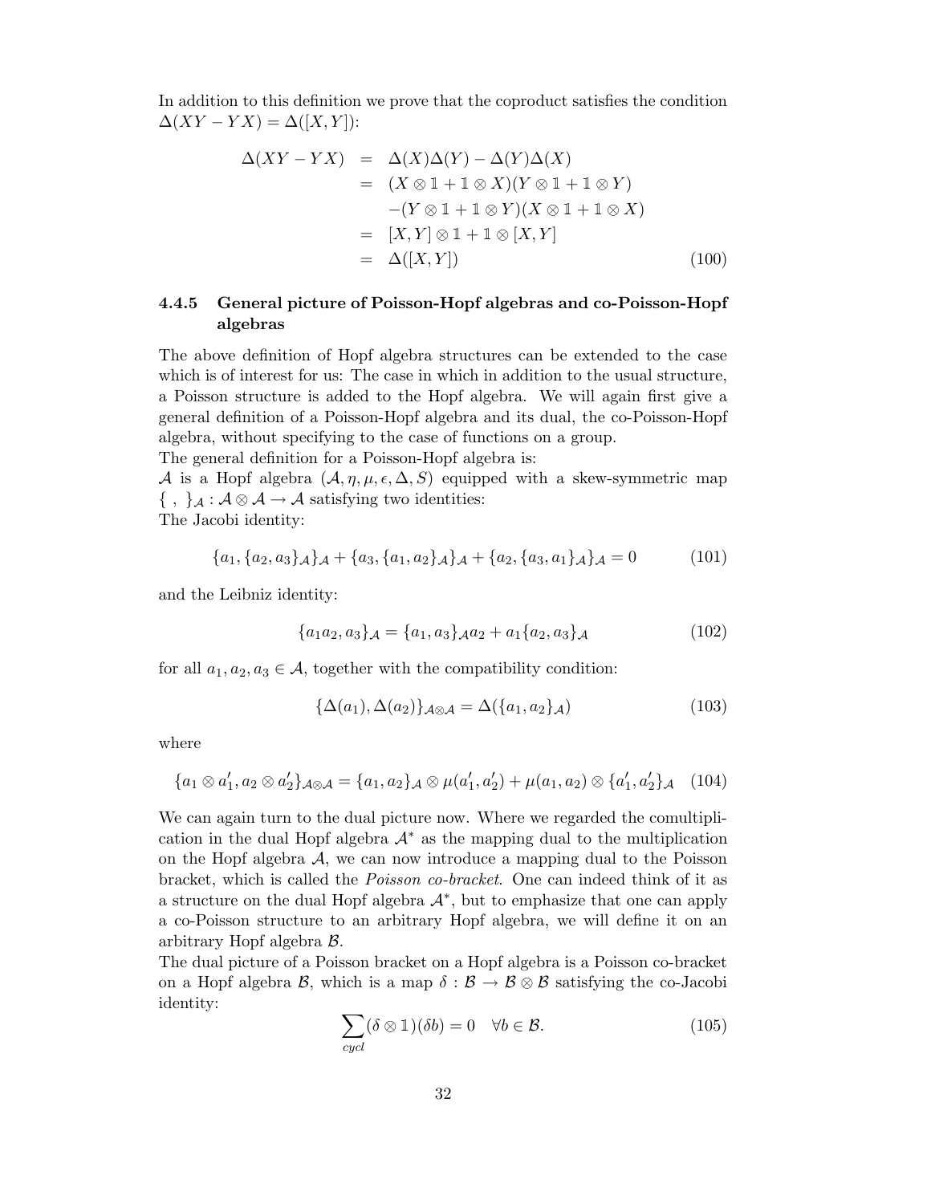In addition to this definition we prove that the coproduct satisfies the condition $\Delta(XY - YX) = \Delta([X, Y])$:

$$
\begin{aligned}
\Delta(XY - YX) &= \Delta(X)\Delta(Y) - \Delta(Y)\Delta(X) \\
&= (X \otimes \mathbb{1} + \mathbb{1} \otimes X)(Y \otimes \mathbb{1} + \mathbb{1} \otimes Y) \\
&\quad -(Y \otimes \mathbb{1} + \mathbb{1} \otimes Y)(X \otimes \mathbb{1} + \mathbb{1} \otimes X) \\
&= [X, Y] \otimes \mathbb{1} + \mathbb{1} \otimes [X, Y] \\
&= \Delta([X, Y])
\end{aligned}
\tag{100}
$$

### 4.4.5 General picture of Poisson-Hopf algebras and co-Poisson-Hopf algebras

The above definition of Hopf algebra structures can be extended to the case which is of interest for us: The case in which in addition to the usual structure, a Poisson structure is added to the Hopf algebra. We will again first give a general definition of a Poisson-Hopf algebra and its dual, the co-Poisson-Hopf algebra, without specifying to the case of functions on a group.

The general definition for a Poisson-Hopf algebra is:

$\mathcal{A}$ is a Hopf algebra $(\mathcal{A}, \eta, \mu, \epsilon, \Delta, S)$ equipped with a skew-symmetric map $\{\ ,\ \}_{\mathcal{A}} : \mathcal{A} \otimes \mathcal{A} \to \mathcal{A}$ satisfying two identities:

The Jacobi identity:

$$
\{a_1, \{a_2, a_3\}_{\mathcal{A}}\}_{\mathcal{A}} + \{a_3, \{a_1, a_2\}_{\mathcal{A}}\}_{\mathcal{A}} + \{a_2, \{a_3, a_1\}_{\mathcal{A}}\}_{\mathcal{A}} = 0 \tag{101}
$$

and the Leibniz identity:

$$
\{a_1 a_2, a_3\}_{\mathcal{A}} = \{a_1, a_3\}_{\mathcal{A}} a_2 + a_1 \{a_2, a_3\}_{\mathcal{A}} \tag{102}
$$

for all $a_1, a_2, a_3 \in \mathcal{A}$, together with the compatibility condition:

$$
\{\Delta(a_1), \Delta(a_2)\}_{\mathcal{A} \otimes \mathcal{A}} = \Delta(\{a_1, a_2\}_{\mathcal{A}}) \tag{103}
$$

where

$$
\{a_1 \otimes a_1', a_2 \otimes a_2'\}_{\mathcal{A} \otimes \mathcal{A}} = \{a_1, a_2\}_{\mathcal{A}} \otimes \mu(a_1', a_2') + \mu(a_1, a_2) \otimes \{a_1', a_2'\}_{\mathcal{A}} \tag{104}
$$

We can again turn to the dual picture now. Where we regarded the comultiplication in the dual Hopf algebra $\mathcal{A}^*$ as the mapping dual to the multiplication on the Hopf algebra $\mathcal{A}$, we can now introduce a mapping dual to the Poisson bracket, which is called the *Poisson co-bracket*. One can indeed think of it as a structure on the dual Hopf algebra $\mathcal{A}^*$, but to emphasize that one can apply a co-Poisson structure to an arbitrary Hopf algebra, we will define it on an arbitrary Hopf algebra $\mathcal{B}$.

The dual picture of a Poisson bracket on a Hopf algebra is a Poisson co-bracket on a Hopf algebra $\mathcal{B}$, which is a map $\delta : \mathcal{B} \to \mathcal{B} \otimes \mathcal{B}$ satisfying the co-Jacobi identity:

$$
\sum_{cycl} (\delta \otimes \mathbb{1})(\delta b) = 0 \quad \forall b \in \mathcal{B}. \tag{105}
$$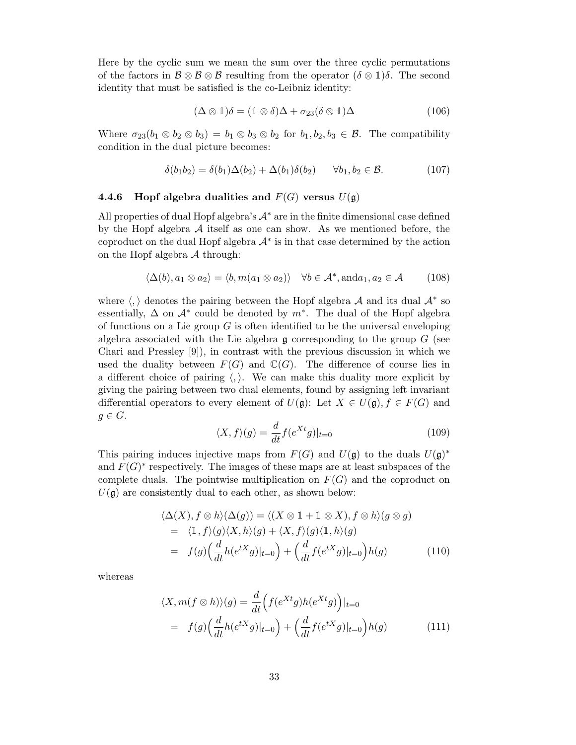Here by the cyclic sum we mean the sum over the three cyclic permutations of the factors in $\mathcal{B} \otimes \mathcal{B} \otimes \mathcal{B}$ resulting from the operator $(\delta \otimes \mathbb{1})\delta$. The second identity that must be satisfied is the co-Leibniz identity:

$$(\Delta \otimes \mathbb{1})\delta = (\mathbb{1} \otimes \delta)\Delta + \sigma_{23}(\delta \otimes \mathbb{1})\Delta \tag{106}$$

Where $\sigma_{23}(b_1 \otimes b_2 \otimes b_3) = b_1 \otimes b_3 \otimes b_2$ for $b_1, b_2, b_3 \in \mathcal{B}$. The compatibility condition in the dual picture becomes:

$$\delta(b_1 b_2) = \delta(b_1)\Delta(b_2) + \Delta(b_1)\delta(b_2) \qquad \forall b_1, b_2 \in \mathcal{B}. \tag{107}$$

### 4.4.6 Hopf algebra dualities and $F(G)$ versus $U(\mathfrak{g})$

All properties of dual Hopf algebra's $\mathcal{A}^*$ are in the finite dimensional case defined by the Hopf algebra $\mathcal{A}$ itself as one can show. As we mentioned before, the coproduct on the dual Hopf algebra $\mathcal{A}^*$ is in that case determined by the action on the Hopf algebra $\mathcal{A}$ through:

$$\langle \Delta(b), a_1 \otimes a_2 \rangle = \langle b, m(a_1 \otimes a_2) \rangle \quad \forall b \in \mathcal{A}^*, \text{and} a_1, a_2 \in \mathcal{A} \tag{108}$$

where $\langle , \rangle$ denotes the pairing between the Hopf algebra $\mathcal{A}$ and its dual $\mathcal{A}^*$ so essentially, $\Delta$ on $\mathcal{A}^*$ could be denoted by $m^*$. The dual of the Hopf algebra of functions on a Lie group $G$ is often identified to be the universal enveloping algebra associated with the Lie algebra $\mathfrak{g}$ corresponding to the group $G$ (see Chari and Pressley [9]), in contrast with the previous discussion in which we used the duality between $F(G)$ and $\mathbb{C}(G)$. The difference of course lies in a different choice of pairing $\langle , \rangle$. We can make this duality more explicit by giving the pairing between two dual elements, found by assigning left invariant differential operators to every element of $U(\mathfrak{g})$: Let $X \in U(\mathfrak{g})$, $f \in F(G)$ and $g \in G$.

$$\langle X, f \rangle(g) = \frac{d}{dt} f(e^{Xt} g)|_{t=0} \tag{109}$$

This pairing induces injective maps from $F(G)$ and $U(\mathfrak{g})$ to the duals $U(\mathfrak{g})^*$ and $F(G)^*$ respectively. The images of these maps are at least subspaces of the complete duals. The pointwise multiplication on $F(G)$ and the coproduct on $U(\mathfrak{g})$ are consistently dual to each other, as shown below:

$$\begin{aligned}
\langle \Delta(X), f \otimes h \rangle(\Delta(g)) &= \langle (X \otimes \mathbb{1} + \mathbb{1} \otimes X), f \otimes h \rangle(g \otimes g) \\
&= \langle \mathbb{1}, f \rangle(g) \langle X, h \rangle(g) + \langle X, f \rangle(g) \langle \mathbb{1}, h \rangle(g) \\
&= f(g) \Big( \frac{d}{dt} h(e^{tX} g)|_{t=0} \Big) + \Big( \frac{d}{dt} f(e^{tX} g)|_{t=0} \Big) h(g)
\end{aligned} \tag{110}$$

whereas

$$\begin{aligned}
\langle X, m(f \otimes h) \rangle(g) &= \frac{d}{dt} \Big( f(e^{Xt} g) h(e^{Xt} g) \Big)|_{t=0} \\
&= f(g) \Big( \frac{d}{dt} h(e^{tX} g)|_{t=0} \Big) + \Big( \frac{d}{dt} f(e^{tX} g)|_{t=0} \Big) h(g)
\end{aligned} \tag{111}$$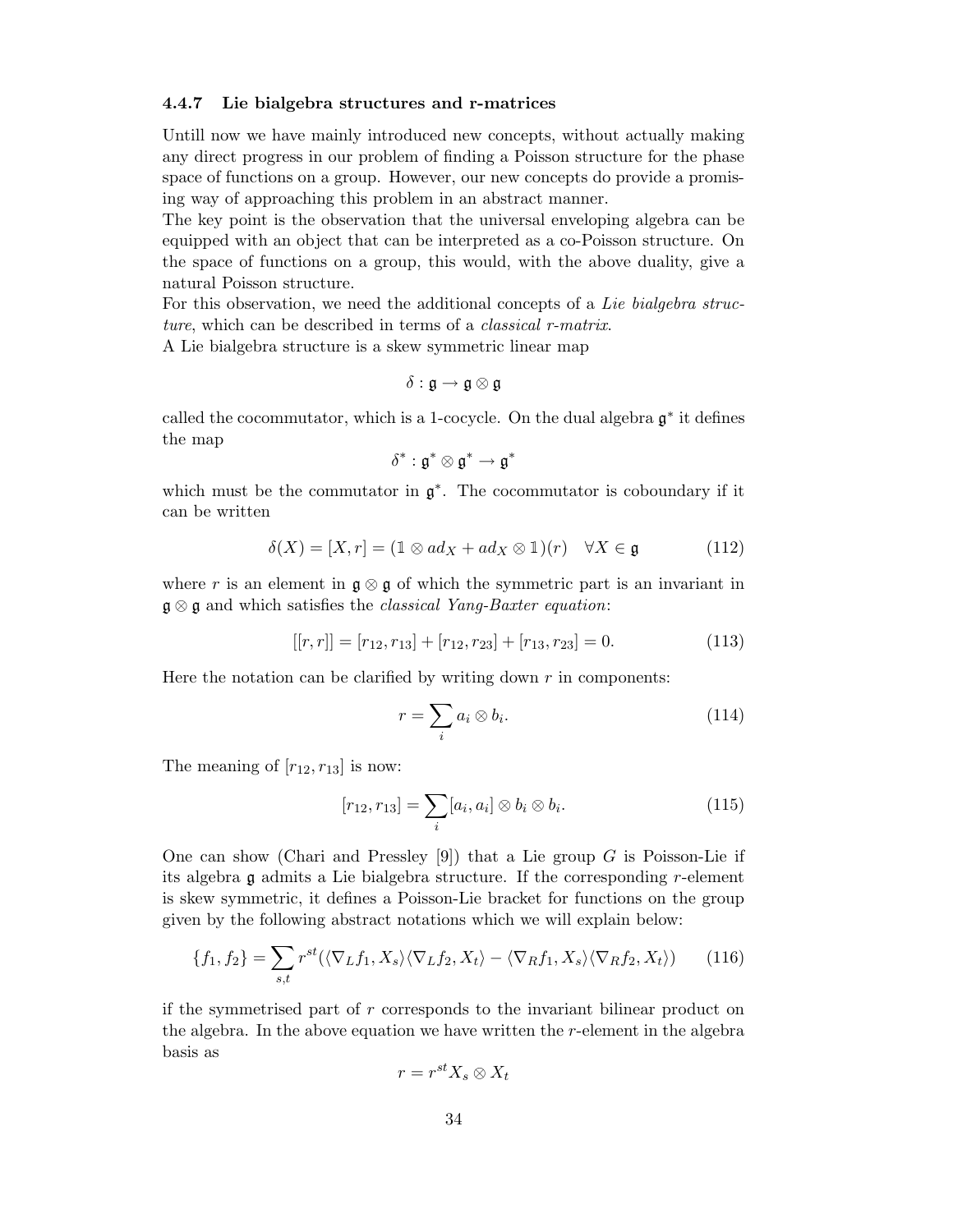### 4.4.7 Lie bialgebra structures and r-matrices

Untill now we have mainly introduced new concepts, without actually making any direct progress in our problem of finding a Poisson structure for the phase space of functions on a group. However, our new concepts do provide a promising way of approaching this problem in an abstract manner.

The key point is the observation that the universal enveloping algebra can be equipped with an object that can be interpreted as a co-Poisson structure. On the space of functions on a group, this would, with the above duality, give a natural Poisson structure.

For this observation, we need the additional concepts of a *Lie bialgebra structure*, which can be described in terms of a *classical r-matrix*.

A Lie bialgebra structure is a skew symmetric linear map

$$\delta : \mathfrak{g} \to \mathfrak{g} \otimes \mathfrak{g}$$

called the cocommutator, which is a 1-cocycle. On the dual algebra $\mathfrak{g}^*$ it defines the map

$$\delta^* : \mathfrak{g}^* \otimes \mathfrak{g}^* \to \mathfrak{g}^*$$

which must be the commutator in $\mathfrak{g}^*$. The cocommutator is coboundary if it can be written

$$\delta(X) = [X, r] = (\mathbb{1} \otimes ad_X + ad_X \otimes \mathbb{1})(r) \quad \forall X \in \mathfrak{g} \tag{112}$$

where $r$ is an element in $\mathfrak{g} \otimes \mathfrak{g}$ of which the symmetric part is an invariant in $\mathfrak{g} \otimes \mathfrak{g}$ and which satisfies the *classical Yang-Baxter equation*:

$$[[r, r]] = [r_{12}, r_{13}] + [r_{12}, r_{23}] + [r_{13}, r_{23}] = 0. \tag{113}$$

Here the notation can be clarified by writing down $r$ in components:

$$r = \sum_i a_i \otimes b_i. \tag{114}$$

The meaning of $[r_{12}, r_{13}]$ is now:

$$[r_{12}, r_{13}] = \sum_i [a_i, a_i] \otimes b_i \otimes b_i. \tag{115}$$

One can show (Chari and Pressley [9]) that a Lie group $G$ is Poisson-Lie if its algebra $\mathfrak{g}$ admits a Lie bialgebra structure. If the corresponding $r$-element is skew symmetric, it defines a Poisson-Lie bracket for functions on the group given by the following abstract notations which we will explain below:

$$\{f_1, f_2\} = \sum_{s,t} r^{st} (\langle \nabla_L f_1, X_s \rangle \langle \nabla_L f_2, X_t \rangle - \langle \nabla_R f_1, X_s \rangle \langle \nabla_R f_2, X_t \rangle) \tag{116}$$

if the symmetrised part of $r$ corresponds to the invariant bilinear product on the algebra. In the above equation we have written the $r$-element in the algebra basis as

$$r = r^{st} X_s \otimes X_t$$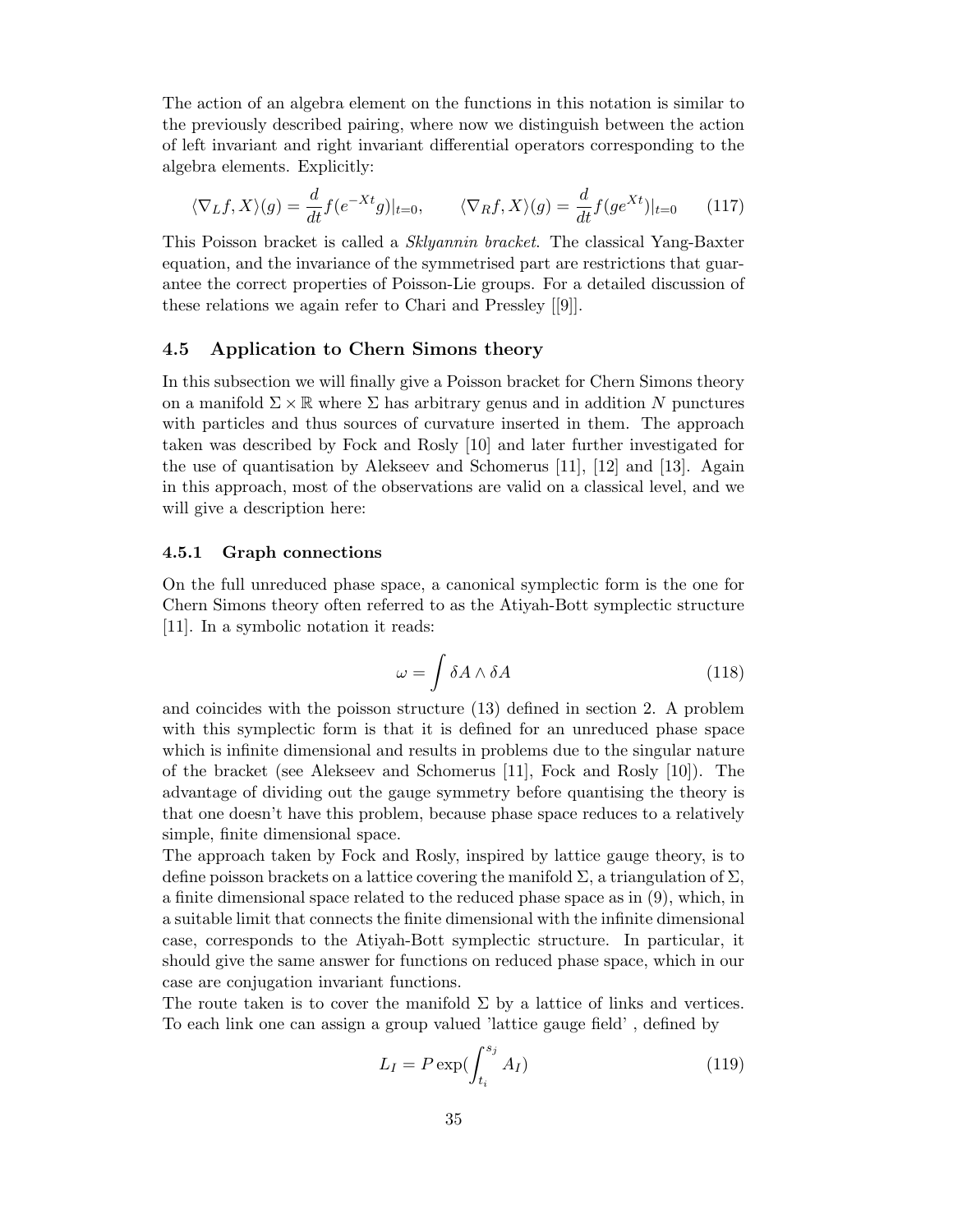The action of an algebra element on the functions in this notation is similar to the previously described pairing, where now we distinguish between the action of left invariant and right invariant differential operators corresponding to the algebra elements. Explicitly:

$$\langle \nabla_L f, X\rangle(g) = \frac{d}{dt} f(e^{-Xt} g)|_{t=0}, \qquad \langle \nabla_R f, X\rangle(g) = \frac{d}{dt} f(g e^{Xt})|_{t=0} \tag{117}$$

This Poisson bracket is called a *Sklyannin bracket*. The classical Yang-Baxter equation, and the invariance of the symmetrised part are restrictions that guarantee the correct properties of Poisson-Lie groups. For a detailed discussion of these relations we again refer to Chari and Pressley [[9]].

### 4.5 Application to Chern Simons theory

In this subsection we will finally give a Poisson bracket for Chern Simons theory on a manifold $\Sigma \times \mathbb{R}$ where $\Sigma$ has arbitrary genus and in addition $N$ punctures with particles and thus sources of curvature inserted in them. The approach taken was described by Fock and Rosly [10] and later further investigated for the use of quantisation by Alekseev and Schomerus [11], [12] and [13]. Again in this approach, most of the observations are valid on a classical level, and we will give a description here:

#### 4.5.1 Graph connections

On the full unreduced phase space, a canonical symplectic form is the one for Chern Simons theory often referred to as the Atiyah-Bott symplectic structure [11]. In a symbolic notation it reads:

$$\omega = \int \delta A \wedge \delta A \tag{118}$$

and coincides with the poisson structure (13) defined in section 2. A problem with this symplectic form is that it is defined for an unreduced phase space which is infinite dimensional and results in problems due to the singular nature of the bracket (see Alekseev and Schomerus [11], Fock and Rosly [10]). The advantage of dividing out the gauge symmetry before quantising the theory is that one doesn't have this problem, because phase space reduces to a relatively simple, finite dimensional space.

The approach taken by Fock and Rosly, inspired by lattice gauge theory, is to define poisson brackets on a lattice covering the manifold $\Sigma$, a triangulation of $\Sigma$, a finite dimensional space related to the reduced phase space as in (9), which, in a suitable limit that connects the finite dimensional with the infinite dimensional case, corresponds to the Atiyah-Bott symplectic structure. In particular, it should give the same answer for functions on reduced phase space, which in our case are conjugation invariant functions.

The route taken is to cover the manifold $\Sigma$ by a lattice of links and vertices. To each link one can assign a group valued 'lattice gauge field' , defined by

$$L_I = P \exp(\int_{t_i}^{s_j} A_I) \tag{119}$$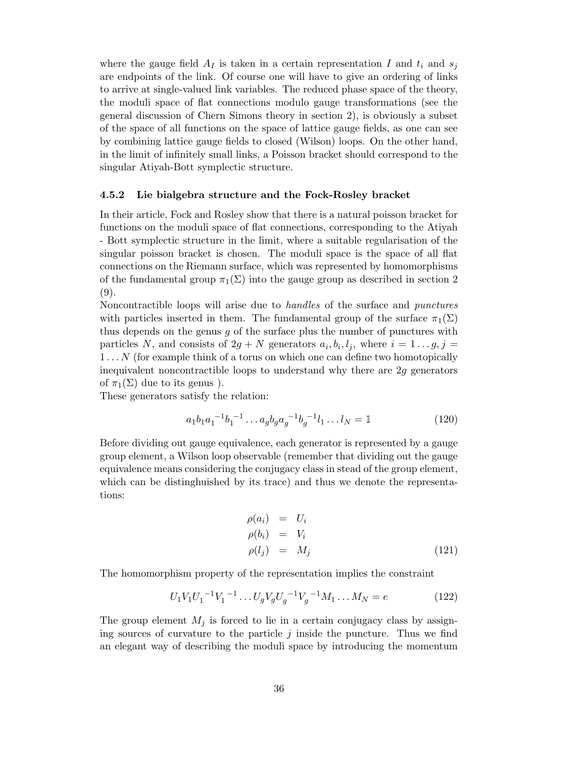where the gauge field $A_I$ is taken in a certain representation $I$ and $t_i$ and $s_j$ are endpoints of the link. Of course one will have to give an ordering of links to arrive at single-valued link variables. The reduced phase space of the theory, the moduli space of flat connections modulo gauge transformations (see the general discussion of Chern Simons theory in section 2), is obviously a subset of the space of all functions on the space of lattice gauge fields, as one can see by combining lattice gauge fields to closed (Wilson) loops. On the other hand, in the limit of infinitely small links, a Poisson bracket should correspond to the singular Atiyah-Bott symplectic structure.

### 4.5.2 Lie bialgebra structure and the Fock-Rosley bracket

In their article, Fock and Rosley show that there is a natural poisson bracket for functions on the moduli space of flat connections, corresponding to the Atiyah - Bott symplectic structure in the limit, where a suitable regularisation of the singular poisson bracket is chosen. The moduli space is the space of all flat connections on the Riemann surface, which was represented by homomorphisms of the fundamental group $\pi_1(\Sigma)$ into the gauge group as described in section 2 (9).

Noncontractible loops will arise due to *handles* of the surface and *punctures* with particles inserted in them. The fundamental group of the surface $\pi_1(\Sigma)$ thus depends on the genus $g$ of the surface plus the number of punctures with particles $N$, and consists of $2g + N$ generators $a_i, b_i, l_j$, where $i = 1 \dots g, j = 1 \dots N$ (for example think of a torus on which one can define two homotopically inequivalent noncontractible loops to understand why there are $2g$ generators of $\pi_1(\Sigma)$ due to its genus ).

These generators satisfy the relation:

$$a_1 b_1 {a_1}^{-1} {b_1}^{-1} \dots a_g b_g {a_g}^{-1} {b_g}^{-1} l_1 \dots l_N = \mathbb{1} \tag{120}$$

Before dividing out gauge equivalence, each generator is represented by a gauge group element, a Wilson loop observable (remember that dividing out the gauge equivalence means considering the conjugacy class in stead of the group element, which can be distinghuished by its trace) and thus we denote the representations:

$$\begin{aligned}
\rho(a_i) &= U_i \\
\rho(b_i) &= V_i \\
\rho(l_j) &= M_j
\end{aligned} \tag{121}$$

The homomorphism property of the representation implies the constraint

$$U_1 V_1 {U_1}^{-1} {V_1}^{-1} \dots U_g V_g {U_g}^{-1} {V_g}^{-1} M_1 \dots M_N = e \tag{122}$$

The group element $M_j$ is forced to lie in a certain conjugacy class by assigning sources of curvature to the particle $j$ inside the puncture. Thus we find an elegant way of describing the moduli space by introducing the momentum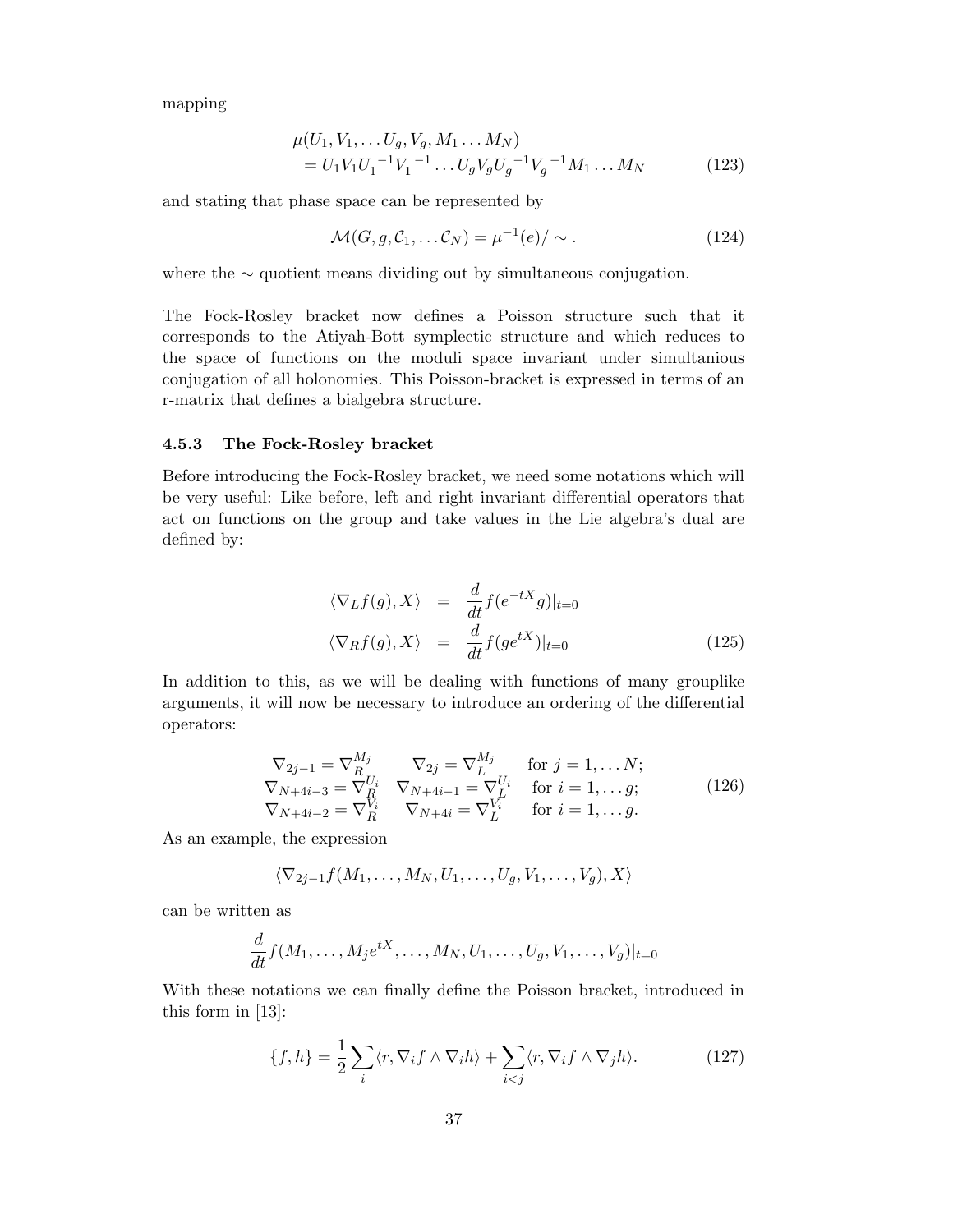mapping

$$
\begin{aligned}
&\mu(U_1, V_1, \dots U_g, V_g, M_1 \dots M_N) \\
&= U_1 V_1 {U_1}^{-1} {V_1}^{-1} \dots U_g V_g {U_g}^{-1} {V_g}^{-1} M_1 \dots M_N
\end{aligned}
\tag{123}
$$

and stating that phase space can be represented by

$$
\mathcal{M}(G, g, \mathcal{C}_1, \dots \mathcal{C}_N) = \mu^{-1}(e)/\sim . \tag{124}
$$

where the $\sim$ quotient means dividing out by simultaneous conjugation.

The Fock-Rosley bracket now defines a Poisson structure such that it corresponds to the Atiyah-Bott symplectic structure and which reduces to the space of functions on the moduli space invariant under simultanious conjugation of all holonomies. This Poisson-bracket is expressed in terms of an r-matrix that defines a bialgebra structure.

### 4.5.3 The Fock-Rosley bracket

Before introducing the Fock-Rosley bracket, we need some notations which will be very useful: Like before, left and right invariant differential operators that act on functions on the group and take values in the Lie algebra's dual are defined by:

$$
\begin{aligned}
\langle \nabla_L f(g), X \rangle &= \frac{d}{dt} f(e^{-tX} g)|_{t=0} \\
\langle \nabla_R f(g), X \rangle &= \frac{d}{dt} f(g e^{tX})|_{t=0}
\end{aligned}
\tag{125}
$$

In addition to this, as we will be dealing with functions of many grouplike arguments, it will now be necessary to introduce an ordering of the differential operators:

$$
\begin{array}{lll}
\nabla_{2j-1} = \nabla_R^{M_j} & \nabla_{2j} = \nabla_L^{M_j} & \text{for } j = 1, \dots N; \\
\nabla_{N+4i-3} = \nabla_R^{U_i} & \nabla_{N+4i-1} = \nabla_L^{U_i} & \text{for } i = 1, \dots g; \\
\nabla_{N+4i-2} = \nabla_R^{V_i} & \nabla_{N+4i} = \nabla_L^{V_i} & \text{for } i = 1, \dots g.
\end{array}
\tag{126}
$$

As an example, the expression

$$
\langle \nabla_{2j-1} f(M_1, \dots, M_N, U_1, \dots, U_g, V_1, \dots, V_g), X \rangle
$$

can be written as

$$
\frac{d}{dt} f(M_1, \dots, M_j e^{tX}, \dots, M_N, U_1, \dots, U_g, V_1, \dots, V_g)|_{t=0}
$$

With these notations we can finally define the Poisson bracket, introduced in this form in [13]:

$$
\{f, h\} = \frac{1}{2} \sum_i \langle r, \nabla_i f \wedge \nabla_i h \rangle + \sum_{i<j} \langle r, \nabla_i f \wedge \nabla_j h \rangle . \tag{127}
$$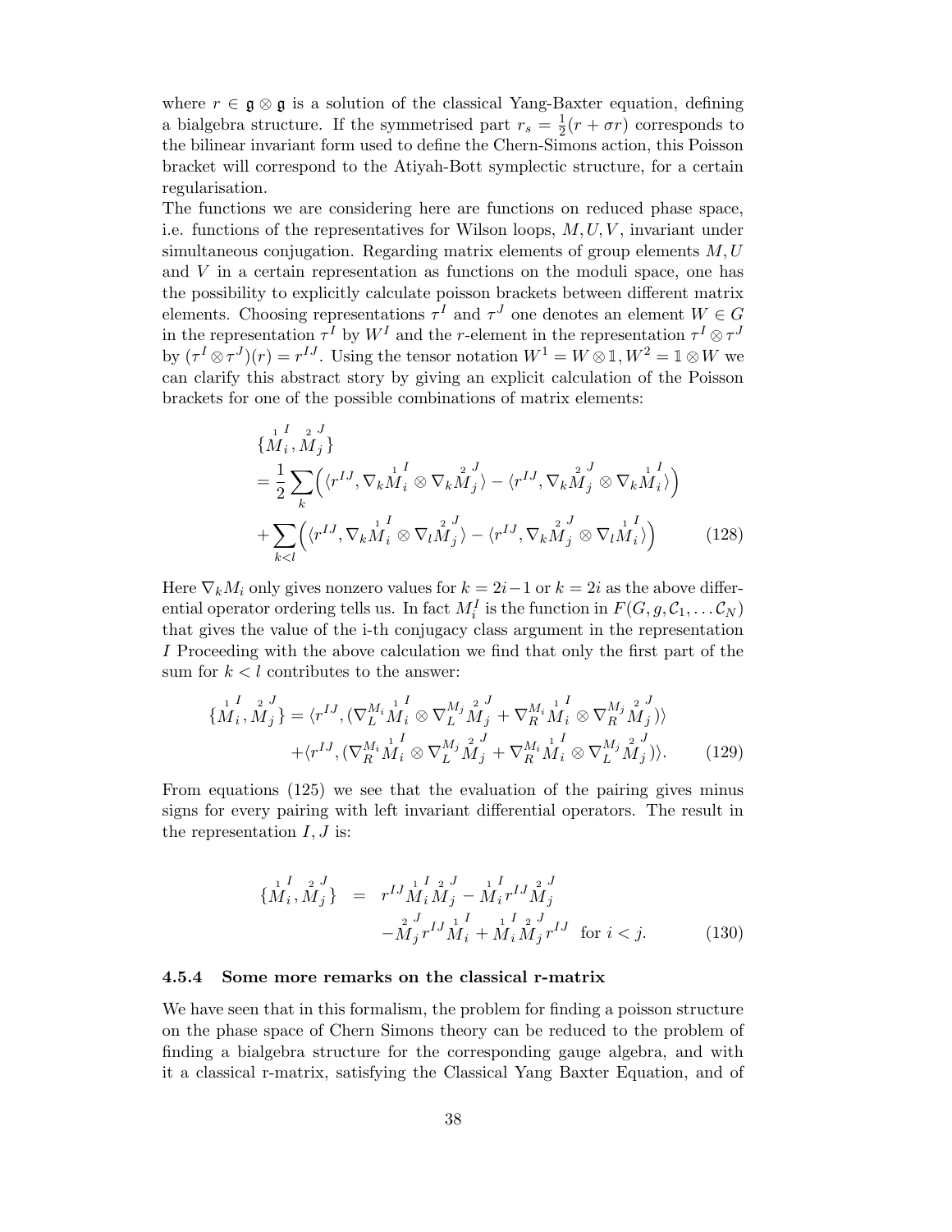where $r \in \mathfrak{g} \otimes \mathfrak{g}$ is a solution of the classical Yang-Baxter equation, defining a bialgebra structure. If the symmetrised part $r_s = \frac{1}{2}(r + \sigma r)$ corresponds to the bilinear invariant form used to define the Chern-Simons action, this Poisson bracket will correspond to the Atiyah-Bott symplectic structure, for a certain regularisation.

The functions we are considering here are functions on reduced phase space, i.e. functions of the representatives for Wilson loops, $M, U, V$, invariant under simultaneous conjugation. Regarding matrix elements of group elements $M, U$ and $V$ in a certain representation as functions on the moduli space, one has the possibility to explicitly calculate poisson brackets between different matrix elements. Choosing representations $\tau^I$ and $\tau^J$ one denotes an element $W \in G$ in the representation $\tau^I$ by $W^I$ and the $r$-element in the representation $\tau^I \otimes \tau^J$ by $(\tau^I \otimes \tau^J)(r) = r^{IJ}$. Using the tensor notation $W^1 = W \otimes \mathbb{1}, W^2 = \mathbb{1} \otimes W$ we can clarify this abstract story by giving an explicit calculation of the Poisson brackets for one of the possible combinations of matrix elements:

$$
\begin{aligned}
&\{\overset{1}{M}{}_i^I, \overset{2}{M}{}_j^J\} \\
&= \frac{1}{2} \sum_k \Big( \langle r^{IJ}, \nabla_k \overset{1}{M}{}_i^I \otimes \nabla_k \overset{2}{M}{}_j^J \rangle - \langle r^{IJ}, \nabla_k \overset{2}{M}{}_j^J \otimes \nabla_k \overset{1}{M}{}_i^I \rangle \Big) \\
&+ \sum_{k<l} \Big( \langle r^{IJ}, \nabla_k \overset{1}{M}{}_i^I \otimes \nabla_l \overset{2}{M}{}_j^J \rangle - \langle r^{IJ}, \nabla_k \overset{2}{M}{}_j^J \otimes \nabla_l \overset{1}{M}{}_i^I \rangle \Big) \qquad (128)
\end{aligned}
$$

Here $\nabla_k M_i$ only gives nonzero values for $k = 2i-1$ or $k = 2i$ as the above differential operator ordering tells us. In fact $M_i^I$ is the function in $F(G, g, \mathcal{C}_1, \ldots \mathcal{C}_N)$ that gives the value of the i-th conjugacy class argument in the representation $I$ Proceeding with the above calculation we find that only the first part of the sum for $k < l$ contributes to the answer:

$$
\begin{aligned}
\{\overset{1}{M}{}_i^I, \overset{2}{M}{}_j^J\} &= \langle r^{IJ}, (\nabla_L^{M_i} \overset{1}{M}{}_i^I \otimes \nabla_L^{M_j} \overset{2}{M}{}_j^J + \nabla_R^{M_i} \overset{1}{M}{}_i^I \otimes \nabla_R^{M_j} \overset{2}{M}{}_j^J)\rangle \\
&+ \langle r^{IJ}, (\nabla_R^{M_i} \overset{1}{M}{}_i^I \otimes \nabla_L^{M_j} \overset{2}{M}{}_j^J + \nabla_R^{M_i} \overset{1}{M}{}_i^I \otimes \nabla_L^{M_j} \overset{2}{M}{}_j^J)\rangle. \qquad (129)
\end{aligned}
$$

From equations (125) we see that the evaluation of the pairing gives minus signs for every pairing with left invariant differential operators. The result in the representation $I, J$ is:

$$
\begin{aligned}
\{\overset{1}{M}{}_i^I, \overset{2}{M}{}_j^J\} &= r^{IJ} \overset{1}{M}{}_i^I \overset{2}{M}{}_j^J - \overset{1}{M}{}_i^I r^{IJ} \overset{2}{M}{}_j^J \\
&\quad - \overset{2}{M}{}_j^J r^{IJ} \overset{1}{M}{}_i^I + \overset{1}{M}{}_i^I \overset{2}{M}{}_j^J r^{IJ} \quad \text{for } i < j. \qquad (130)
\end{aligned}
$$

### 4.5.4 Some more remarks on the classical r-matrix

We have seen that in this formalism, the problem for finding a poisson structure on the phase space of Chern Simons theory can be reduced to the problem of finding a bialgebra structure for the corresponding gauge algebra, and with it a classical r-matrix, satisfying the Classical Yang Baxter Equation, and of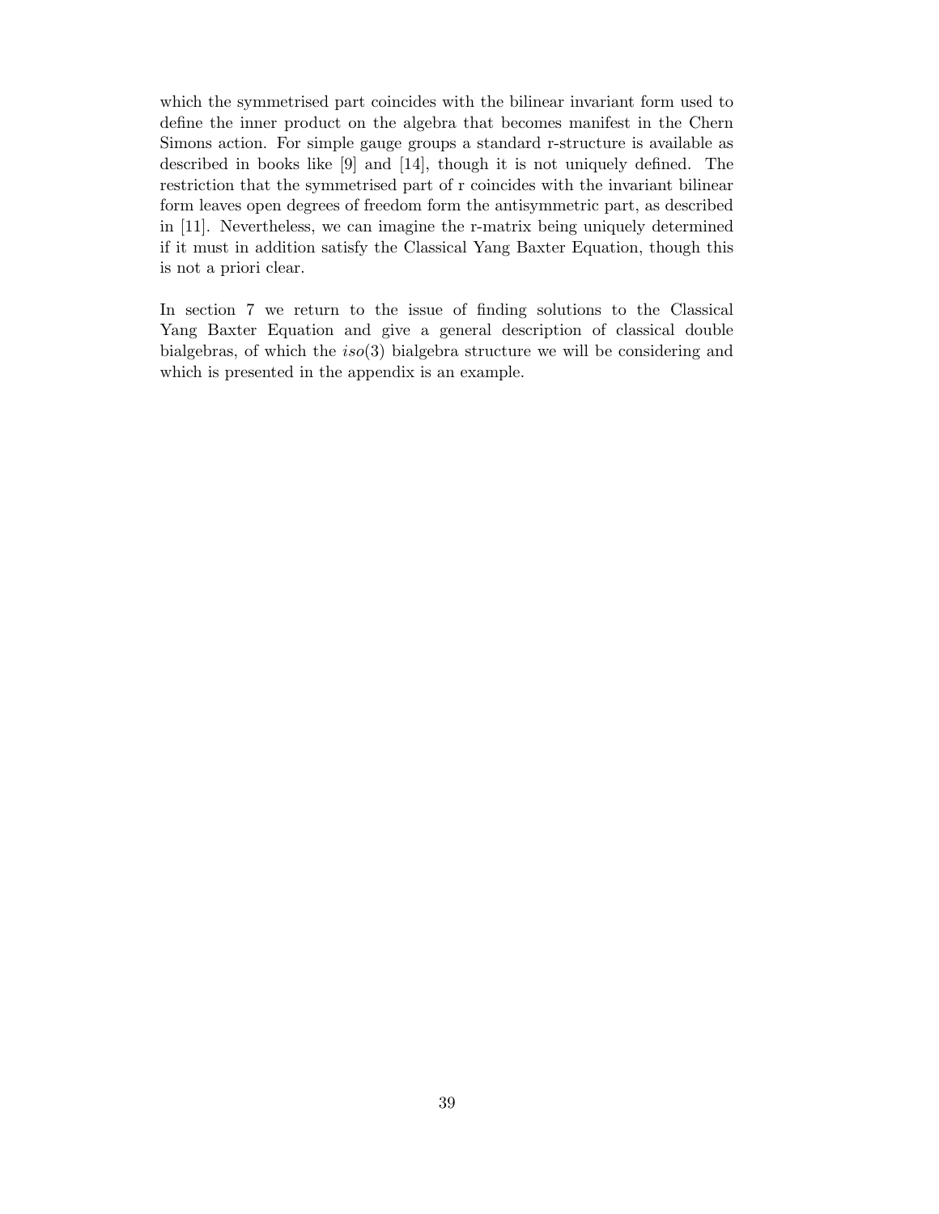which the symmetrised part coincides with the bilinear invariant form used to define the inner product on the algebra that becomes manifest in the Chern Simons action. For simple gauge groups a standard r-structure is available as described in books like [9] and [14], though it is not uniquely defined. The restriction that the symmetrised part of r coincides with the invariant bilinear form leaves open degrees of freedom form the antisymmetric part, as described in [11]. Nevertheless, we can imagine the r-matrix being uniquely determined if it must in addition satisfy the Classical Yang Baxter Equation, though this is not a priori clear.

In section 7 we return to the issue of finding solutions to the Classical Yang Baxter Equation and give a general description of classical double bialgebras, of which the $iso(3)$ bialgebra structure we will be considering and which is presented in the appendix is an example.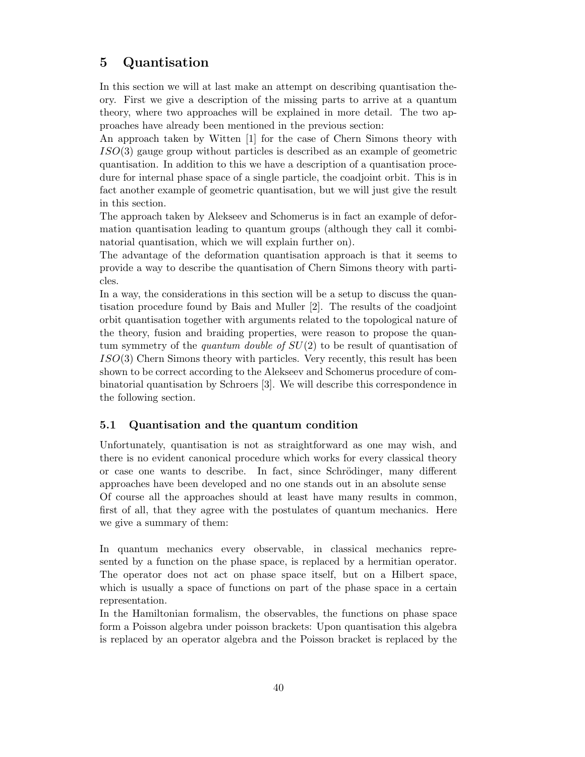# 5 Quantisation

In this section we will at last make an attempt on describing quantisation theory. First we give a description of the missing parts to arrive at a quantum theory, where two approaches will be explained in more detail. The two approaches have already been mentioned in the previous section:

An approach taken by Witten [1] for the case of Chern Simons theory with $ISO(3)$ gauge group without particles is described as an example of geometric quantisation. In addition to this we have a description of a quantisation procedure for internal phase space of a single particle, the coadjoint orbit. This is in fact another example of geometric quantisation, but we will just give the result in this section.

The approach taken by Alekseev and Schomerus is in fact an example of deformation quantisation leading to quantum groups (although they call it combinatorial quantisation, which we will explain further on).

The advantage of the deformation quantisation approach is that it seems to provide a way to describe the quantisation of Chern Simons theory with particles.

In a way, the considerations in this section will be a setup to discuss the quantisation procedure found by Bais and Muller [2]. The results of the coadjoint orbit quantisation together with arguments related to the topological nature of the theory, fusion and braiding properties, were reason to propose the quantum symmetry of the *quantum double of $SU(2)$* to be result of quantisation of $ISO(3)$ Chern Simons theory with particles. Very recently, this result has been shown to be correct according to the Alekseev and Schomerus procedure of combinatorial quantisation by Schroers [3]. We will describe this correspondence in the following section.

## 5.1 Quantisation and the quantum condition

Unfortunately, quantisation is not as straightforward as one may wish, and there is no evident canonical procedure which works for every classical theory or case one wants to describe. In fact, since Schrödinger, many different approaches have been developed and no one stands out in an absolute sense

Of course all the approaches should at least have many results in common, first of all, that they agree with the postulates of quantum mechanics. Here we give a summary of them:

In quantum mechanics every observable, in classical mechanics represented by a function on the phase space, is replaced by a hermitian operator. The operator does not act on phase space itself, but on a Hilbert space, which is usually a space of functions on part of the phase space in a certain representation.

In the Hamiltonian formalism, the observables, the functions on phase space form a Poisson algebra under poisson brackets: Upon quantisation this algebra is replaced by an operator algebra and the Poisson bracket is replaced by the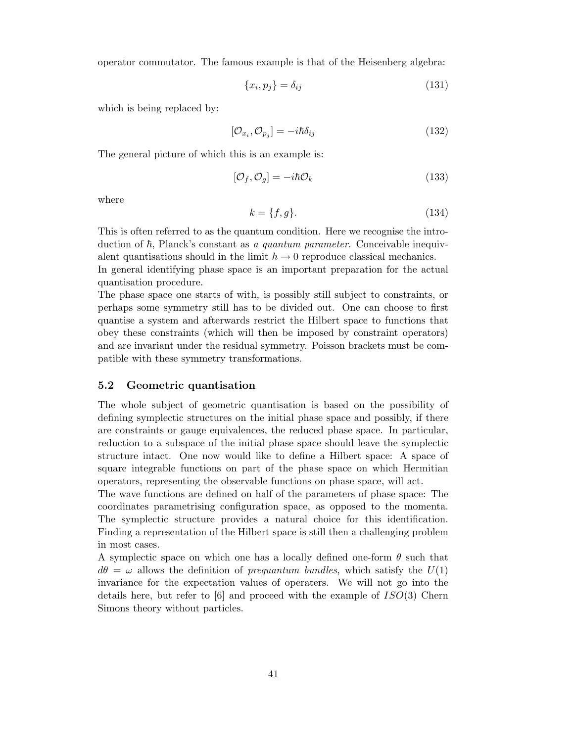operator commutator. The famous example is that of the Heisenberg algebra:

$$\{x_i, p_j\} = \delta_{ij} \tag{131}$$

which is being replaced by:

$$[\mathcal{O}_{x_i}, \mathcal{O}_{p_j}] = -i\hbar\delta_{ij} \tag{132}$$

The general picture of which this is an example is:

$$[\mathcal{O}_f, \mathcal{O}_g] = -i\hbar\mathcal{O}_k \tag{133}$$

where

$$k = \{f, g\}. \tag{134}$$

This is often referred to as the quantum condition. Here we recognise the introduction of $\hbar$, Planck's constant as *a quantum parameter*. Conceivable inequivalent quantisations should in the limit $\hbar \to 0$ reproduce classical mechanics.
In general identifying phase space is an important preparation for the actual quantisation procedure.
The phase space one starts of with, is possibly still subject to constraints, or perhaps some symmetry still has to be divided out. One can choose to first quantise a system and afterwards restrict the Hilbert space to functions that obey these constraints (which will then be imposed by constraint operators) and are invariant under the residual symmetry. Poisson brackets must be compatible with these symmetry transformations.

### 5.2 Geometric quantisation

The whole subject of geometric quantisation is based on the possibility of defining symplectic structures on the initial phase space and possibly, if there are constraints or gauge equivalences, the reduced phase space. In particular, reduction to a subspace of the initial phase space should leave the symplectic structure intact. One now would like to define a Hilbert space: A space of square integrable functions on part of the phase space on which Hermitian operators, representing the observable functions on phase space, will act.
The wave functions are defined on half of the parameters of phase space: The coordinates parametrising configuration space, as opposed to the momenta. The symplectic structure provides a natural choice for this identification. Finding a representation of the Hilbert space is still then a challenging problem in most cases.
A symplectic space on which one has a locally defined one-form $\theta$ such that $d\theta = \omega$ allows the definition of *prequantum bundles*, which satisfy the $U(1)$ invariance for the expectation values of operaters. We will not go into the details here, but refer to [6] and proceed with the example of $ISO(3)$ Chern Simons theory without particles.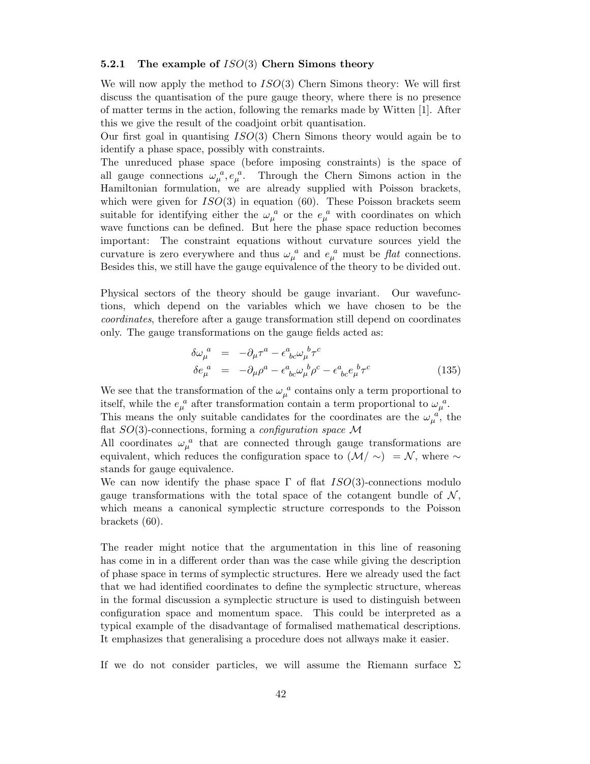### 5.2.1 The example of $ISO(3)$ Chern Simons theory

We will now apply the method to $ISO(3)$ Chern Simons theory: We will first discuss the quantisation of the pure gauge theory, where there is no presence of matter terms in the action, following the remarks made by Witten [1]. After this we give the result of the coadjoint orbit quantisation.

Our first goal in quantising $ISO(3)$ Chern Simons theory would again be to identify a phase space, possibly with constraints.

The unreduced phase space (before imposing constraints) is the space of all gauge connections ${\omega_\mu}^a, {e_\mu}^a$. Through the Chern Simons action in the Hamiltonian formulation, we are already supplied with Poisson brackets, which were given for $ISO(3)$ in equation (60). These Poisson brackets seem suitable for identifying either the ${\omega_\mu}^a$ or the ${e_\mu}^a$ with coordinates on which wave functions can be defined. But here the phase space reduction becomes important: The constraint equations without curvature sources yield the curvature is zero everywhere and thus ${\omega_\mu}^a$ and ${e_\mu}^a$ must be *flat* connections. Besides this, we still have the gauge equivalence of the theory to be divided out.

Physical sectors of the theory should be gauge invariant. Our wavefunctions, which depend on the variables which we have chosen to be the *coordinates*, therefore after a gauge transformation still depend on coordinates only. The gauge transformations on the gauge fields acted as:

$$
\begin{aligned}
\delta {\omega_\mu}^a &= -\partial_\mu \tau^a - \epsilon^a{}_{bc} {\omega_\mu}^b \tau^c \\
\delta {e_\mu}^a &= -\partial_\mu \rho^a - \epsilon^a{}_{bc} {\omega_\mu}^b \rho^c - \epsilon^a{}_{bc} {e_\mu}^b \tau^c
\end{aligned}
\tag{135}
$$

We see that the transformation of the ${\omega_\mu}^a$ contains only a term proportional to itself, while the ${e_\mu}^a$ after transformation contain a term proportional to ${\omega_\mu}^a$.

This means the only suitable candidates for the coordinates are the ${\omega_\mu}^a$, the flat $SO(3)$-connections, forming a *configuration space* $\mathcal{M}$

All coordinates ${\omega_\mu}^a$ that are connected through gauge transformations are equivalent, which reduces the configuration space to $(\mathcal{M}/\sim) = \mathcal{N}$, where $\sim$ stands for gauge equivalence.

We can now identify the phase space $\Gamma$ of flat $ISO(3)$-connections modulo gauge transformations with the total space of the cotangent bundle of $\mathcal{N}$, which means a canonical symplectic structure corresponds to the Poisson brackets (60).

The reader might notice that the argumentation in this line of reasoning has come in in a different order than was the case while giving the description of phase space in terms of symplectic structures. Here we already used the fact that we had identified coordinates to define the symplectic structure, whereas in the formal discussion a symplectic structure is used to distinguish between configuration space and momentum space. This could be interpreted as a typical example of the disadvantage of formalised mathematical descriptions. It emphasizes that generalising a procedure does not allways make it easier.

If we do not consider particles, we will assume the Riemann surface $\Sigma$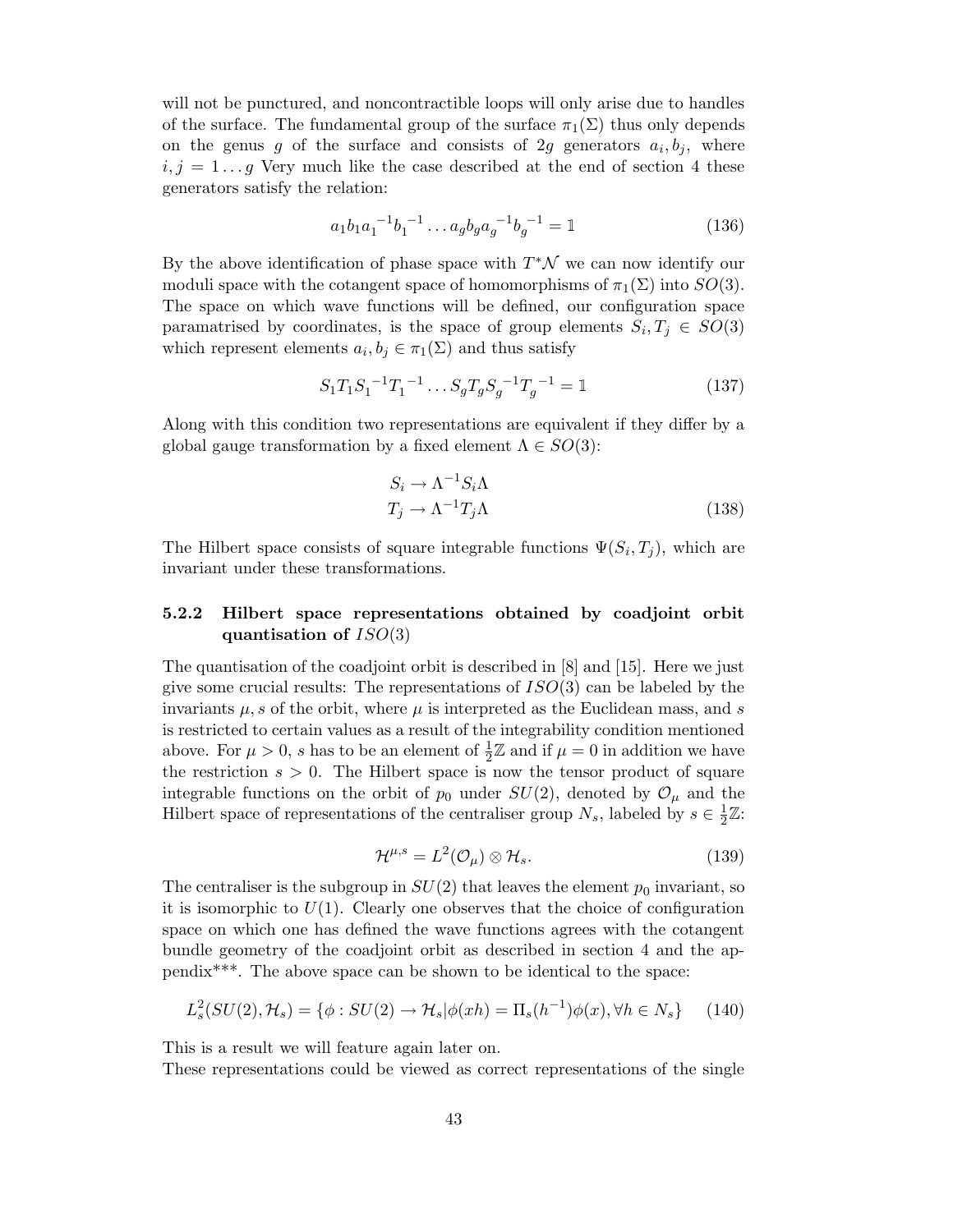will not be punctured, and noncontractible loops will only arise due to handles of the surface. The fundamental group of the surface $\pi_1(\Sigma)$ thus only depends on the genus $g$ of the surface and consists of $2g$ generators $a_i, b_j$, where $i, j = 1 \dots g$ Very much like the case described at the end of section 4 these generators satisfy the relation:

$$a_1 b_1 {a_1}^{-1} {b_1}^{-1} \dots a_g b_g {a_g}^{-1} {b_g}^{-1} = \mathbb{1} \tag{136}$$

By the above identification of phase space with $T^*\mathcal{N}$ we can now identify our moduli space with the cotangent space of homomorphisms of $\pi_1(\Sigma)$ into $SO(3)$. The space on which wave functions will be defined, our configuration space paramatrised by coordinates, is the space of group elements $S_i, T_j \in SO(3)$ which represent elements $a_i, b_j \in \pi_1(\Sigma)$ and thus satisfy

$$S_1 T_1 {S_1}^{-1} {T_1}^{-1} \dots S_g T_g {S_g}^{-1} {T_g}^{-1} = \mathbb{1} \tag{137}$$

Along with this condition two representations are equivalent if they differ by a global gauge transformation by a fixed element $\Lambda \in SO(3)$:

$$\begin{aligned} S_i &\to \Lambda^{-1} S_i \Lambda \\ T_j &\to \Lambda^{-1} T_j \Lambda \end{aligned} \tag{138}$$

The Hilbert space consists of square integrable functions $\Psi(S_i, T_j)$, which are invariant under these transformations.

### 5.2.2 Hilbert space representations obtained by coadjoint orbit quantisation of $ISO(3)$

The quantisation of the coadjoint orbit is described in [8] and [15]. Here we just give some crucial results: The representations of $ISO(3)$ can be labeled by the invariants $\mu, s$ of the orbit, where $\mu$ is interpreted as the Euclidean mass, and $s$ is restricted to certain values as a result of the integrability condition mentioned above. For $\mu > 0$, $s$ has to be an element of $\frac{1}{2}\mathbb{Z}$ and if $\mu = 0$ in addition we have the restriction $s > 0$. The Hilbert space is now the tensor product of square integrable functions on the orbit of $p_0$ under $SU(2)$, denoted by $\mathcal{O}_\mu$ and the Hilbert space of representations of the centraliser group $N_s$, labeled by $s \in \frac{1}{2}\mathbb{Z}$:

$$\mathcal{H}^{\mu,s} = L^2(\mathcal{O}_\mu) \otimes \mathcal{H}_s. \tag{139}$$

The centraliser is the subgroup in $SU(2)$ that leaves the element $p_0$ invariant, so it is isomorphic to $U(1)$. Clearly one observes that the choice of configuration space on which one has defined the wave functions agrees with the cotangent bundle geometry of the coadjoint orbit as described in section 4 and the appendix***. The above space can be shown to be identical to the space:

$$L^2_s(SU(2), \mathcal{H}_s) = \{\phi : SU(2) \to \mathcal{H}_s | \phi(xh) = \Pi_s(h^{-1})\phi(x), \forall h \in N_s\} \tag{140}$$

This is a result we will feature again later on.
These representations could be viewed as correct representations of the single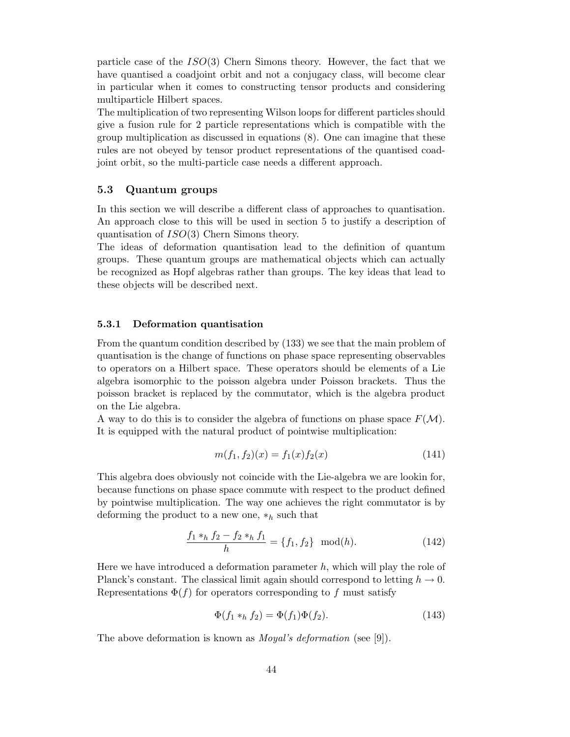particle case of the $ISO(3)$ Chern Simons theory. However, the fact that we have quantised a coadjoint orbit and not a conjugacy class, will become clear in particular when it comes to constructing tensor products and considering multiparticle Hilbert spaces.
The multiplication of two representing Wilson loops for different particles should give a fusion rule for 2 particle representations which is compatible with the group multiplication as discussed in equations (8). One can imagine that these rules are not obeyed by tensor product representations of the quantised coadjoint orbit, so the multi-particle case needs a different approach.

### 5.3 Quantum groups

In this section we will describe a different class of approaches to quantisation. An approach close to this will be used in section 5 to justify a description of quantisation of $ISO(3)$ Chern Simons theory.
The ideas of deformation quantisation lead to the definition of quantum groups. These quantum groups are mathematical objects which can actually be recognized as Hopf algebras rather than groups. The key ideas that lead to these objects will be described next.

#### 5.3.1 Deformation quantisation

From the quantum condition described by (133) we see that the main problem of quantisation is the change of functions on phase space representing observables to operators on a Hilbert space. These operators should be elements of a Lie algebra isomorphic to the poisson algebra under Poisson brackets. Thus the poisson bracket is replaced by the commutator, which is the algebra product on the Lie algebra.
A way to do this is to consider the algebra of functions on phase space $F(\mathcal{M})$. It is equipped with the natural product of pointwise multiplication:

$$m(f_1, f_2)(x) = f_1(x)f_2(x) \tag{141}$$

This algebra does obviously not coincide with the Lie-algebra we are lookin for, because functions on phase space commute with respect to the product defined by pointwise multiplication. The way one achieves the right commutator is by deforming the product to a new one, $*_h$ such that

$$\frac{f_1 *_h f_2 - f_2 *_h f_1}{h} = \{f_1, f_2\} \mod(h). \tag{142}$$

Here we have introduced a deformation parameter $h$, which will play the role of Planck's constant. The classical limit again should correspond to letting $h \to 0$. Representations $\Phi(f)$ for operators corresponding to $f$ must satisfy

$$\Phi(f_1 *_h f_2) = \Phi(f_1)\Phi(f_2). \tag{143}$$

The above deformation is known as *Moyal's deformation* (see [9]).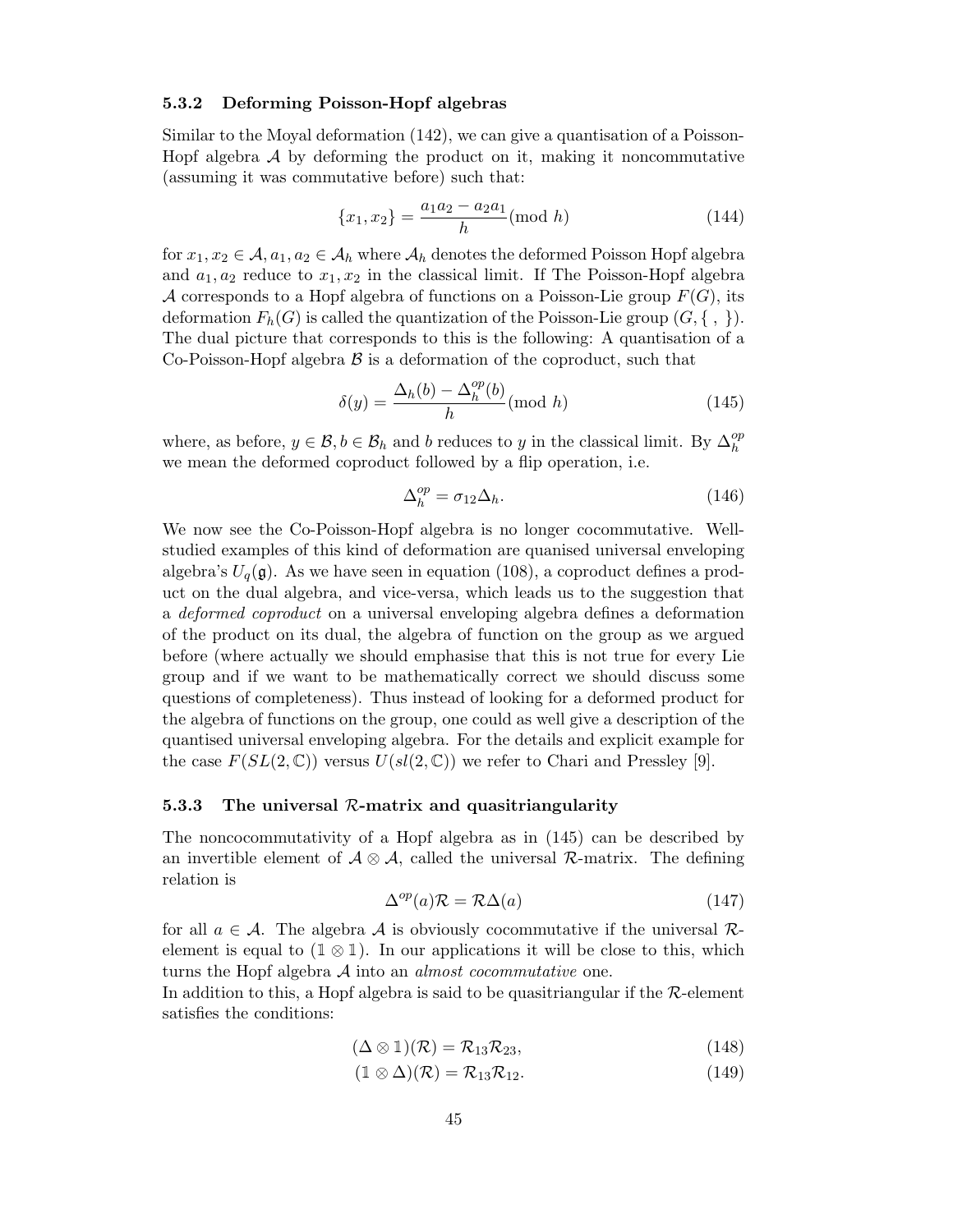### 5.3.2 Deforming Poisson-Hopf algebras

Similar to the Moyal deformation (142), we can give a quantisation of a Poisson-Hopf algebra $\mathcal{A}$ by deforming the product on it, making it noncommutative (assuming it was commutative before) such that:

$$\{x_1, x_2\} = \frac{a_1 a_2 - a_2 a_1}{h} (\text{mod } h) \tag{144}$$

for $x_1, x_2 \in \mathcal{A}$, $a_1, a_2 \in \mathcal{A}_h$ where $\mathcal{A}_h$ denotes the deformed Poisson Hopf algebra and $a_1, a_2$ reduce to $x_1, x_2$ in the classical limit. If The Poisson-Hopf algebra $\mathcal{A}$ corresponds to a Hopf algebra of functions on a Poisson-Lie group $F(G)$, its deformation $F_h(G)$ is called the quantization of the Poisson-Lie group $(G, \{\ ,\ \})$. The dual picture that corresponds to this is the following: A quantisation of a Co-Poisson-Hopf algebra $\mathcal{B}$ is a deformation of the coproduct, such that

$$\delta(y) = \frac{\Delta_h(b) - \Delta_h^{op}(b)}{h} (\text{mod } h) \tag{145}$$

where, as before, $y \in \mathcal{B}, b \in \mathcal{B}_h$ and $b$ reduces to $y$ in the classical limit. By $\Delta_h^{op}$ we mean the deformed coproduct followed by a flip operation, i.e.

$$\Delta_h^{op} = \sigma_{12} \Delta_h. \tag{146}$$

We now see the Co-Poisson-Hopf algebra is no longer cocommutative. Well-studied examples of this kind of deformation are quanised universal enveloping algebra's $U_q(\mathfrak{g})$. As we have seen in equation (108), a coproduct defines a product on the dual algebra, and vice-versa, which leads us to the suggestion that a *deformed coproduct* on a universal enveloping algebra defines a deformation of the product on its dual, the algebra of function on the group as we argued before (where actually we should emphasise that this is not true for every Lie group and if we want to be mathematically correct we should discuss some questions of completeness). Thus instead of looking for a deformed product for the algebra of functions on the group, one could as well give a description of the quantised universal enveloping algebra. For the details and explicit example for the case $F(SL(2,\mathbb{C}))$ versus $U(sl(2,\mathbb{C}))$ we refer to Chari and Pressley [9].

### 5.3.3 The universal $\mathcal{R}$-matrix and quasitriangularity

The noncocommutativity of a Hopf algebra as in (145) can be described by an invertible element of $\mathcal{A} \otimes \mathcal{A}$, called the universal $\mathcal{R}$-matrix. The defining relation is

$$\Delta^{op}(a)\mathcal{R} = \mathcal{R}\Delta(a) \tag{147}$$

for all $a \in \mathcal{A}$. The algebra $\mathcal{A}$ is obviously cocommutative if the universal $\mathcal{R}$-element is equal to $(\mathbb{1} \otimes \mathbb{1})$. In our applications it will be close to this, which turns the Hopf algebra $\mathcal{A}$ into an *almost cocommutative* one.

In addition to this, a Hopf algebra is said to be quasitriangular if the $\mathcal{R}$-element satisfies the conditions:

$$(\Delta \otimes \mathbb{1})(\mathcal{R}) = \mathcal{R}_{13}\mathcal{R}_{23}, \tag{148}$$

$$(\mathbb{1} \otimes \Delta)(\mathcal{R}) = \mathcal{R}_{13}\mathcal{R}_{12}. \tag{149}$$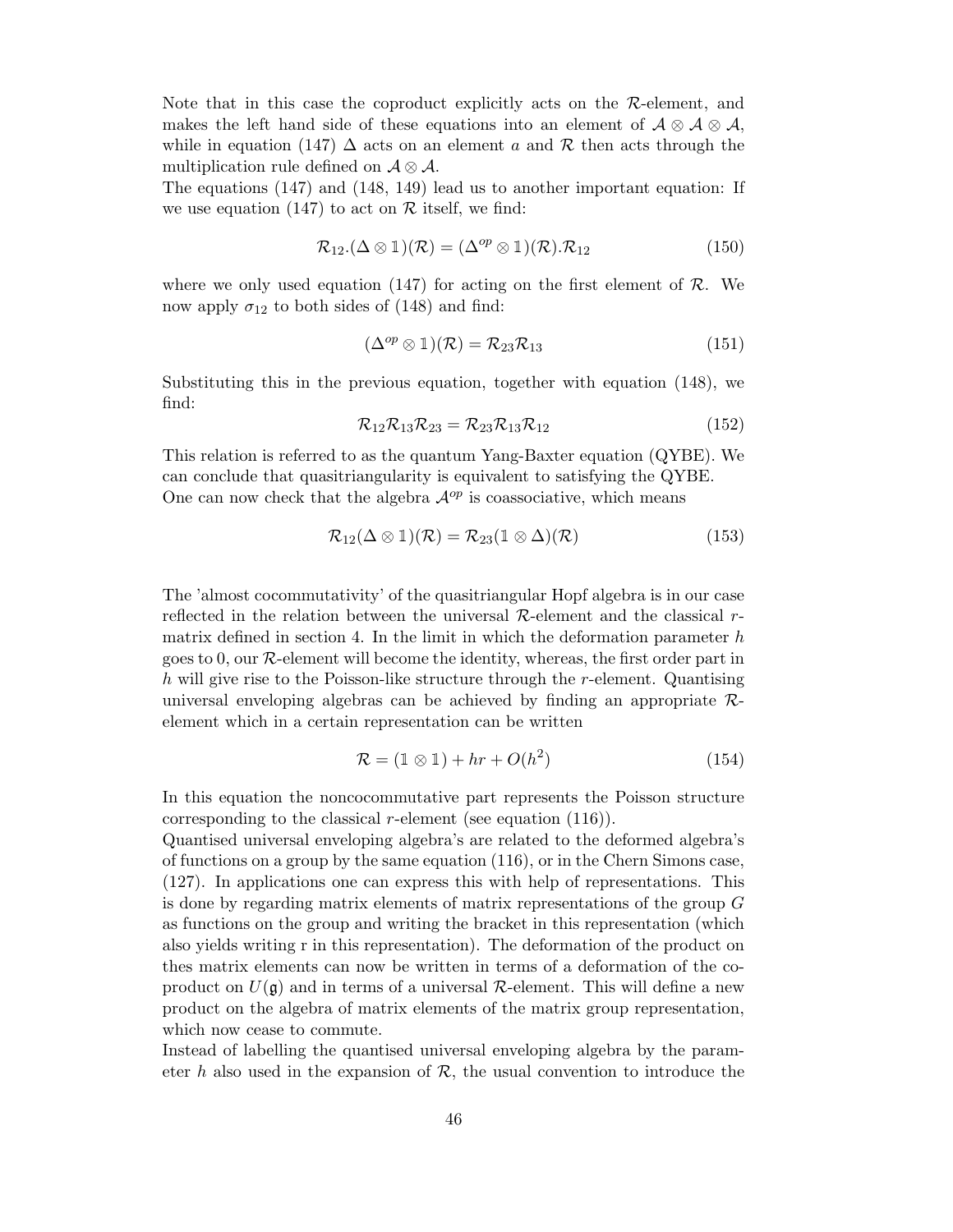Note that in this case the coproduct explicitly acts on the $\mathcal{R}$-element, and makes the left hand side of these equations into an element of $\mathcal{A} \otimes \mathcal{A} \otimes \mathcal{A}$, while in equation (147) $\Delta$ acts on an element $a$ and $\mathcal{R}$ then acts through the multiplication rule defined on $\mathcal{A} \otimes \mathcal{A}$.

The equations (147) and (148, 149) lead us to another important equation: If we use equation (147) to act on $\mathcal{R}$ itself, we find:

$$\mathcal{R}_{12}.(\Delta \otimes \mathbb{1})(\mathcal{R}) = (\Delta^{op} \otimes \mathbb{1})(\mathcal{R}).\mathcal{R}_{12} \tag{150}$$

where we only used equation (147) for acting on the first element of $\mathcal{R}$. We now apply $\sigma_{12}$ to both sides of (148) and find:

$$(\Delta^{op} \otimes \mathbb{1})(\mathcal{R}) = \mathcal{R}_{23}\mathcal{R}_{13} \tag{151}$$

Substituting this in the previous equation, together with equation (148), we find:

$$\mathcal{R}_{12}\mathcal{R}_{13}\mathcal{R}_{23} = \mathcal{R}_{23}\mathcal{R}_{13}\mathcal{R}_{12} \tag{152}$$

This relation is referred to as the quantum Yang-Baxter equation (QYBE). We can conclude that quasitriangularity is equivalent to satisfying the QYBE.

One can now check that the algebra $\mathcal{A}^{op}$ is coassociative, which means

$$\mathcal{R}_{12}(\Delta \otimes \mathbb{1})(\mathcal{R}) = \mathcal{R}_{23}(\mathbb{1} \otimes \Delta)(\mathcal{R}) \tag{153}$$

The 'almost cocommutativity' of the quasitriangular Hopf algebra is in our case reflected in the relation between the universal $\mathcal{R}$-element and the classical $r$-matrix defined in section 4. In the limit in which the deformation parameter $h$ goes to 0, our $\mathcal{R}$-element will become the identity, whereas, the first order part in $h$ will give rise to the Poisson-like structure through the $r$-element. Quantising universal enveloping algebras can be achieved by finding an appropriate $\mathcal{R}$-element which in a certain representation can be written

$$\mathcal{R} = (\mathbb{1} \otimes \mathbb{1}) + hr + O(h^2) \tag{154}$$

In this equation the noncocommutative part represents the Poisson structure corresponding to the classical $r$-element (see equation (116)).

Quantised universal enveloping algebra's are related to the deformed algebra's of functions on a group by the same equation (116), or in the Chern Simons case, (127). In applications one can express this with help of representations. This is done by regarding matrix elements of matrix representations of the group $G$ as functions on the group and writing the bracket in this representation (which also yields writing r in this representation). The deformation of the product on thes matrix elements can now be written in terms of a deformation of the coproduct on $U(\mathfrak{g})$ and in terms of a universal $\mathcal{R}$-element. This will define a new product on the algebra of matrix elements of the matrix group representation, which now cease to commute.

Instead of labelling the quantised universal enveloping algebra by the parameter $h$ also used in the expansion of $\mathcal{R}$, the usual convention to introduce the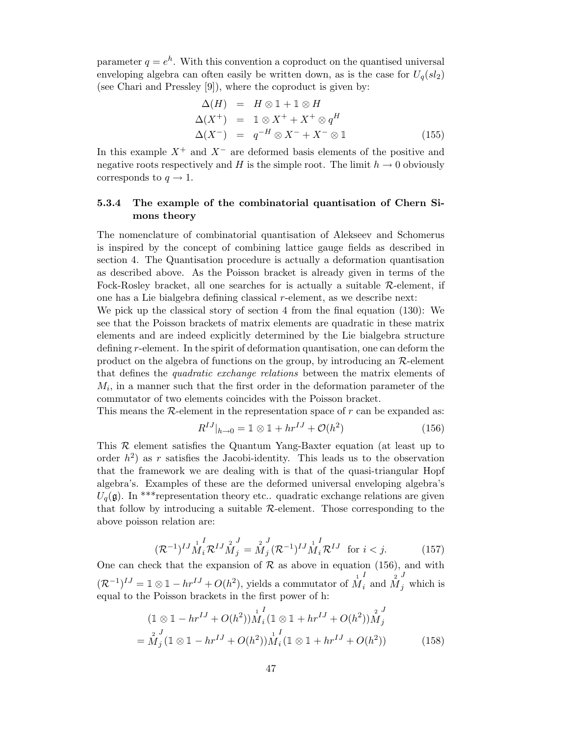parameter $q = e^h$. With this convention a coproduct on the quantised universal enveloping algebra can often easily be written down, as is the case for $U_q(sl_2)$ (see Chari and Pressley [9]), where the coproduct is given by:

$$\begin{aligned}
\Delta(H) &= H \otimes \mathbb{1} + \mathbb{1} \otimes H \\
\Delta(X^+) &= \mathbb{1} \otimes X^+ + X^+ \otimes q^H \\
\Delta(X^-) &= q^{-H} \otimes X^- + X^- \otimes \mathbb{1}
\end{aligned} \tag{155}$$

In this example $X^+$ and $X^-$ are deformed basis elements of the positive and negative roots respectively and $H$ is the simple root. The limit $h \to 0$ obviously corresponds to $q \to 1$.

### 5.3.4 The example of the combinatorial quantisation of Chern Simons theory

The nomenclature of combinatorial quantisation of Alekseev and Schomerus is inspired by the concept of combining lattice gauge fields as described in section 4. The Quantisation procedure is actually a deformation quantisation as described above. As the Poisson bracket is already given in terms of the Fock-Rosley bracket, all one searches for is actually a suitable $\mathcal{R}$-element, if one has a Lie bialgebra defining classical $r$-element, as we describe next:

We pick up the classical story of section 4 from the final equation (130): We see that the Poisson brackets of matrix elements are quadratic in these matrix elements and are indeed explicitly determined by the Lie bialgebra structure defining $r$-element. In the spirit of deformation quantisation, one can deform the product on the algebra of functions on the group, by introducing an $\mathcal{R}$-element that defines the *quadratic exchange relations* between the matrix elements of $M_i$, in a manner such that the first order in the deformation parameter of the commutator of two elements coincides with the Poisson bracket.

This means the $\mathcal{R}$-element in the representation space of $r$ can be expanded as:

$$R^{IJ}|_{h \to 0} = \mathbb{1} \otimes \mathbb{1} + h r^{IJ} + \mathcal{O}(h^2) \tag{156}$$

This $\mathcal{R}$ element satisfies the Quantum Yang-Baxter equation (at least up to order $h^2$) as $r$ satisfies the Jacobi-identity. This leads us to the observation that the framework we are dealing with is that of the quasi-triangular Hopf algebra's. Examples of these are the deformed universal enveloping algebra's $U_q(\mathfrak{g})$. In ***representation theory etc.. quadratic exchange relations are given that follow by introducing a suitable $\mathcal{R}$-element. Those corresponding to the above poisson relation are:

$$(\mathcal{R}^{-1})^{IJ} \overset{1}{M}{}_i^I \mathcal{R}^{IJ} \overset{2}{M}{}_j^J = \overset{2}{M}{}_j^J (\mathcal{R}^{-1})^{IJ} \overset{1}{M}{}_i^I \mathcal{R}^{IJ} \quad \text{for } i < j. \tag{157}$$

One can check that the expansion of $\mathcal{R}$ as above in equation (156), and with $(\mathcal{R}^{-1})^{IJ} = \mathbb{1} \otimes \mathbb{1} - h r^{IJ} + O(h^2)$, yields a commutator of $\overset{1}{M}{}_i^I$ and $\overset{2}{M}{}_j^J$ which is equal to the Poisson brackets in the first power of h:

$$\begin{aligned}
&(\mathbb{1} \otimes \mathbb{1} - h r^{IJ} + O(h^2)) \overset{1}{M}{}_i^I (\mathbb{1} \otimes \mathbb{1} + h r^{IJ} + O(h^2)) \overset{2}{M}{}_j^J \\
&= \overset{2}{M}{}_j^J (\mathbb{1} \otimes \mathbb{1} - h r^{IJ} + O(h^2)) \overset{1}{M}{}_i^I (\mathbb{1} \otimes \mathbb{1} + h r^{IJ} + O(h^2))
\end{aligned} \tag{158}$$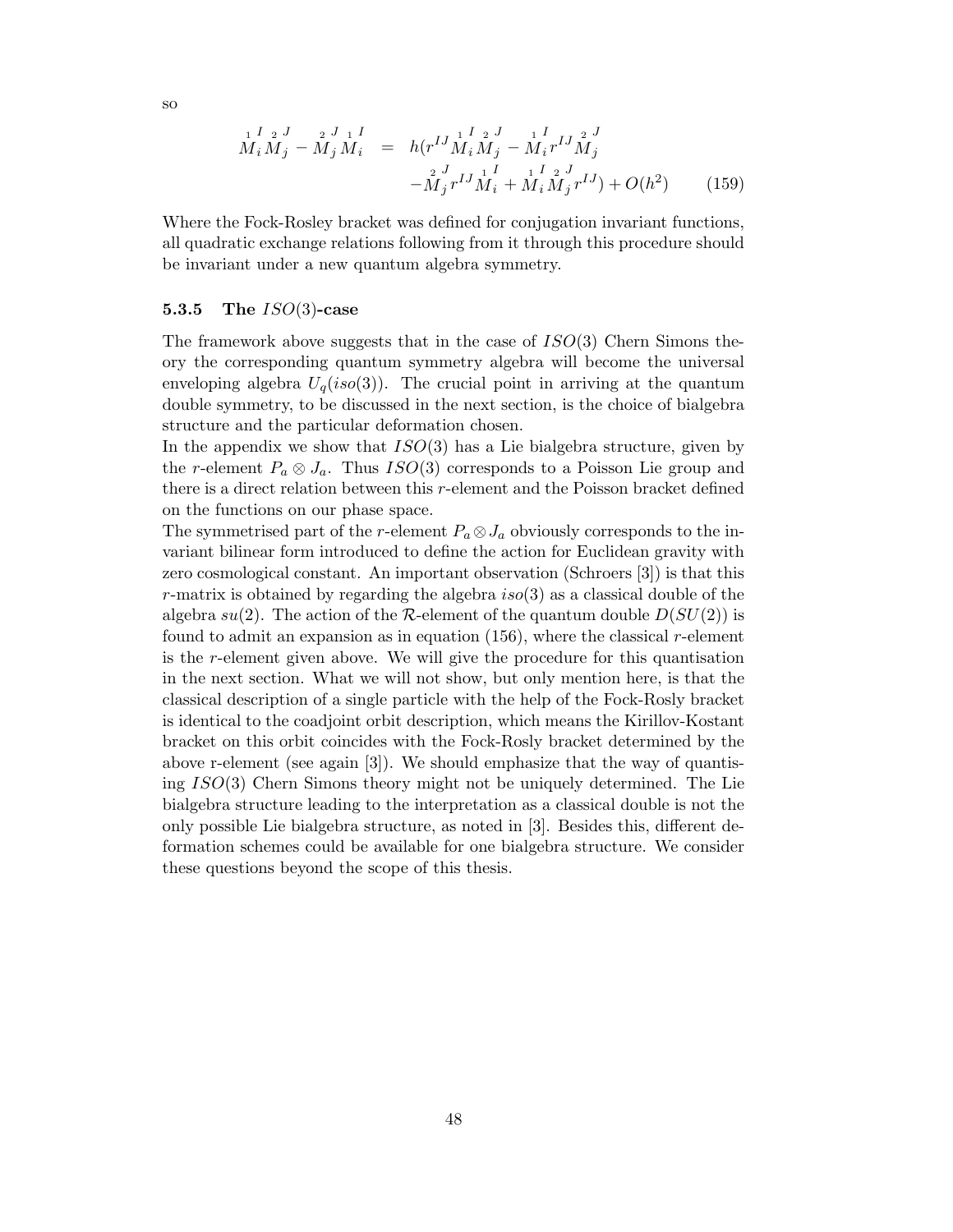so

$$
\begin{aligned}
\overset{1}{M}{}_i^I \overset{2}{M}{}_j^J - \overset{2}{M}{}_j^J \overset{1}{M}{}_i^I &= h(r^{IJ} \overset{1}{M}{}_i^I \overset{2}{M}{}_j^J - \overset{1}{M}{}_i^I r^{IJ} \overset{2}{M}{}_j^J \\
&\quad - \overset{2}{M}{}_j^J r^{IJ} \overset{1}{M}{}_i^I + \overset{1}{M}{}_i^I \overset{2}{M}{}_j^J r^{IJ}) + O(h^2) \qquad (159)
\end{aligned}
$$

Where the Fock-Rosley bracket was defined for conjugation invariant functions, all quadratic exchange relations following from it through this procedure should be invariant under a new quantum algebra symmetry.

### 5.3.5 The $ISO(3)$-case

The framework above suggests that in the case of $ISO(3)$ Chern Simons theory the corresponding quantum symmetry algebra will become the universal enveloping algebra $U_q(iso(3))$. The crucial point in arriving at the quantum double symmetry, to be discussed in the next section, is the choice of bialgebra structure and the particular deformation chosen.

In the appendix we show that $ISO(3)$ has a Lie bialgebra structure, given by the $r$-element $P_a \otimes J_a$. Thus $ISO(3)$ corresponds to a Poisson Lie group and there is a direct relation between this $r$-element and the Poisson bracket defined on the functions on our phase space.

The symmetrised part of the $r$-element $P_a \otimes J_a$ obviously corresponds to the invariant bilinear form introduced to define the action for Euclidean gravity with zero cosmological constant. An important observation (Schroers [3]) is that this $r$-matrix is obtained by regarding the algebra $iso(3)$ as a classical double of the algebra $su(2)$. The action of the $\mathcal{R}$-element of the quantum double $D(SU(2))$ is found to admit an expansion as in equation (156), where the classical $r$-element is the $r$-element given above. We will give the procedure for this quantisation in the next section. What we will not show, but only mention here, is that the classical description of a single particle with the help of the Fock-Rosly bracket is identical to the coadjoint orbit description, which means the Kirillov-Kostant bracket on this orbit coincides with the Fock-Rosly bracket determined by the above r-element (see again [3]). We should emphasize that the way of quantising $ISO(3)$ Chern Simons theory might not be uniquely determined. The Lie bialgebra structure leading to the interpretation as a classical double is not the only possible Lie bialgebra structure, as noted in [3]. Besides this, different deformation schemes could be available for one bialgebra structure. We consider these questions beyond the scope of this thesis.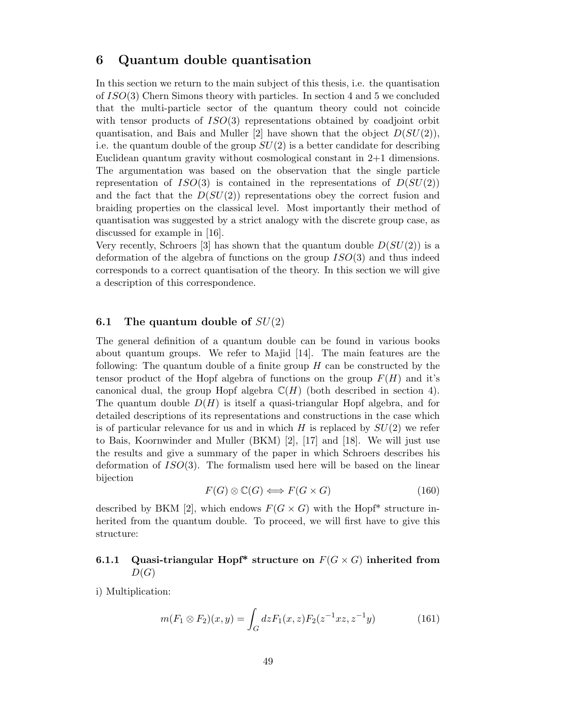# 6 Quantum double quantisation

In this section we return to the main subject of this thesis, i.e. the quantisation of $ISO(3)$ Chern Simons theory with particles. In section 4 and 5 we concluded that the multi-particle sector of the quantum theory could not coincide with tensor products of $ISO(3)$ representations obtained by coadjoint orbit quantisation, and Bais and Muller [2] have shown that the object $D(SU(2))$, i.e. the quantum double of the group $SU(2)$ is a better candidate for describing Euclidean quantum gravity without cosmological constant in 2+1 dimensions. The argumentation was based on the observation that the single particle representation of $ISO(3)$ is contained in the representations of $D(SU(2))$ and the fact that the $D(SU(2))$ representations obey the correct fusion and braiding properties on the classical level. Most importantly their method of quantisation was suggested by a strict analogy with the discrete group case, as discussed for example in [16].

Very recently, Schroers [3] has shown that the quantum double $D(SU(2))$ is a deformation of the algebra of functions on the group $ISO(3)$ and thus indeed corresponds to a correct quantisation of the theory. In this section we will give a description of this correspondence.

## 6.1 The quantum double of $SU(2)$

The general definition of a quantum double can be found in various books about quantum groups. We refer to Majid [14]. The main features are the following: The quantum double of a finite group $H$ can be constructed by the tensor product of the Hopf algebra of functions on the group $F(H)$ and it's canonical dual, the group Hopf algebra $\mathbb{C}(H)$ (both described in section 4). The quantum double $D(H)$ is itself a quasi-triangular Hopf algebra, and for detailed descriptions of its representations and constructions in the case which is of particular relevance for us and in which $H$ is replaced by $SU(2)$ we refer to Bais, Koornwinder and Muller (BKM) [2], [17] and [18]. We will just use the results and give a summary of the paper in which Schroers describes his deformation of $ISO(3)$. The formalism used here will be based on the linear bijection

$$F(G) \otimes \mathbb{C}(G) \Longleftrightarrow F(G \times G) \tag{160}$$

described by BKM [2], which endows $F(G \times G)$ with the Hopf* structure inherited from the quantum double. To proceed, we will first have to give this structure:

### 6.1.1 Quasi-triangular Hopf* structure on $F(G \times G)$ inherited from $D(G)$

i) Multiplication:

$$m(F_1 \otimes F_2)(x, y) = \int_G dz F_1(x, z) F_2(z^{-1}xz, z^{-1}y) \tag{161}$$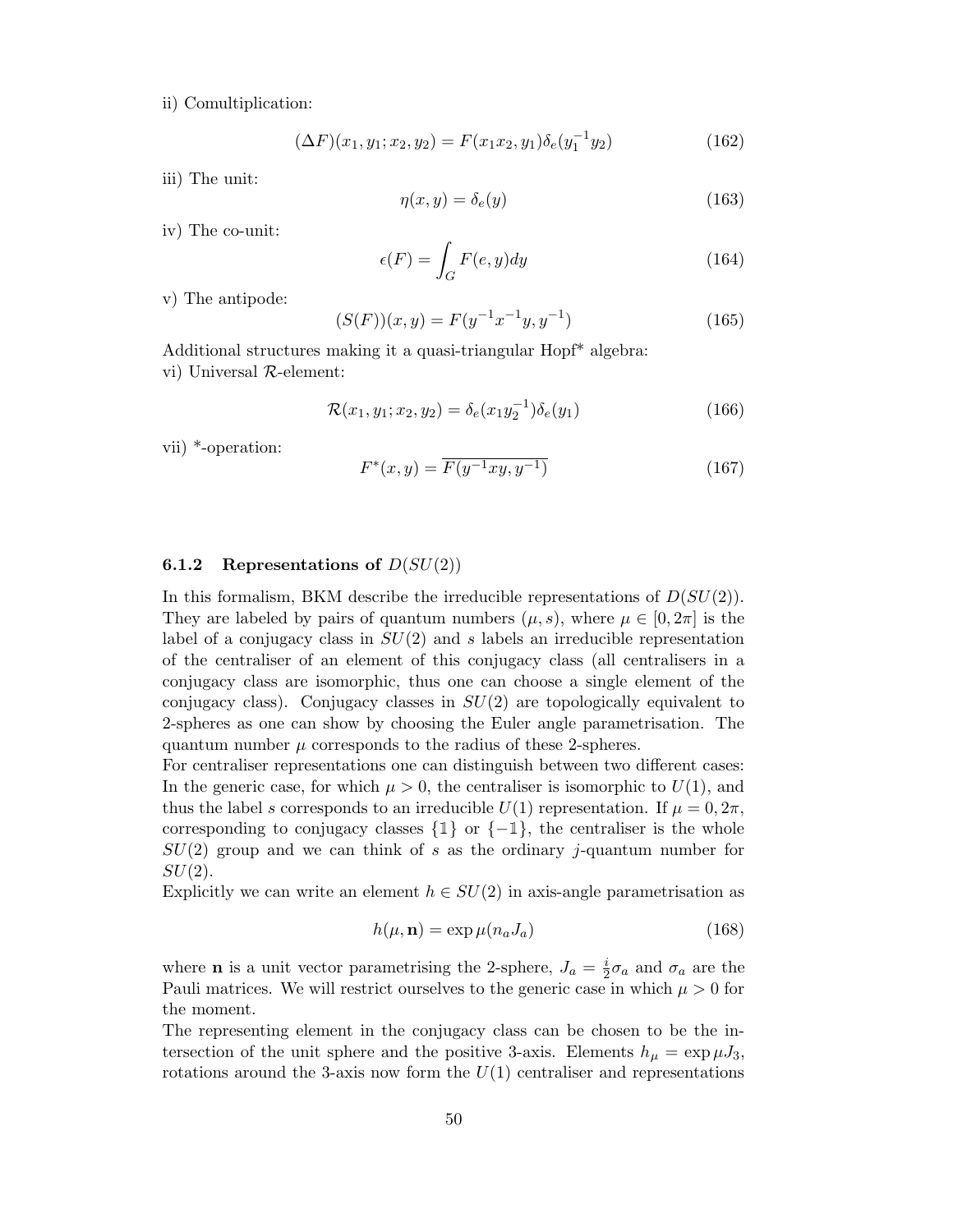ii) Comultiplication:

$$(\Delta F)(x_1, y_1; x_2, y_2) = F(x_1 x_2, y_1)\delta_e(y_1^{-1} y_2) \tag{162}$$

iii) The unit:

$$\eta(x, y) = \delta_e(y) \tag{163}$$

iv) The co-unit:

$$\epsilon(F) = \int_G F(e, y) dy \tag{164}$$

v) The antipode:

$$(S(F))(x, y) = F(y^{-1} x^{-1} y, y^{-1}) \tag{165}$$

Additional structures making it a quasi-triangular Hopf* algebra:
vi) Universal $\mathcal{R}$-element:

$$\mathcal{R}(x_1, y_1; x_2, y_2) = \delta_e(x_1 y_2^{-1})\delta_e(y_1) \tag{166}$$

vii) *-operation:

$$F^*(x, y) = \overline{F(y^{-1} x y, y^{-1})} \tag{167}$$

### 6.1.2 Representations of $D(SU(2))$

In this formalism, BKM describe the irreducible representations of $D(SU(2))$. They are labeled by pairs of quantum numbers $(\mu, s)$, where $\mu \in [0, 2\pi]$ is the label of a conjugacy class in $SU(2)$ and $s$ labels an irreducible representation of the centraliser of an element of this conjugacy class (all centralisers in a conjugacy class are isomorphic, thus one can choose a single element of the conjugacy class). Conjugacy classes in $SU(2)$ are topologically equivalent to 2-spheres as one can show by choosing the Euler angle parametrisation. The quantum number $\mu$ corresponds to the radius of these 2-spheres.
For centraliser representations one can distinguish between two different cases: In the generic case, for which $\mu > 0$, the centraliser is isomorphic to $U(1)$, and thus the label $s$ corresponds to an irreducible $U(1)$ representation. If $\mu = 0, 2\pi$, corresponding to conjugacy classes $\{\mathbb{1}\}$ or $\{-\mathbb{1}\}$, the centraliser is the whole $SU(2)$ group and we can think of $s$ as the ordinary $j$-quantum number for $SU(2)$.
Explicitly we can write an element $h \in SU(2)$ in axis-angle parametrisation as

$$h(\mu, \mathbf{n}) = \exp \mu(n_a J_a) \tag{168}$$

where $\mathbf{n}$ is a unit vector parametrising the 2-sphere, $J_a = \frac{i}{2}\sigma_a$ and $\sigma_a$ are the Pauli matrices. We will restrict ourselves to the generic case in which $\mu > 0$ for the moment.
The representing element in the conjugacy class can be chosen to be the intersection of the unit sphere and the positive 3-axis. Elements $h_\mu = \exp \mu J_3$, rotations around the 3-axis now form the $U(1)$ centraliser and representations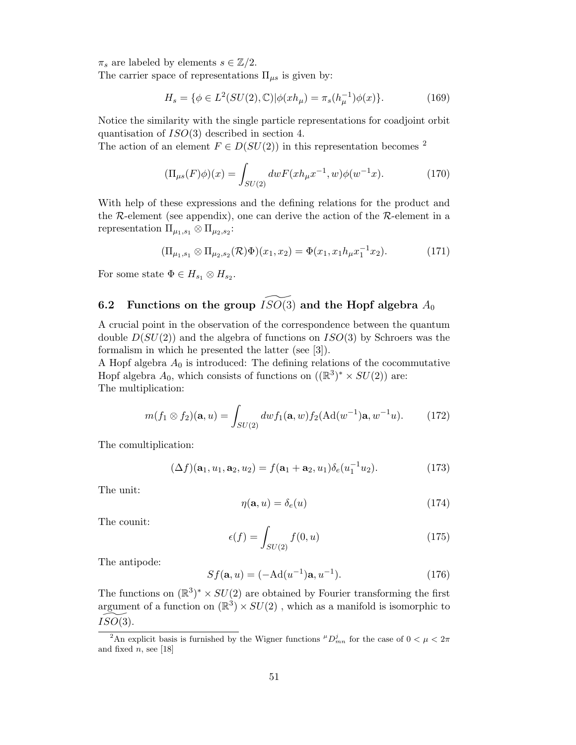$\pi_s$ are labeled by elements $s \in \mathbb{Z}/2$.
The carrier space of representations $\Pi_{\mu s}$ is given by:

$$H_s = \{\phi \in L^2(SU(2), \mathbb{C}) | \phi(xh_\mu) = \pi_s(h_\mu^{-1})\phi(x)\}. \tag{169}$$

Notice the similarity with the single particle representations for coadjoint orbit quantisation of $ISO(3)$ described in section 4.
The action of an element $F \in D(SU(2))$ in this representation becomes [2]

$$(\Pi_{\mu s}(F)\phi)(x) = \int_{SU(2)} dw F(xh_\mu x^{-1}, w)\phi(w^{-1}x). \tag{170}$$

With help of these expressions and the defining relations for the product and the $\mathcal{R}$-element (see appendix), one can derive the action of the $\mathcal{R}$-element in a representation $\Pi_{\mu_1, s_1} \otimes \Pi_{\mu_2, s_2}$:

$$(\Pi_{\mu_1, s_1} \otimes \Pi_{\mu_2, s_2}(\mathcal{R})\Phi)(x_1, x_2) = \Phi(x_1, x_1 h_\mu x_1^{-1} x_2). \tag{171}$$

For some state $\Phi \in H_{s_1} \otimes H_{s_2}$.

## 6.2 Functions on the group $\widetilde{ISO(3)}$ and the Hopf algebra $A_0$

A crucial point in the observation of the correspondence between the quantum double $D(SU(2))$ and the algebra of functions on $ISO(3)$ by Schroers was the formalism in which he presented the latter (see [3]).
A Hopf algebra $A_0$ is introduced: The defining relations of the cocommutative Hopf algebra $A_0$, which consists of functions on $((\mathbb{R}^3)^* \times SU(2))$ are:
The multiplication:

$$m(f_1 \otimes f_2)(\mathbf{a}, u) = \int_{SU(2)} dw f_1(\mathbf{a}, w) f_2(\mathrm{Ad}(w^{-1})\mathbf{a}, w^{-1}u). \tag{172}$$

The comultiplication:

$$(\Delta f)(\mathbf{a}_1, u_1, \mathbf{a}_2, u_2) = f(\mathbf{a}_1 + \mathbf{a}_2, u_1)\delta_e(u_1^{-1}u_2). \tag{173}$$

The unit:

$$\eta(\mathbf{a}, u) = \delta_e(u) \tag{174}$$

The counit:

$$\epsilon(f) = \int_{SU(2)} f(0, u) \tag{175}$$

The antipode:

$$Sf(\mathbf{a}, u) = (-\mathrm{Ad}(u^{-1})\mathbf{a}, u^{-1}). \tag{176}$$

The functions on $(\mathbb{R}^3)^* \times SU(2)$ are obtained by Fourier transforming the first argument of a function on $(\mathbb{R}^3) \times SU(2)$ , which as a manifold is isomorphic to $\widetilde{ISO(3)}$.

[2] An explicit basis is furnished by the Wigner functions ${}^{\mu}D^{j}_{mn}$ for the case of $0 < \mu < 2\pi$ and fixed $n$, see [18]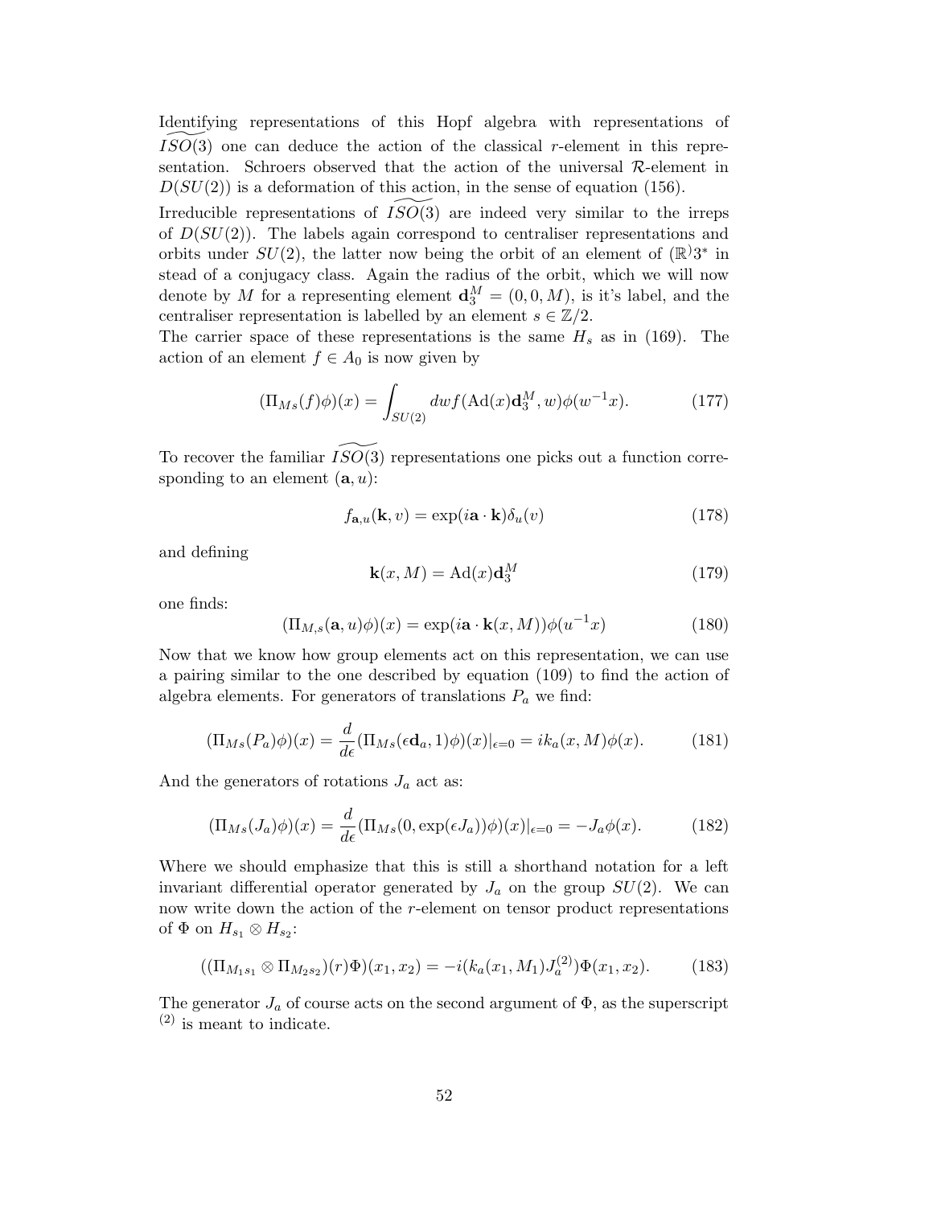Identifying representations of this Hopf algebra with representations of $\widetilde{ISO(3)}$ one can deduce the action of the classical $r$-element in this representation. Schroers observed that the action of the universal $\mathcal{R}$-element in $D(SU(2))$ is a deformation of this action, in the sense of equation (156).

Irreducible representations of $\widetilde{ISO(3)}$ are indeed very similar to the irreps of $D(SU(2))$. The labels again correspond to centraliser representations and orbits under $SU(2)$, the latter now being the orbit of an element of $(\mathbb{R})3^*$ in stead of a conjugacy class. Again the radius of the orbit, which we will now denote by $M$ for a representing element $\mathbf{d}_3^M = (0, 0, M)$, is it's label, and the centraliser representation is labelled by an element $s \in \mathbb{Z}/2$.

The carrier space of these representations is the same $H_s$ as in (169). The action of an element $f \in A_0$ is now given by

$$(\Pi_{Ms}(f)\phi)(x) = \int_{SU(2)} dw f(\mathrm{Ad}(x)\mathbf{d}_3^M, w)\phi(w^{-1}x). \tag{177}$$

To recover the familiar $\widetilde{ISO(3)}$ representations one picks out a function corresponding to an element $(\mathbf{a}, u)$:

$$f_{\mathbf{a},u}(\mathbf{k}, v) = \exp(i\mathbf{a} \cdot \mathbf{k})\delta_u(v) \tag{178}$$

and defining

$$\mathbf{k}(x, M) = \mathrm{Ad}(x)\mathbf{d}_3^M \tag{179}$$

one finds:

$$(\Pi_{M,s}(\mathbf{a}, u)\phi)(x) = \exp(i\mathbf{a} \cdot \mathbf{k}(x, M))\phi(u^{-1}x) \tag{180}$$

Now that we know how group elements act on this representation, we can use a pairing similar to the one described by equation (109) to find the action of algebra elements. For generators of translations $P_a$ we find:

$$(\Pi_{Ms}(P_a)\phi)(x) = \frac{d}{d\epsilon}(\Pi_{Ms}(\epsilon\mathbf{d}_a, 1)\phi)(x)|_{\epsilon=0} = ik_a(x, M)\phi(x). \tag{181}$$

And the generators of rotations $J_a$ act as:

$$(\Pi_{Ms}(J_a)\phi)(x) = \frac{d}{d\epsilon}(\Pi_{Ms}(0, \exp(\epsilon J_a))\phi)(x)|_{\epsilon=0} = -J_a\phi(x). \tag{182}$$

Where we should emphasize that this is still a shorthand notation for a left invariant differential operator generated by $J_a$ on the group $SU(2)$. We can now write down the action of the $r$-element on tensor product representations of $\Phi$ on $H_{s_1} \otimes H_{s_2}$:

$$((\Pi_{M_1s_1} \otimes \Pi_{M_2s_2})(r)\Phi)(x_1, x_2) = -i(k_a(x_1, M_1)J_a^{(2)})\Phi(x_1, x_2). \tag{183}$$

The generator $J_a$ of course acts on the second argument of $\Phi$, as the superscript $^{(2)}$ is meant to indicate.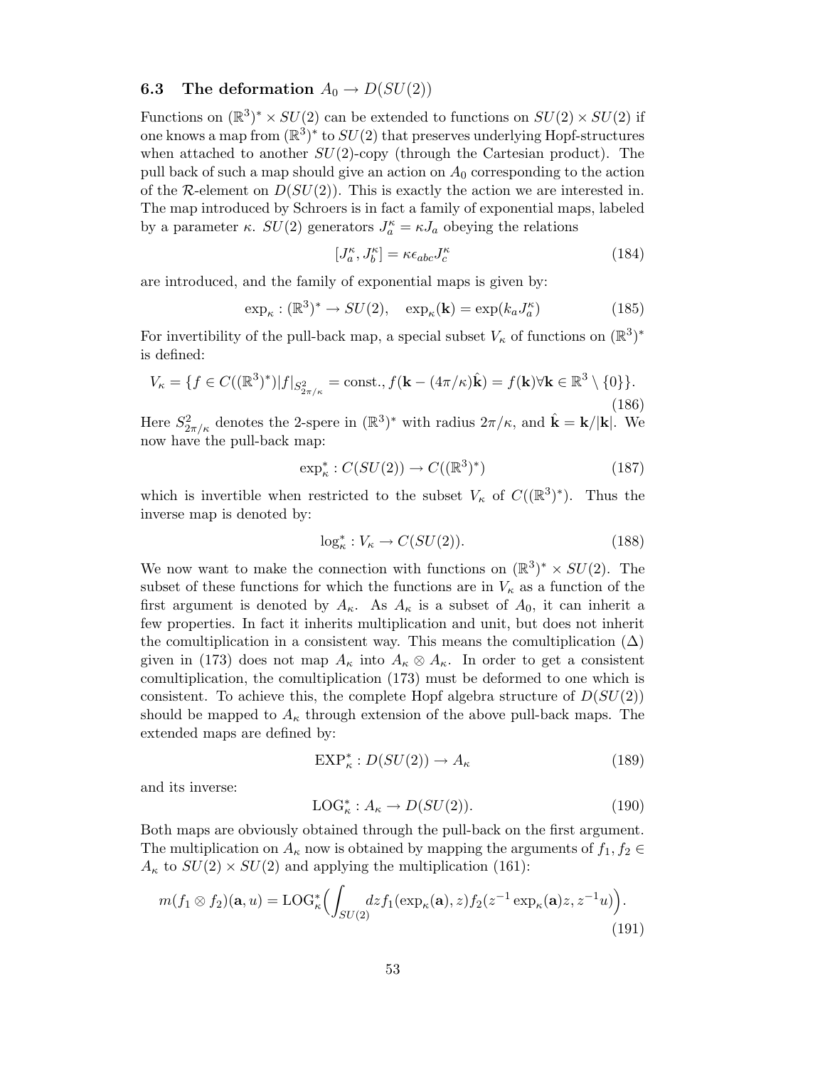### 6.3 The deformation $A_0 \to D(SU(2))$

Functions on $(\mathbb{R}^3)^* \times SU(2)$ can be extended to functions on $SU(2) \times SU(2)$ if one knows a map from $(\mathbb{R}^3)^*$ to $SU(2)$ that preserves underlying Hopf-structures when attached to another $SU(2)$-copy (through the Cartesian product). The pull back of such a map should give an action on $A_0$ corresponding to the action of the $\mathcal{R}$-element on $D(SU(2))$. This is exactly the action we are interested in. The map introduced by Schroers is in fact a family of exponential maps, labeled by a parameter $\kappa$. $SU(2)$ generators $J_a^\kappa = \kappa J_a$ obeying the relations

$$[J_a^\kappa, J_b^\kappa] = \kappa \epsilon_{abc} J_c^\kappa \tag{184}$$

are introduced, and the family of exponential maps is given by:

$$\exp_\kappa : (\mathbb{R}^3)^* \to SU(2), \quad \exp_\kappa(\mathbf{k}) = \exp(k_a J_a^\kappa) \tag{185}$$

For invertibility of the pull-back map, a special subset $V_\kappa$ of functions on $(\mathbb{R}^3)^*$ is defined:

$$V_\kappa = \{f \in C((\mathbb{R}^3)^*) | f|_{S^2_{2\pi/\kappa}} = \text{const.}, f(\mathbf{k} - (4\pi/\kappa)\hat{\mathbf{k}}) = f(\mathbf{k}) \forall \mathbf{k} \in \mathbb{R}^3 \setminus \{0\}\}. \tag{186}$$

Here $S^2_{2\pi/\kappa}$ denotes the 2-spere in $(\mathbb{R}^3)^*$ with radius $2\pi/\kappa$, and $\hat{\mathbf{k}} = \mathbf{k}/|\mathbf{k}|$. We now have the pull-back map:

$$\exp_\kappa^* : C(SU(2)) \to C((\mathbb{R}^3)^*) \tag{187}$$

which is invertible when restricted to the subset $V_\kappa$ of $C((\mathbb{R}^3)^*)$. Thus the inverse map is denoted by:

$$\log_\kappa^* : V_\kappa \to C(SU(2)). \tag{188}$$

We now want to make the connection with functions on $(\mathbb{R}^3)^* \times SU(2)$. The subset of these functions for which the functions are in $V_\kappa$ as a function of the first argument is denoted by $A_\kappa$. As $A_\kappa$ is a subset of $A_0$, it can inherit a few properties. In fact it inherits multiplication and unit, but does not inherit the comultiplication in a consistent way. This means the comultiplication ($\Delta$) given in (173) does not map $A_\kappa$ into $A_\kappa \otimes A_\kappa$. In order to get a consistent comultiplication, the comultiplication (173) must be deformed to one which is consistent. To achieve this, the complete Hopf algebra structure of $D(SU(2))$ should be mapped to $A_\kappa$ through extension of the above pull-back maps. The extended maps are defined by:

$$\text{EXP}_\kappa^* : D(SU(2)) \to A_\kappa \tag{189}$$

and its inverse:

$$\text{LOG}_\kappa^* : A_\kappa \to D(SU(2)). \tag{190}$$

Both maps are obviously obtained through the pull-back on the first argument. The multiplication on $A_\kappa$ now is obtained by mapping the arguments of $f_1, f_2 \in A_\kappa$ to $SU(2) \times SU(2)$ and applying the multiplication (161):

$$m(f_1 \otimes f_2)(\mathbf{a}, u) = \text{LOG}_\kappa^* \Big( \int_{SU(2)} dz f_1(\exp_\kappa(\mathbf{a}), z) f_2(z^{-1} \exp_\kappa(\mathbf{a}) z, z^{-1} u) \Big). \tag{191}$$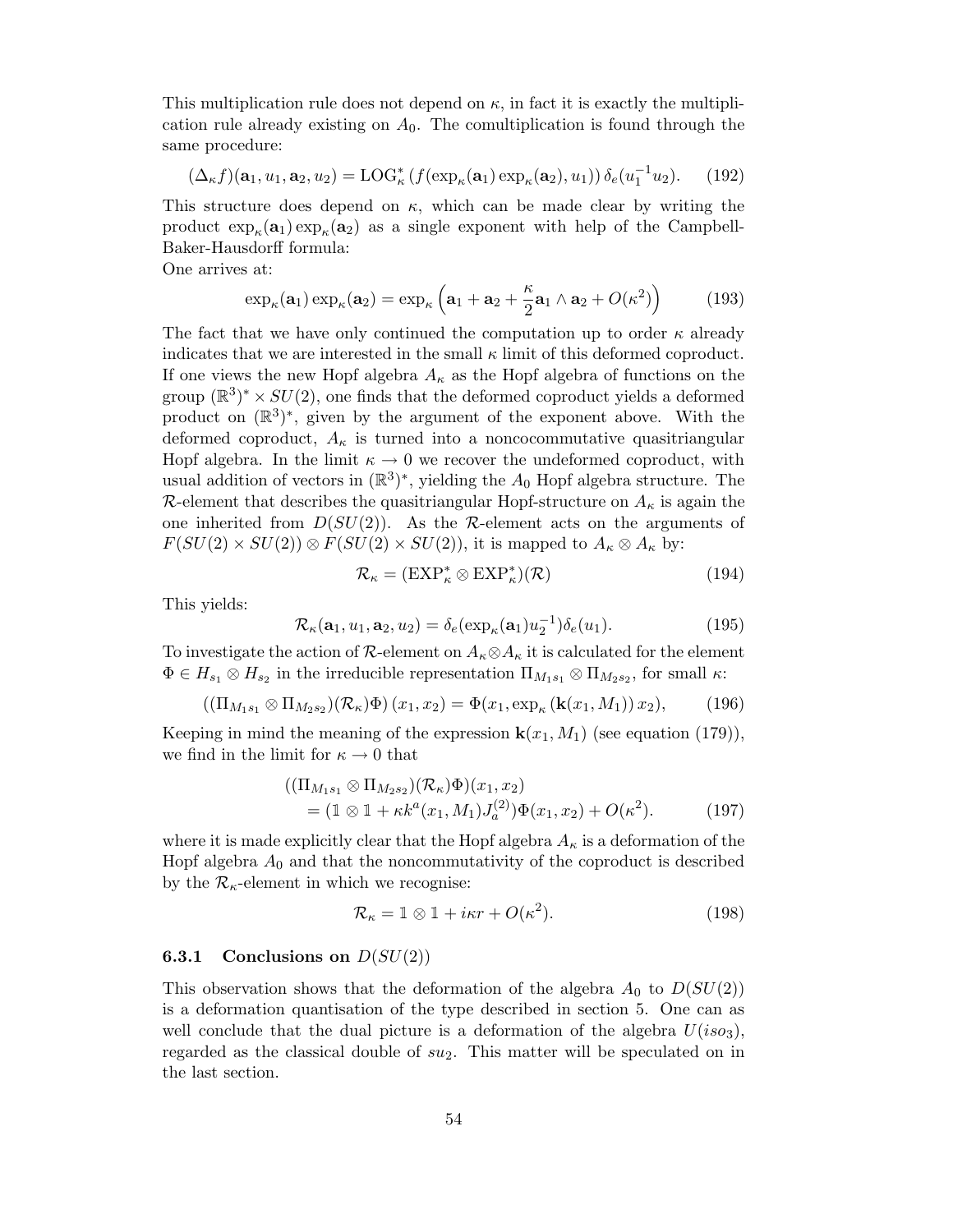This multiplication rule does not depend on $\kappa$, in fact it is exactly the multiplication rule already existing on $A_0$. The comultiplication is found through the same procedure:

$$(\Delta_\kappa f)(\mathbf{a}_1, u_1, \mathbf{a}_2, u_2) = \mathrm{LOG}^*_\kappa \left(f(\exp_\kappa(\mathbf{a}_1)\exp_\kappa(\mathbf{a}_2), u_1)\right)\delta_e(u_1^{-1}u_2). \qquad (192)$$

This structure does depend on $\kappa$, which can be made clear by writing the product $\exp_\kappa(\mathbf{a}_1)\exp_\kappa(\mathbf{a}_2)$ as a single exponent with help of the Campbell-Baker-Hausdorff formula:
One arrives at:

$$\exp_\kappa(\mathbf{a}_1)\exp_\kappa(\mathbf{a}_2) = \exp_\kappa\left(\mathbf{a}_1 + \mathbf{a}_2 + \frac{\kappa}{2}\mathbf{a}_1 \wedge \mathbf{a}_2 + O(\kappa^2)\right) \qquad (193)$$

The fact that we have only continued the computation up to order $\kappa$ already indicates that we are interested in the small $\kappa$ limit of this deformed coproduct. If one views the new Hopf algebra $A_\kappa$ as the Hopf algebra of functions on the group $(\mathbb{R}^3)^* \times SU(2)$, one finds that the deformed coproduct yields a deformed product on $(\mathbb{R}^3)^*$, given by the argument of the exponent above. With the deformed coproduct, $A_\kappa$ is turned into a noncocommutative quasitriangular Hopf algebra. In the limit $\kappa \to 0$ we recover the undeformed coproduct, with usual addition of vectors in $(\mathbb{R}^3)^*$, yielding the $A_0$ Hopf algebra structure. The $\mathcal{R}$-element that describes the quasitriangular Hopf-structure on $A_\kappa$ is again the one inherited from $D(SU(2))$. As the $\mathcal{R}$-element acts on the arguments of $F(SU(2)\times SU(2)) \otimes F(SU(2)\times SU(2))$, it is mapped to $A_\kappa \otimes A_\kappa$ by:

$$\mathcal{R}_\kappa = (\mathrm{EXP}^*_\kappa \otimes \mathrm{EXP}^*_\kappa)(\mathcal{R}) \qquad (194)$$

This yields:

$$\mathcal{R}_\kappa(\mathbf{a}_1, u_1, \mathbf{a}_2, u_2) = \delta_e(\exp_\kappa(\mathbf{a}_1)u_2^{-1})\delta_e(u_1). \qquad (195)$$

To investigate the action of $\mathcal{R}$-element on $A_\kappa \otimes A_\kappa$ it is calculated for the element $\Phi \in H_{s_1} \otimes H_{s_2}$ in the irreducible representation $\Pi_{M_1 s_1} \otimes \Pi_{M_2 s_2}$, for small $\kappa$:

$$\left((\Pi_{M_1 s_1} \otimes \Pi_{M_2 s_2})(\mathcal{R}_\kappa)\Phi\right)(x_1, x_2) = \Phi(x_1, \exp_\kappa(\mathbf{k}(x_1, M_1))\, x_2), \qquad (196)$$

Keeping in mind the meaning of the expression $\mathbf{k}(x_1, M_1)$ (see equation (179)), we find in the limit for $\kappa \to 0$ that

$$\begin{aligned}
&((\Pi_{M_1 s_1} \otimes \Pi_{M_2 s_2})(\mathcal{R}_\kappa)\Phi)(x_1, x_2) \\
&\quad = (\mathbb{1} \otimes \mathbb{1} + \kappa k^a(x_1, M_1) J_a^{(2)})\Phi(x_1, x_2) + O(\kappa^2). \qquad (197)
\end{aligned}$$

where it is made explicitly clear that the Hopf algebra $A_\kappa$ is a deformation of the Hopf algebra $A_0$ and that the noncommutativity of the coproduct is described by the $\mathcal{R}_\kappa$-element in which we recognise:

$$\mathcal{R}_\kappa = \mathbb{1} \otimes \mathbb{1} + i\kappa r + O(\kappa^2). \qquad (198)$$

### 6.3.1 Conclusions on $D(SU(2))$

This observation shows that the deformation of the algebra $A_0$ to $D(SU(2))$ is a deformation quantisation of the type described in section 5. One can as well conclude that the dual picture is a deformation of the algebra $U(iso_3)$, regarded as the classical double of $su_2$. This matter will be speculated on in the last section.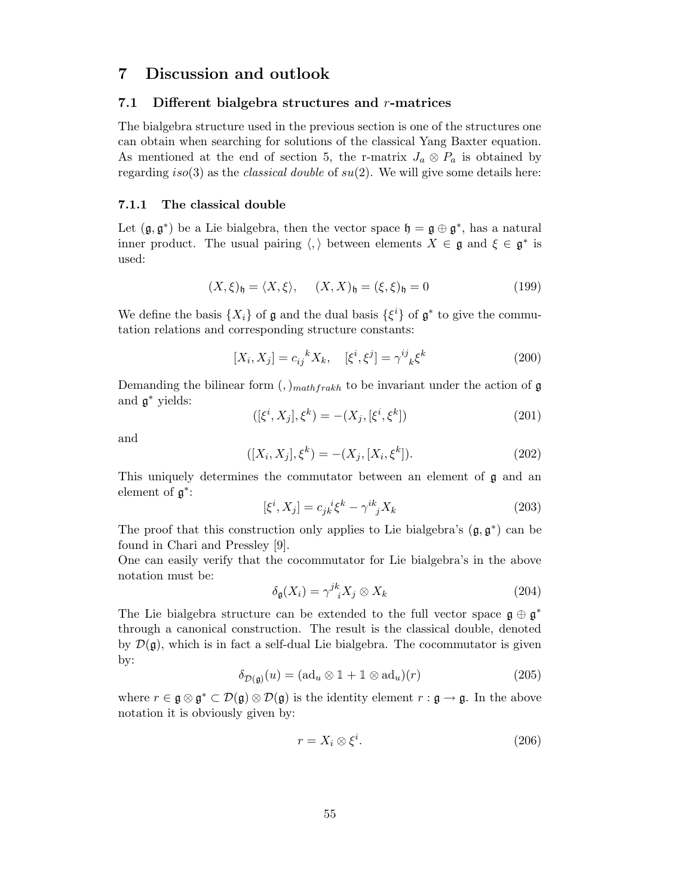# 7 Discussion and outlook

## 7.1 Different bialgebra structures and $r$-matrices

The bialgebra structure used in the previous section is one of the structures one can obtain when searching for solutions of the classical Yang Baxter equation. As mentioned at the end of section 5, the r-matrix $J_a \otimes P_a$ is obtained by regarding $iso(3)$ as the *classical double* of $su(2)$. We will give some details here:

### 7.1.1 The classical double

Let $(\mathfrak{g}, \mathfrak{g}^*)$ be a Lie bialgebra, then the vector space $\mathfrak{h} = \mathfrak{g} \oplus \mathfrak{g}^*$, has a natural inner product. The usual pairing $\langle , \rangle$ between elements $X \in \mathfrak{g}$ and $\xi \in \mathfrak{g}^*$ is used:

$$(X, \xi)_{\mathfrak{h}} = \langle X, \xi \rangle, \quad (X, X)_{\mathfrak{h}} = (\xi, \xi)_{\mathfrak{h}} = 0 \tag{199}$$

We define the basis $\{X_i\}$ of $\mathfrak{g}$ and the dual basis $\{\xi^i\}$ of $\mathfrak{g}^*$ to give the commutation relations and corresponding structure constants:

$$[X_i, X_j] = c_{ij}{}^k X_k, \quad [\xi^i, \xi^j] = \gamma^{ij}{}_k \xi^k \tag{200}$$

Demanding the bilinear form $(,)_{mathfrakh}$ to be invariant under the action of $\mathfrak{g}$ and $\mathfrak{g}^*$ yields:

$$([\xi^i, X_j], \xi^k) = -(X_j, [\xi^i, \xi^k]) \tag{201}$$

and

$$([X_i, X_j], \xi^k) = -(X_j, [X_i, \xi^k]). \tag{202}$$

This uniquely determines the commutator between an element of $\mathfrak{g}$ and an element of $\mathfrak{g}^*$:

$$[\xi^i, X_j] = c_{jk}^{\ i} \xi^k - \gamma^{ik}{}_j X_k \tag{203}$$

The proof that this construction only applies to Lie bialgebra's $(\mathfrak{g}, \mathfrak{g}^*)$ can be found in Chari and Pressley [9].

One can easily verify that the cocommutator for Lie bialgebra's in the above notation must be:

$$\delta_{\mathfrak{g}}(X_i) = \gamma^{jk}{}_i X_j \otimes X_k \tag{204}$$

The Lie bialgebra structure can be extended to the full vector space $\mathfrak{g} \oplus \mathfrak{g}^*$ through a canonical construction. The result is the classical double, denoted by $\mathcal{D}(\mathfrak{g})$, which is in fact a self-dual Lie bialgebra. The cocommutator is given by:

$$\delta_{\mathcal{D}(\mathfrak{g})}(u) = (\mathrm{ad}_u \otimes \mathbb{1} + \mathbb{1} \otimes \mathrm{ad}_u)(r) \tag{205}$$

where $r \in \mathfrak{g} \otimes \mathfrak{g}^* \subset \mathcal{D}(\mathfrak{g}) \otimes \mathcal{D}(\mathfrak{g})$ is the identity element $r : \mathfrak{g} \to \mathfrak{g}$. In the above notation it is obviously given by:

$$r = X_i \otimes \xi^i. \tag{206}$$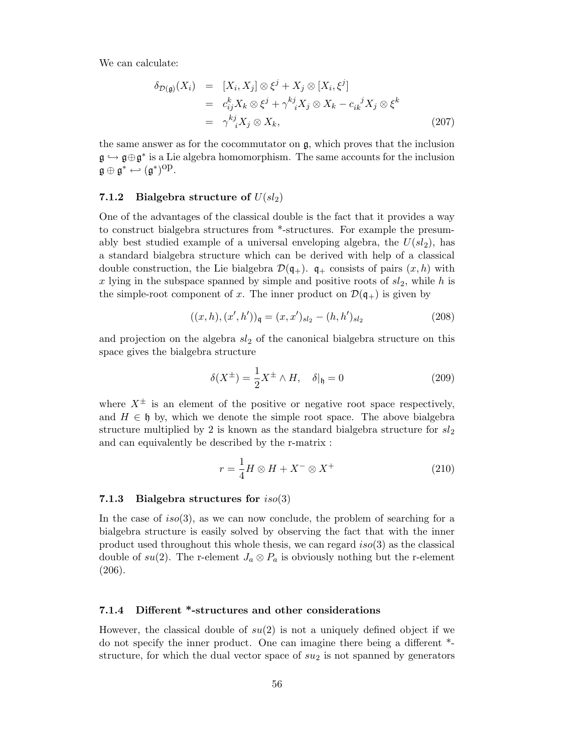We can calculate:

$$
\begin{aligned}
\delta_{\mathcal{D}(\mathfrak{g})}(X_i) &= [X_i, X_j] \otimes \xi^j + X_j \otimes [X_i, \xi^j] \\
&= c_{ij}^k X_k \otimes \xi^j + \gamma^{kj}{}_i X_j \otimes X_k - c_{ik}{}^j X_j \otimes \xi^k \\
&= \gamma^{kj}{}_i X_j \otimes X_k, \qquad (207)
\end{aligned}
$$

the same answer as for the cocommutator on $\mathfrak{g}$, which proves that the inclusion $\mathfrak{g} \hookrightarrow \mathfrak{g} \oplus \mathfrak{g}^*$ is a Lie algebra homomorphism. The same accounts for the inclusion $\mathfrak{g} \oplus \mathfrak{g}^* \hookleftarrow (\mathfrak{g}^*)^{\text{op}}$.

### 7.1.2 Bialgebra structure of $U(sl_2)$

One of the advantages of the classical double is the fact that it provides a way to construct bialgebra structures from *-structures. For example the presumably best studied example of a universal enveloping algebra, the $U(sl_2)$, has a standard bialgebra structure which can be derived with help of a classical double construction, the Lie bialgebra $\mathcal{D}(\mathfrak{q}_+)$. $\mathfrak{q}_+$ consists of pairs $(x, h)$ with $x$ lying in the subspace spanned by simple and positive roots of $sl_2$, while $h$ is the simple-root component of $x$. The inner product on $\mathcal{D}(\mathfrak{q}_+)$ is given by

$$
((x, h), (x', h'))_{\mathfrak{q}} = (x, x')_{sl_2} - (h, h')_{sl_2} \qquad (208)
$$

and projection on the algebra $sl_2$ of the canonical bialgebra structure on this space gives the bialgebra structure

$$
\delta(X^{\pm}) = \frac{1}{2} X^{\pm} \wedge H, \quad \delta|_{\mathfrak{h}} = 0 \qquad (209)
$$

where $X^{\pm}$ is an element of the positive or negative root space respectively, and $H \in \mathfrak{h}$ by, which we denote the simple root space. The above bialgebra structure multiplied by 2 is known as the standard bialgebra structure for $sl_2$ and can equivalently be described by the r-matrix :

$$
r = \frac{1}{4} H \otimes H + X^- \otimes X^+ \qquad (210)
$$

### 7.1.3 Bialgebra structures for $iso(3)$

In the case of $iso(3)$, as we can now conclude, the problem of searching for a bialgebra structure is easily solved by observing the fact that with the inner product used throughout this whole thesis, we can regard $iso(3)$ as the classical double of $su(2)$. The r-element $J_a \otimes P_a$ is obviously nothing but the r-element (206).

### 7.1.4 Different *-structures and other considerations

However, the classical double of $su(2)$ is not a uniquely defined object if we do not specify the inner product. One can imagine there being a different *-structure, for which the dual vector space of $su_2$ is not spanned by generators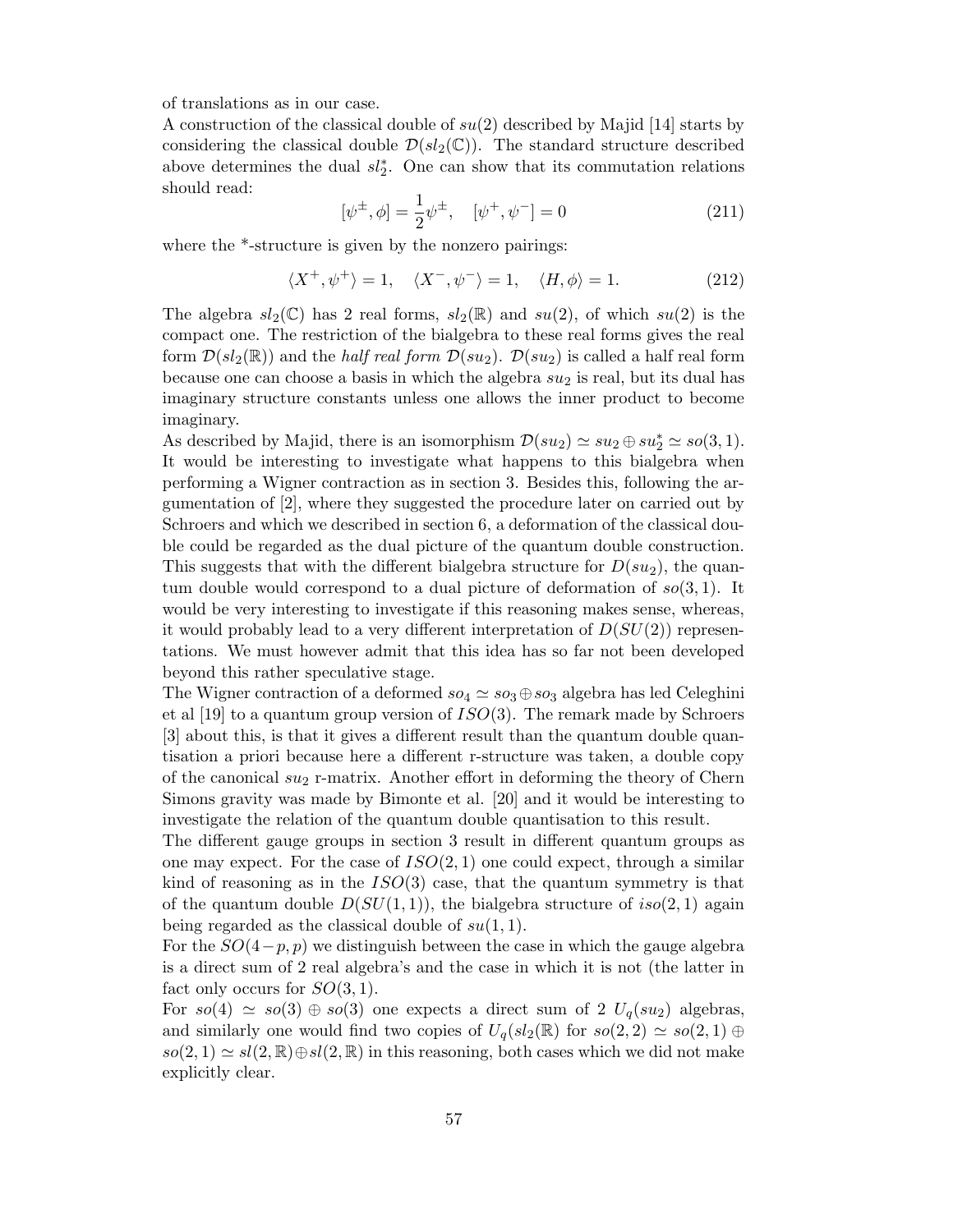of translations as in our case.

A construction of the classical double of $su(2)$ described by Majid [14] starts by considering the classical double $\mathcal{D}(sl_2(\mathbb{C}))$. The standard structure described above determines the dual $sl_2^*$. One can show that its commutation relations should read:

$$[\psi^{\pm}, \phi] = \frac{1}{2}\psi^{\pm}, \quad [\psi^+, \psi^-] = 0 \tag{211}$$

where the *-structure is given by the nonzero pairings:

$$\langle X^+, \psi^+ \rangle = 1, \quad \langle X^-, \psi^- \rangle = 1, \quad \langle H, \phi \rangle = 1. \tag{212}$$

The algebra $sl_2(\mathbb{C})$ has 2 real forms, $sl_2(\mathbb{R})$ and $su(2)$, of which $su(2)$ is the compact one. The restriction of the bialgebra to these real forms gives the real form $\mathcal{D}(sl_2(\mathbb{R}))$ and the *half real form* $\mathcal{D}(su_2)$. $\mathcal{D}(su_2)$ is called a half real form because one can choose a basis in which the algebra $su_2$ is real, but its dual has imaginary structure constants unless one allows the inner product to become imaginary.

As described by Majid, there is an isomorphism $\mathcal{D}(su_2) \simeq su_2 \oplus su_2^* \simeq so(3,1)$. It would be interesting to investigate what happens to this bialgebra when performing a Wigner contraction as in section 3. Besides this, following the argumentation of [2], where they suggested the procedure later on carried out by Schroers and which we described in section 6, a deformation of the classical double could be regarded as the dual picture of the quantum double construction. This suggests that with the different bialgebra structure for $D(su_2)$, the quantum double would correspond to a dual picture of deformation of $so(3,1)$. It would be very interesting to investigate if this reasoning makes sense, whereas, it would probably lead to a very different interpretation of $D(SU(2))$ representations. We must however admit that this idea has so far not been developed beyond this rather speculative stage.

The Wigner contraction of a deformed $so_4 \simeq so_3 \oplus so_3$ algebra has led Celeghini et al [19] to a quantum group version of $ISO(3)$. The remark made by Schroers [3] about this, is that it gives a different result than the quantum double quantisation a priori because here a different r-structure was taken, a double copy of the canonical $su_2$ r-matrix. Another effort in deforming the theory of Chern Simons gravity was made by Bimonte et al. [20] and it would be interesting to investigate the relation of the quantum double quantisation to this result.

The different gauge groups in section 3 result in different quantum groups as one may expect. For the case of $ISO(2,1)$ one could expect, through a similar kind of reasoning as in the $ISO(3)$ case, that the quantum symmetry is that of the quantum double $D(SU(1,1))$, the bialgebra structure of $iso(2,1)$ again being regarded as the classical double of $su(1,1)$.

For the $SO(4-p,p)$ we distinguish between the case in which the gauge algebra is a direct sum of 2 real algebra's and the case in which it is not (the latter in fact only occurs for $SO(3,1)$.

For $so(4) \simeq so(3) \oplus so(3)$ one expects a direct sum of 2 $U_q(su_2)$ algebras, and similarly one would find two copies of $U_q(sl_2(\mathbb{R})$ for $so(2,2) \simeq so(2,1) \oplus so(2,1) \simeq sl(2,\mathbb{R}) \oplus sl(2,\mathbb{R})$ in this reasoning, both cases which we did not make explicitly clear.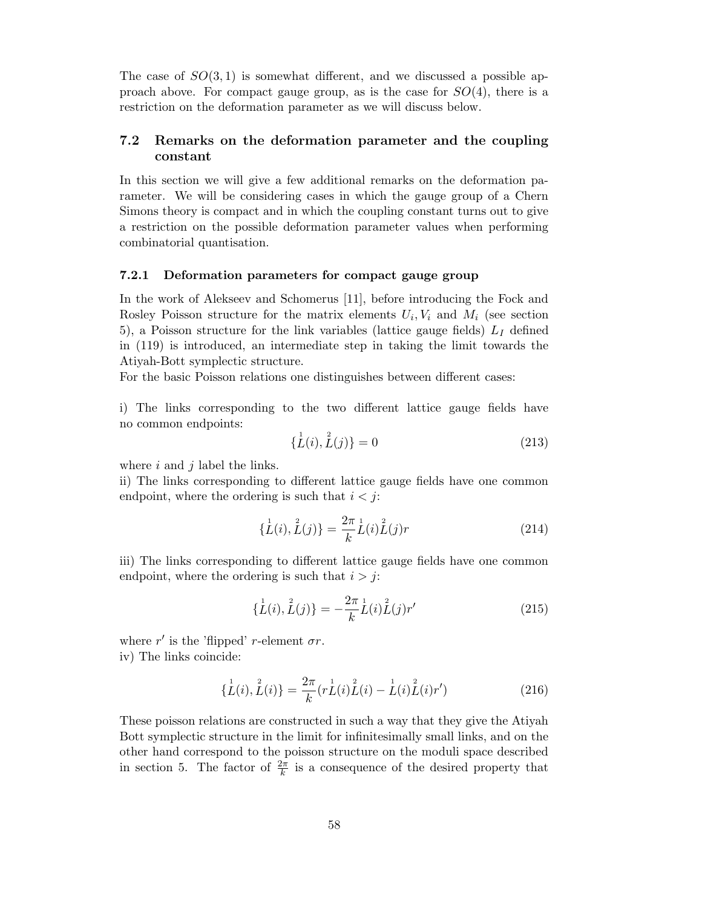The case of $SO(3,1)$ is somewhat different, and we discussed a possible approach above. For compact gauge group, as is the case for $SO(4)$, there is a restriction on the deformation parameter as we will discuss below.

### 7.2 Remarks on the deformation parameter and the coupling constant

In this section we will give a few additional remarks on the deformation parameter. We will be considering cases in which the gauge group of a Chern Simons theory is compact and in which the coupling constant turns out to give a restriction on the possible deformation parameter values when performing combinatorial quantisation.

#### 7.2.1 Deformation parameters for compact gauge group

In the work of Alekseev and Schomerus [11], before introducing the Fock and Rosley Poisson structure for the matrix elements $U_i, V_i$ and $M_i$ (see section 5), a Poisson structure for the link variables (lattice gauge fields) $L_I$ defined in (119) is introduced, an intermediate step in taking the limit towards the Atiyah-Bott symplectic structure.

For the basic Poisson relations one distinguishes between different cases:

i) The links corresponding to the two different lattice gauge fields have no common endpoints:

$$\{\overset{1}{L}(i), \overset{2}{L}(j)\} = 0 \tag{213}$$

where $i$ and $j$ label the links.

ii) The links corresponding to different lattice gauge fields have one common endpoint, where the ordering is such that $i < j$:

$$\{\overset{1}{L}(i), \overset{2}{L}(j)\} = \frac{2\pi}{k} \overset{1}{L}(i) \overset{2}{L}(j) r \tag{214}$$

iii) The links corresponding to different lattice gauge fields have one common endpoint, where the ordering is such that $i > j$:

$$\{\overset{1}{L}(i), \overset{2}{L}(j)\} = -\frac{2\pi}{k} \overset{1}{L}(i) \overset{2}{L}(j) r' \tag{215}$$

where $r'$ is the 'flipped' $r$-element $\sigma r$.

iv) The links coincide:

$$\{\overset{1}{L}(i), \overset{2}{L}(i)\} = \frac{2\pi}{k} (r \overset{1}{L}(i) \overset{2}{L}(i) - \overset{1}{L}(i) \overset{2}{L}(i) r') \tag{216}$$

These poisson relations are constructed in such a way that they give the Atiyah Bott symplectic structure in the limit for infinitesimally small links, and on the other hand correspond to the poisson structure on the moduli space described in section 5. The factor of $\frac{2\pi}{k}$ is a consequence of the desired property that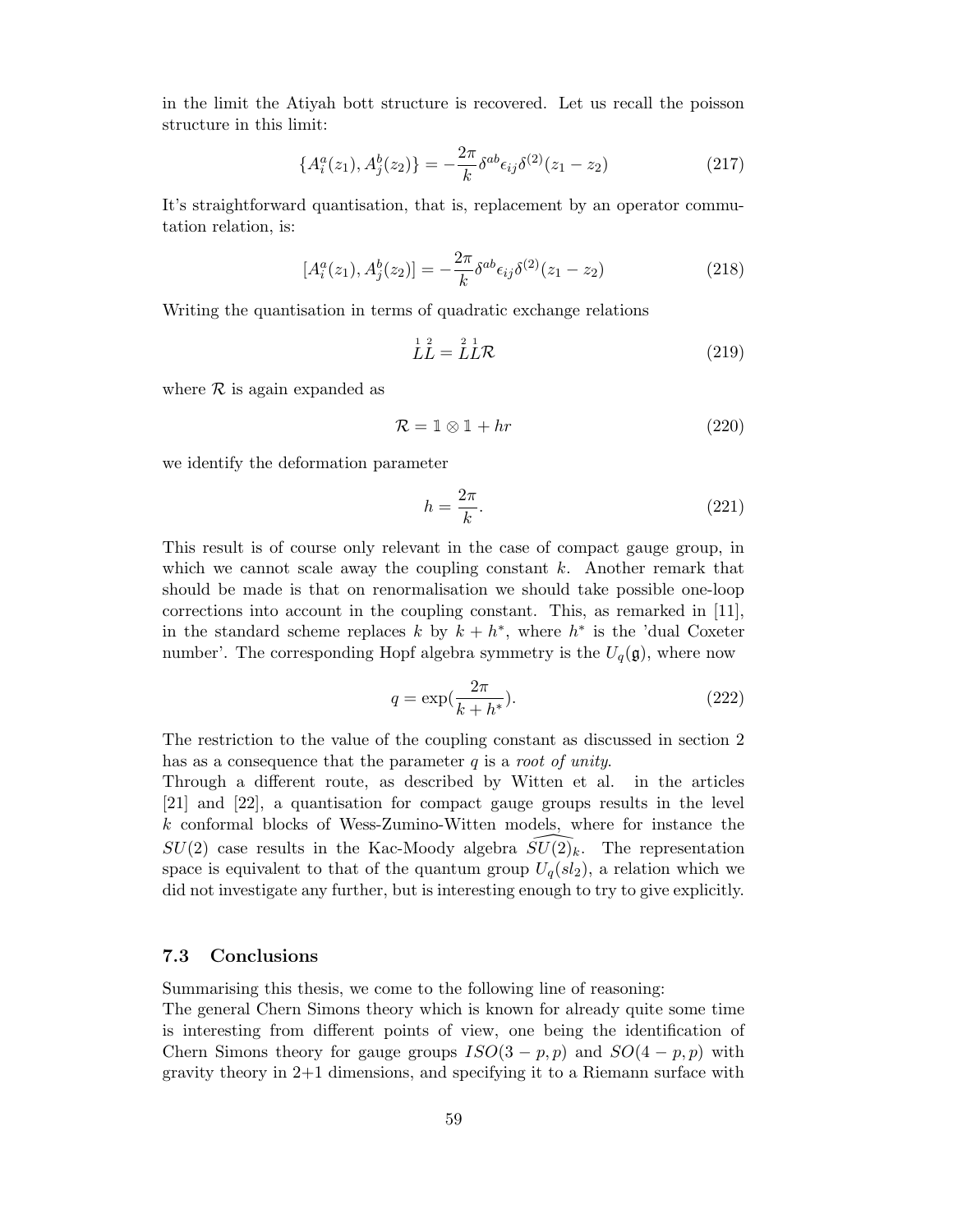in the limit the Atiyah bott structure is recovered. Let us recall the poisson structure in this limit:

$$\{A_i^a(z_1), A_j^b(z_2)\} = -\frac{2\pi}{k}\delta^{ab}\epsilon_{ij}\delta^{(2)}(z_1 - z_2) \tag{217}$$

It's straightforward quantisation, that is, replacement by an operator commutation relation, is:

$$[A_i^a(z_1), A_j^b(z_2)] = -\frac{2\pi}{k}\delta^{ab}\epsilon_{ij}\delta^{(2)}(z_1 - z_2) \tag{218}$$

Writing the quantisation in terms of quadratic exchange relations

$$\overset{1}{L}\overset{2}{L} = \overset{2}{L}\overset{1}{L}\mathcal{R} \tag{219}$$

where $\mathcal{R}$ is again expanded as

$$\mathcal{R} = \mathbb{1} \otimes \mathbb{1} + hr \tag{220}$$

we identify the deformation parameter

$$h = \frac{2\pi}{k}. \tag{221}$$

This result is of course only relevant in the case of compact gauge group, in which we cannot scale away the coupling constant $k$. Another remark that should be made is that on renormalisation we should take possible one-loop corrections into account in the coupling constant. This, as remarked in [11], in the standard scheme replaces $k$ by $k + h^*$, where $h^*$ is the 'dual Coxeter number'. The corresponding Hopf algebra symmetry is the $U_q(\mathfrak{g})$, where now

$$q = \exp(\frac{2\pi}{k + h^*}). \tag{222}$$

The restriction to the value of the coupling constant as discussed in section 2 has as a consequence that the parameter $q$ is a *root of unity*.
Through a different route, as described by Witten et al. in the articles [21] and [22], a quantisation for compact gauge groups results in the level $k$ conformal blocks of Wess-Zumino-Witten models, where for instance the $SU(2)$ case results in the Kac-Moody algebra $\widehat{SU(2)}_k$. The representation space is equivalent to that of the quantum group $U_q(sl_2)$, a relation which we did not investigate any further, but is interesting enough to try to give explicitly.

### 7.3 Conclusions

Summarising this thesis, we come to the following line of reasoning:
The general Chern Simons theory which is known for already quite some time is interesting from different points of view, one being the identification of Chern Simons theory for gauge groups $ISO(3-p,p)$ and $SO(4-p,p)$ with gravity theory in 2+1 dimensions, and specifying it to a Riemann surface with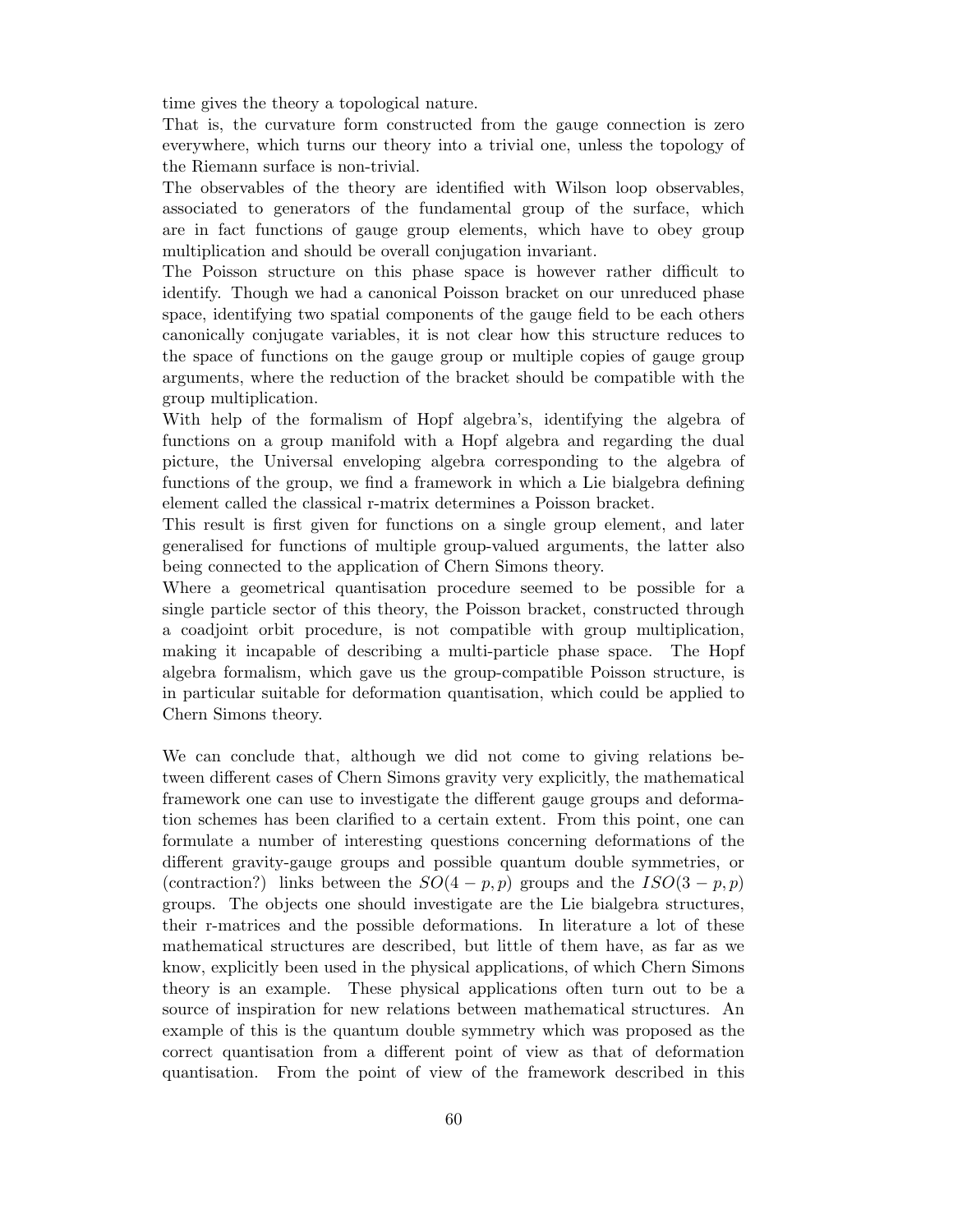time gives the theory a topological nature.

That is, the curvature form constructed from the gauge connection is zero everywhere, which turns our theory into a trivial one, unless the topology of the Riemann surface is non-trivial.

The observables of the theory are identified with Wilson loop observables, associated to generators of the fundamental group of the surface, which are in fact functions of gauge group elements, which have to obey group multiplication and should be overall conjugation invariant.

The Poisson structure on this phase space is however rather difficult to identify. Though we had a canonical Poisson bracket on our unreduced phase space, identifying two spatial components of the gauge field to be each others canonically conjugate variables, it is not clear how this structure reduces to the space of functions on the gauge group or multiple copies of gauge group arguments, where the reduction of the bracket should be compatible with the group multiplication.

With help of the formalism of Hopf algebra's, identifying the algebra of functions on a group manifold with a Hopf algebra and regarding the dual picture, the Universal enveloping algebra corresponding to the algebra of functions of the group, we find a framework in which a Lie bialgebra defining element called the classical r-matrix determines a Poisson bracket.

This result is first given for functions on a single group element, and later generalised for functions of multiple group-valued arguments, the latter also being connected to the application of Chern Simons theory.

Where a geometrical quantisation procedure seemed to be possible for a single particle sector of this theory, the Poisson bracket, constructed through a coadjoint orbit procedure, is not compatible with group multiplication, making it incapable of describing a multi-particle phase space. The Hopf algebra formalism, which gave us the group-compatible Poisson structure, is in particular suitable for deformation quantisation, which could be applied to Chern Simons theory.

We can conclude that, although we did not come to giving relations between different cases of Chern Simons gravity very explicitly, the mathematical framework one can use to investigate the different gauge groups and deformation schemes has been clarified to a certain extent. From this point, one can formulate a number of interesting questions concerning deformations of the different gravity-gauge groups and possible quantum double symmetries, or (contraction?) links between the $SO(4-p,p)$ groups and the $ISO(3-p,p)$ groups. The objects one should investigate are the Lie bialgebra structures, their r-matrices and the possible deformations. In literature a lot of these mathematical structures are described, but little of them have, as far as we know, explicitly been used in the physical applications, of which Chern Simons theory is an example. These physical applications often turn out to be a source of inspiration for new relations between mathematical structures. An example of this is the quantum double symmetry which was proposed as the correct quantisation from a different point of view as that of deformation quantisation. From the point of view of the framework described in this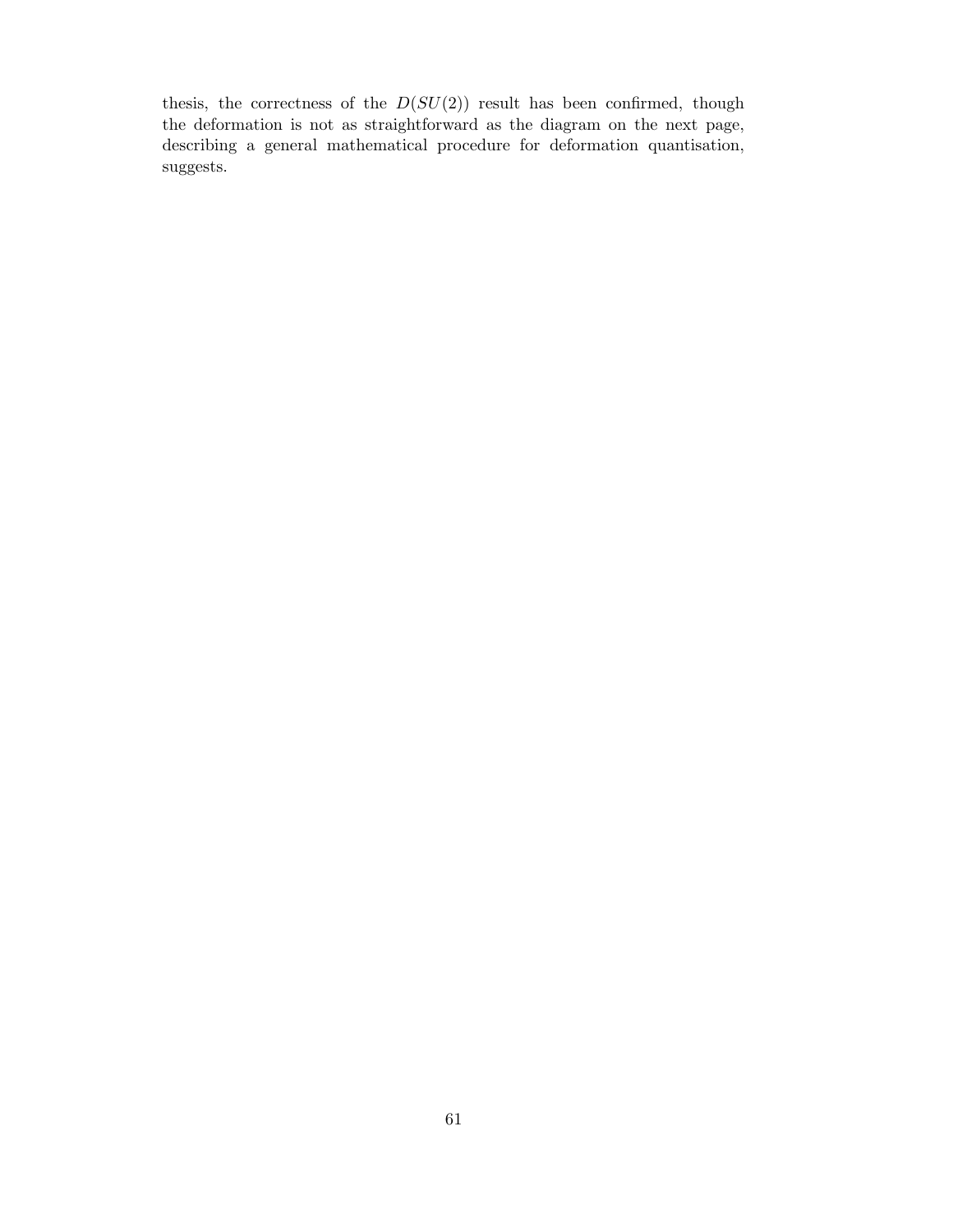thesis, the correctness of the $D(SU(2))$ result has been confirmed, though the deformation is not as straightforward as the diagram on the next page, describing a general mathematical procedure for deformation quantisation, suggests.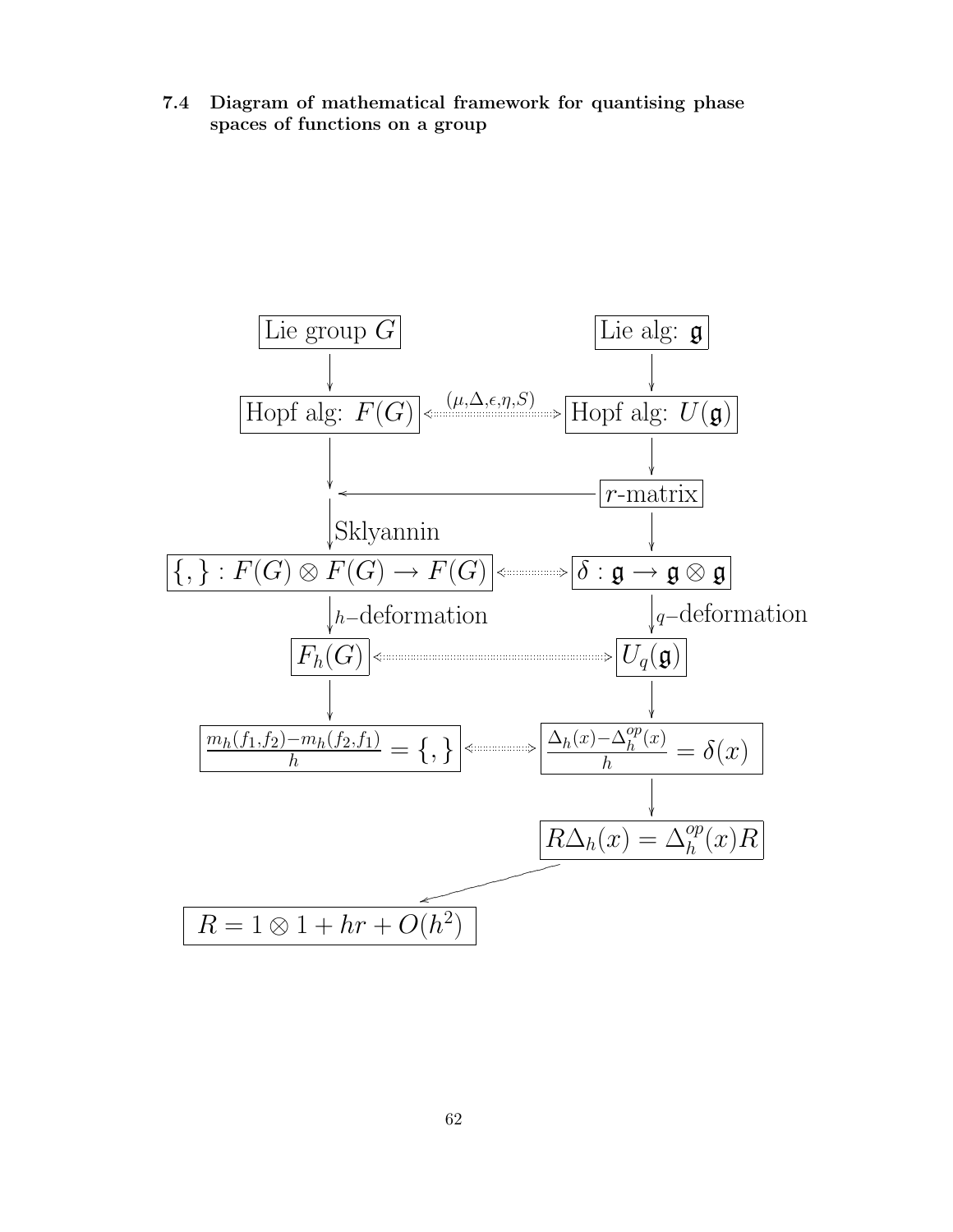### 7.4 Diagram of mathematical framework for quantising phase spaces of functions on a group

Lie group $G$ → Hopf alg: $F(G)$

Lie alg: $\mathfrak{g}$ → Hopf alg: $U(\mathfrak{g})$

Hopf alg: $F(G)$ ⟷ $(\mu, \Delta, \epsilon, \eta, S)$ ⟷ Hopf alg: $U(\mathfrak{g})$

Hopf alg: $U(\mathfrak{g})$ → $r$-matrix

$r$-matrix → (Sklyannin) → $\{,\} : F(G) \otimes F(G) \to F(G)$

$r$-matrix → $\delta : \mathfrak{g} \to \mathfrak{g} \otimes \mathfrak{g}$

$\{,\} : F(G) \otimes F(G) \to F(G)$ ⟷ $\delta : \mathfrak{g} \to \mathfrak{g} \otimes \mathfrak{g}$

$\{,\} : F(G) \otimes F(G) \to F(G)$ → ($h$−deformation) → $F_h(G)$

$\delta : \mathfrak{g} \to \mathfrak{g} \otimes \mathfrak{g}$ → ($q$−deformation) → $U_q(\mathfrak{g})$

$F_h(G)$ ⟷ $U_q(\mathfrak{g})$

$F_h(G)$ → $\frac{m_h(f_1,f_2) - m_h(f_2,f_1)}{h} = \{,\}$

$U_q(\mathfrak{g})$ → $\frac{\Delta_h(x) - \Delta_h^{op}(x)}{h} = \delta(x)$

$\frac{m_h(f_1,f_2) - m_h(f_2,f_1)}{h} = \{,\}$ ⟷ $\frac{\Delta_h(x) - \Delta_h^{op}(x)}{h} = \delta(x)$

$\frac{\Delta_h(x) - \Delta_h^{op}(x)}{h} = \delta(x)$ → $R\Delta_h(x) = \Delta_h^{op}(x)R$

$R\Delta_h(x) = \Delta_h^{op}(x)R$ → $R = 1 \otimes 1 + hr + O(h^2)$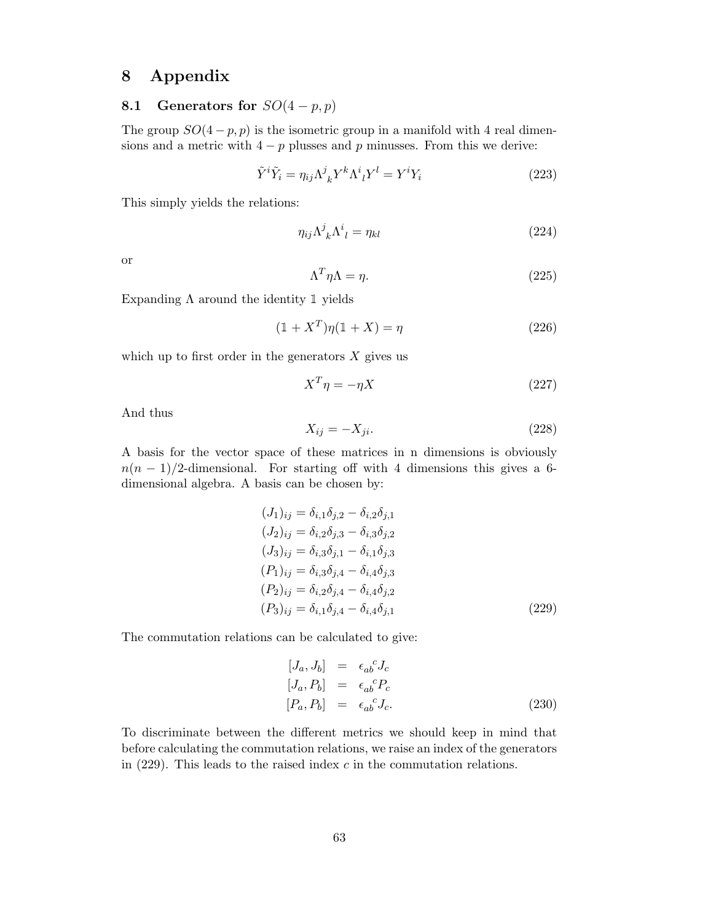# 8 Appendix

## 8.1 Generators for $SO(4-p,p)$

The group $SO(4-p,p)$ is the isometric group in a manifold with 4 real dimensions and a metric with $4-p$ plusses and $p$ minusses. From this we derive:

$$\tilde{Y}^i \tilde{Y}_i = \eta_{ij} \Lambda^j{}_k Y^k \Lambda^i{}_l Y^l = Y^i Y_i \tag{223}$$

This simply yields the relations:

$$\eta_{ij} \Lambda^j{}_k \Lambda^i{}_l = \eta_{kl} \tag{224}$$

or

$$\Lambda^T \eta \Lambda = \eta. \tag{225}$$

Expanding $\Lambda$ around the identity $\mathbb{1}$ yields

$$(\mathbb{1} + X^T)\eta(\mathbb{1} + X) = \eta \tag{226}$$

which up to first order in the generators $X$ gives us

$$X^T \eta = -\eta X \tag{227}$$

And thus

$$X_{ij} = -X_{ji}. \tag{228}$$

A basis for the vector space of these matrices in n dimensions is obviously $n(n-1)/2$-dimensional. For starting off with 4 dimensions this gives a 6-dimensional algebra. A basis can be chosen by:

$$\begin{aligned}
(J_1)_{ij} &= \delta_{i,1}\delta_{j,2} - \delta_{i,2}\delta_{j,1} \\
(J_2)_{ij} &= \delta_{i,2}\delta_{j,3} - \delta_{i,3}\delta_{j,2} \\
(J_3)_{ij} &= \delta_{i,3}\delta_{j,1} - \delta_{i,1}\delta_{j,3} \\
(P_1)_{ij} &= \delta_{i,3}\delta_{j,4} - \delta_{i,4}\delta_{j,3} \\
(P_2)_{ij} &= \delta_{i,2}\delta_{j,4} - \delta_{i,4}\delta_{j,2} \\
(P_3)_{ij} &= \delta_{i,1}\delta_{j,4} - \delta_{i,4}\delta_{j,1}
\end{aligned} \tag{229}$$

The commutation relations can be calculated to give:

$$\begin{aligned}
[J_a, J_b] &= \epsilon_{ab}{}^c J_c \\
[J_a, P_b] &= \epsilon_{ab}{}^c P_c \\
[P_a, P_b] &= \epsilon_{ab}{}^c J_c.
\end{aligned} \tag{230}$$

To discriminate between the different metrics we should keep in mind that before calculating the commutation relations, we raise an index of the generators in (229). This leads to the raised index $c$ in the commutation relations.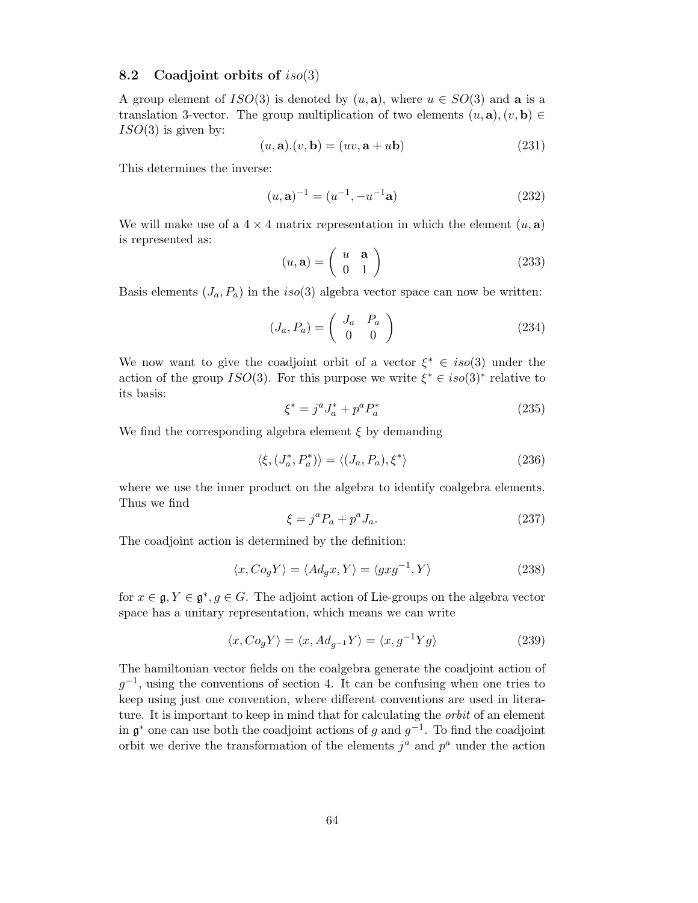### 8.2 Coadjoint orbits of $iso(3)$

A group element of $ISO(3)$ is denoted by $(u, \mathbf{a})$, where $u \in SO(3)$ and $\mathbf{a}$ is a translation 3-vector. The group multiplication of two elements $(u, \mathbf{a}), (v, \mathbf{b}) \in ISO(3)$ is given by:

$$(u, \mathbf{a}).(v, \mathbf{b}) = (uv, \mathbf{a} + u\mathbf{b}) \tag{231}$$

This determines the inverse:

$$(u, \mathbf{a})^{-1} = (u^{-1}, -u^{-1}\mathbf{a}) \tag{232}$$

We will make use of a $4 \times 4$ matrix representation in which the element $(u, \mathbf{a})$ is represented as:

$$(u, \mathbf{a}) = \begin{pmatrix} u & \mathbf{a} \\ 0 & 1 \end{pmatrix} \tag{233}$$

Basis elements $(J_a, P_a)$ in the $iso(3)$ algebra vector space can now be written:

$$(J_a, P_a) = \begin{pmatrix} J_a & P_a \\ 0 & 0 \end{pmatrix} \tag{234}$$

We now want to give the coadjoint orbit of a vector $\xi^* \in iso(3)$ under the action of the group $ISO(3)$. For this purpose we write $\xi^* \in iso(3)^*$ relative to its basis:

$$\xi^* = j^a J_a^* + p^a P_a^* \tag{235}$$

We find the corresponding algebra element $\xi$ by demanding

$$\langle \xi, (J_a^*, P_a^*) \rangle = \langle (J_a, P_a), \xi^* \rangle \tag{236}$$

where we use the inner product on the algebra to identify coalgebra elements. Thus we find

$$\xi = j^a P_a + p^a J_a. \tag{237}$$

The coadjoint action is determined by the definition:

$$\langle x, Co_g Y \rangle = \langle Ad_g x, Y \rangle = \langle gxg^{-1}, Y \rangle \tag{238}$$

for $x \in \mathfrak{g}, Y \in \mathfrak{g}^*, g \in G$. The adjoint action of Lie-groups on the algebra vector space has a unitary representation, which means we can write

$$\langle x, Co_g Y \rangle = \langle x, Ad_{g^{-1}} Y \rangle = \langle x, g^{-1} Y g \rangle \tag{239}$$

The hamiltonian vector fields on the coalgebra generate the coadjoint action of $g^{-1}$, using the conventions of section 4. It can be confusing when one tries to keep using just one convention, where different conventions are used in literature. It is important to keep in mind that for calculating the *orbit* of an element in $\mathfrak{g}^*$ one can use both the coadjoint actions of $g$ and $g^{-1}$. To find the coadjoint orbit we derive the transformation of the elements $j^a$ and $p^a$ under the action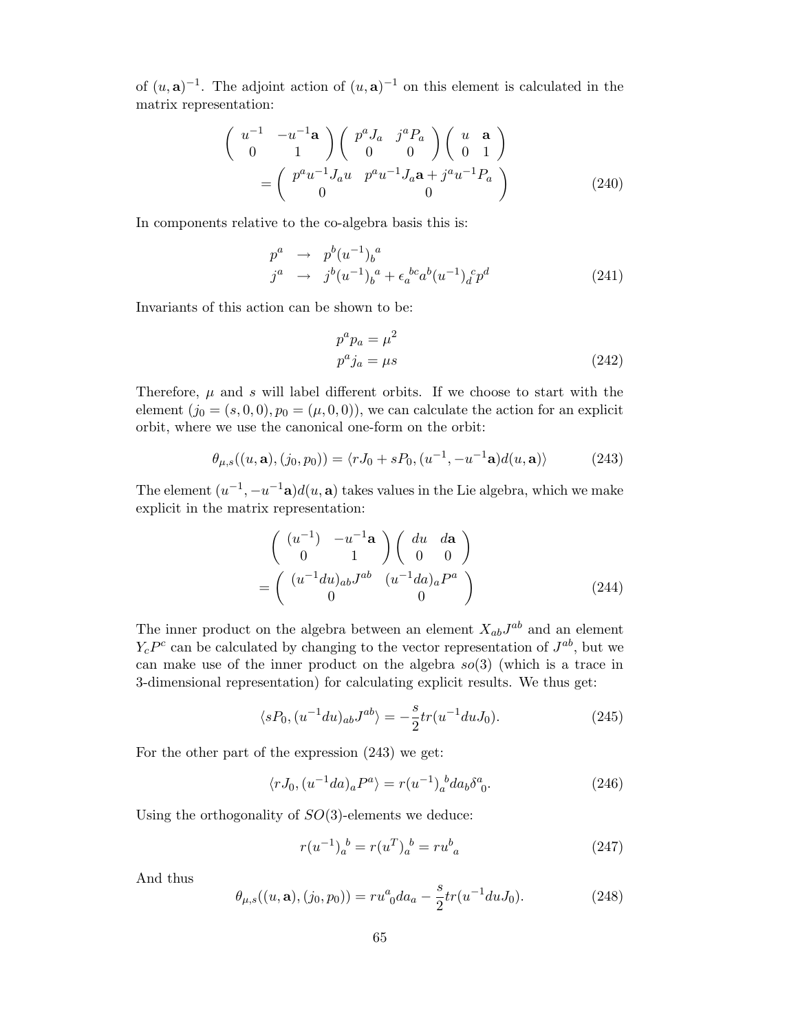of $(u, \mathbf{a})^{-1}$. The adjoint action of $(u, \mathbf{a})^{-1}$ on this element is calculated in the matrix representation:

$$
\begin{aligned}
&\begin{pmatrix} u^{-1} & -u^{-1}\mathbf{a} \\ 0 & 1 \end{pmatrix} \begin{pmatrix} p^a J_a & j^a P_a \\ 0 & 0 \end{pmatrix} \begin{pmatrix} u & \mathbf{a} \\ 0 & 1 \end{pmatrix} \\
&= \begin{pmatrix} p^a u^{-1} J_a u & p^a u^{-1} J_a \mathbf{a} + j^a u^{-1} P_a \\ 0 & 0 \end{pmatrix}
\end{aligned} \tag{240}
$$

In components relative to the co-algebra basis this is:

$$
\begin{aligned}
p^a &\rightarrow p^b (u^{-1})_b^{\ a} \\
j^a &\rightarrow j^b (u^{-1})_b^{\ a} + \epsilon_a^{\ bc} a^b (u^{-1})_d^{\ c} p^d
\end{aligned} \tag{241}
$$

Invariants of this action can be shown to be:

$$
\begin{aligned}
p^a p_a &= \mu^2 \\
p^a j_a &= \mu s
\end{aligned} \tag{242}
$$

Therefore, $\mu$ and $s$ will label different orbits. If we choose to start with the element $(j_0 = (s, 0, 0), p_0 = (\mu, 0, 0))$, we can calculate the action for an explicit orbit, where we use the canonical one-form on the orbit:

$$
\theta_{\mu,s}((u, \mathbf{a}), (j_0, p_0)) = \langle r J_0 + s P_0, (u^{-1}, -u^{-1}\mathbf{a}) d(u, \mathbf{a}) \rangle \tag{243}
$$

The element $(u^{-1}, -u^{-1}\mathbf{a}) d(u, \mathbf{a})$ takes values in the Lie algebra, which we make explicit in the matrix representation:

$$
\begin{aligned}
&\begin{pmatrix} (u^{-1}) & -u^{-1}\mathbf{a} \\ 0 & 1 \end{pmatrix} \begin{pmatrix} du & d\mathbf{a} \\ 0 & 0 \end{pmatrix} \\
&= \begin{pmatrix} (u^{-1} du)_{ab} J^{ab} & (u^{-1} da)_a P^a \\ 0 & 0 \end{pmatrix}
\end{aligned} \tag{244}
$$

The inner product on the algebra between an element $X_{ab} J^{ab}$ and an element $Y_c P^c$ can be calculated by changing to the vector representation of $J^{ab}$, but we can make use of the inner product on the algebra $so(3)$ (which is a trace in 3-dimensional representation) for calculating explicit results. We thus get:

$$
\langle s P_0, (u^{-1} du)_{ab} J^{ab} \rangle = -\frac{s}{2} tr(u^{-1} du J_0). \tag{245}
$$

For the other part of the expression (243) we get:

$$
\langle r J_0, (u^{-1} da)_a P^a \rangle = r (u^{-1})_a^{\ b} da_b \delta^a_{\ 0}. \tag{246}
$$

Using the orthogonality of $SO(3)$-elements we deduce:

$$
r (u^{-1})_a^{\ b} = r (u^T)_a^{\ b} = r u^b_{\ a} \tag{247}
$$

And thus

$$
\theta_{\mu,s}((u, \mathbf{a}), (j_0, p_0)) = r u^a_{\ 0} da_a - \frac{s}{2} tr(u^{-1} du J_0). \tag{248}
$$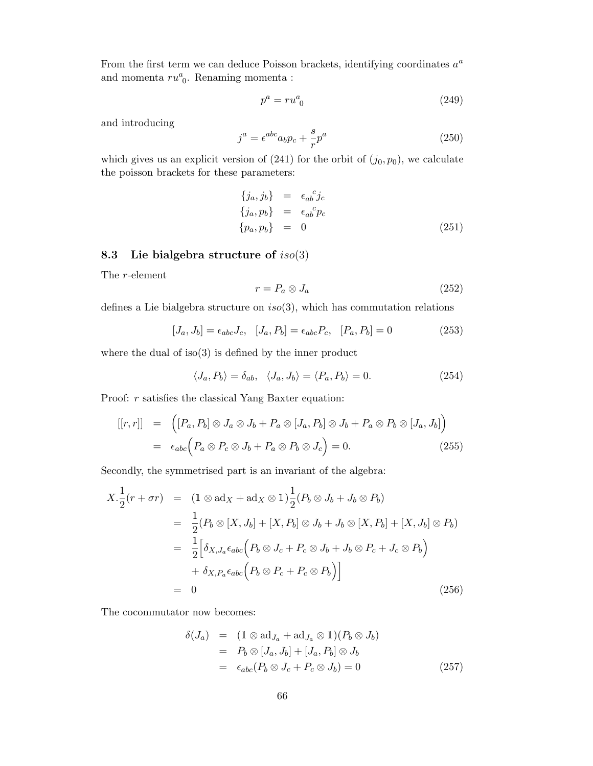From the first term we can deduce Poisson brackets, identifying coordinates $a^a$ and momenta $r{u^a}_0$. Renaming momenta :

$$p^a = r{u^a}_0 \tag{249}$$

and introducing

$$j^a = \epsilon^{abc} a_b p_c + \frac{s}{r} p^a \tag{250}$$

which gives us an explicit version of (241) for the orbit of $(j_0, p_0)$, we calculate the poisson brackets for these parameters:

$$\begin{aligned}
\{j_a, j_b\} &= {\epsilon_{ab}}^c j_c \\
\{j_a, p_b\} &= {\epsilon_{ab}}^c p_c \\
\{p_a, p_b\} &= 0
\end{aligned} \tag{251}$$

## 8.3 Lie bialgebra structure of $iso(3)$

The $r$-element

$$r = P_a \otimes J_a \tag{252}$$

defines a Lie bialgebra structure on $iso(3)$, which has commutation relations

$$[J_a, J_b] = \epsilon_{abc} J_c, \quad [J_a, P_b] = \epsilon_{abc} P_c, \quad [P_a, P_b] = 0 \tag{253}$$

where the dual of iso(3) is defined by the inner product

$$\langle J_a, P_b \rangle = \delta_{ab}, \quad \langle J_a, J_b \rangle = \langle P_a, P_b \rangle = 0. \tag{254}$$

Proof: $r$ satisfies the classical Yang Baxter equation:

$$\begin{aligned}
[[r,r]] &= \Big( [P_a, P_b] \otimes J_a \otimes J_b + P_a \otimes [J_a, P_b] \otimes J_b + P_a \otimes P_b \otimes [J_a, J_b] \Big) \\
&= \epsilon_{abc} \Big( P_a \otimes P_c \otimes J_b + P_a \otimes P_b \otimes J_c \Big) = 0.
\end{aligned} \tag{255}$$

Secondly, the symmetrised part is an invariant of the algebra:

$$\begin{aligned}
X.\frac{1}{2}(r + \sigma r) &= (\mathbb{1} \otimes \mathrm{ad}_X + \mathrm{ad}_X \otimes \mathbb{1}) \frac{1}{2} (P_b \otimes J_b + J_b \otimes P_b) \\
&= \frac{1}{2} (P_b \otimes [X, J_b] + [X, P_b] \otimes J_b + J_b \otimes [X, P_b] + [X, J_b] \otimes P_b) \\
&= \frac{1}{2} \Big[ \delta_{X, J_a} \epsilon_{abc} \Big( P_b \otimes J_c + P_c \otimes J_b + J_b \otimes P_c + J_c \otimes P_b \Big) \\
&\quad + \delta_{X, P_a} \epsilon_{abc} \Big( P_b \otimes P_c + P_c \otimes P_b \Big) \Big] \\
&= 0
\end{aligned} \tag{256}$$

The cocommutator now becomes:

$$\begin{aligned}
\delta(J_a) &= (\mathbb{1} \otimes \mathrm{ad}_{J_a} + \mathrm{ad}_{J_a} \otimes \mathbb{1})(P_b \otimes J_b) \\
&= P_b \otimes [J_a, J_b] + [J_a, P_b] \otimes J_b \\
&= \epsilon_{abc} (P_b \otimes J_c + P_c \otimes J_b) = 0
\end{aligned} \tag{257}$$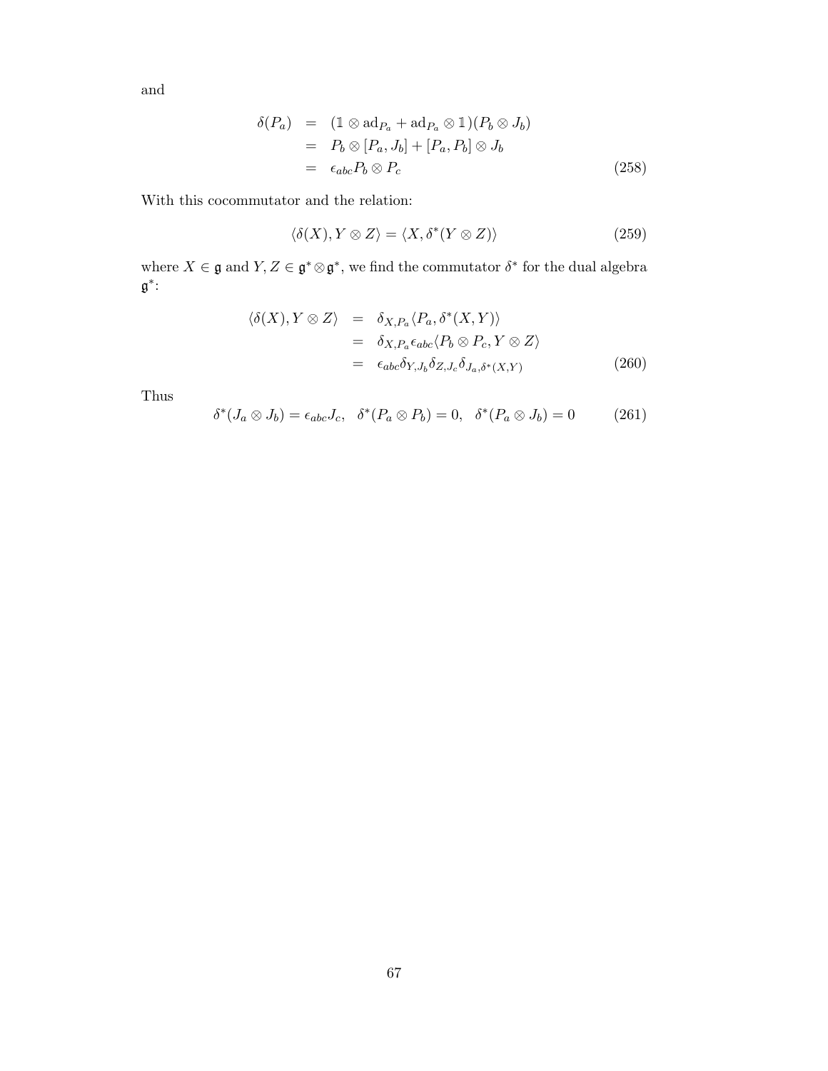and

$$
\begin{aligned}
\delta(P_a) &= (\mathbb{1} \otimes \mathrm{ad}_{P_a} + \mathrm{ad}_{P_a} \otimes \mathbb{1})(P_b \otimes J_b) \\
&= P_b \otimes [P_a, J_b] + [P_a, P_b] \otimes J_b \\
&= \epsilon_{abc} P_b \otimes P_c
\end{aligned} \tag{258}
$$

With this cocommutator and the relation:

$$
\langle \delta(X), Y \otimes Z \rangle = \langle X, \delta^*(Y \otimes Z) \rangle \tag{259}
$$

where $X \in \mathfrak{g}$ and $Y, Z \in \mathfrak{g}^* \otimes \mathfrak{g}^*$, we find the commutator $\delta^*$ for the dual algebra $\mathfrak{g}^*$:

$$
\begin{aligned}
\langle \delta(X), Y \otimes Z \rangle &= \delta_{X,P_a} \langle P_a, \delta^*(X, Y) \rangle \\
&= \delta_{X,P_a} \epsilon_{abc} \langle P_b \otimes P_c, Y \otimes Z \rangle \\
&= \epsilon_{abc} \delta_{Y,J_b} \delta_{Z,J_c} \delta_{J_a, \delta^*(X,Y)}
\end{aligned} \tag{260}
$$

Thus

$$
\delta^*(J_a \otimes J_b) = \epsilon_{abc} J_c, \quad \delta^*(P_a \otimes P_b) = 0, \quad \delta^*(P_a \otimes J_b) = 0 \tag{261}
$$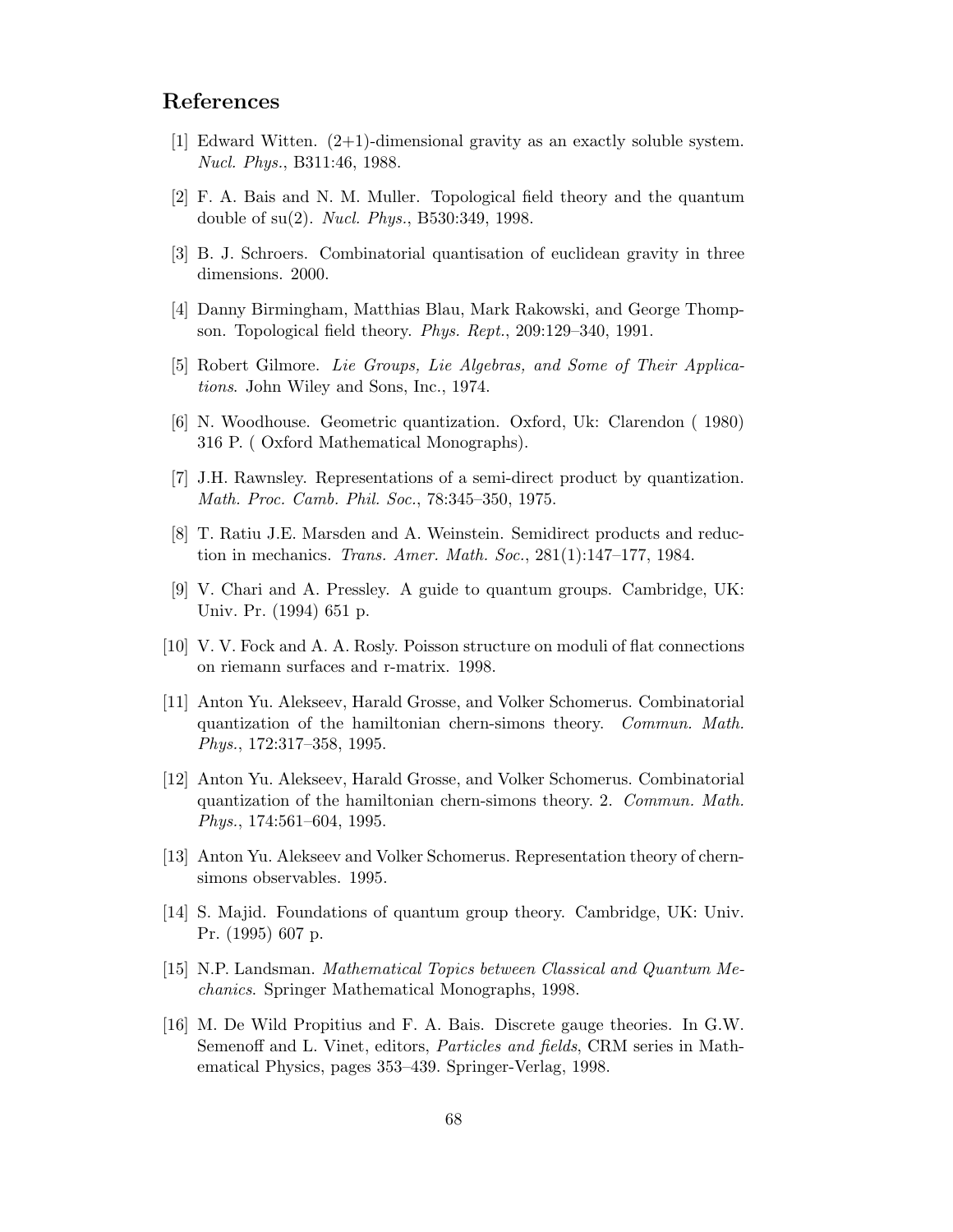## References

[1] Edward Witten. (2+1)-dimensional gravity as an exactly soluble system. *Nucl. Phys.*, B311:46, 1988.

[2] F. A. Bais and N. M. Muller. Topological field theory and the quantum double of su(2). *Nucl. Phys.*, B530:349, 1998.

[3] B. J. Schroers. Combinatorial quantisation of euclidean gravity in three dimensions. 2000.

[4] Danny Birmingham, Matthias Blau, Mark Rakowski, and George Thompson. Topological field theory. *Phys. Rept.*, 209:129–340, 1991.

[5] Robert Gilmore. *Lie Groups, Lie Algebras, and Some of Their Applications*. John Wiley and Sons, Inc., 1974.

[6] N. Woodhouse. Geometric quantization. Oxford, Uk: Clarendon ( 1980) 316 P. ( Oxford Mathematical Monographs).

[7] J.H. Rawnsley. Representations of a semi-direct product by quantization. *Math. Proc. Camb. Phil. Soc.*, 78:345–350, 1975.

[8] T. Ratiu J.E. Marsden and A. Weinstein. Semidirect products and reduction in mechanics. *Trans. Amer. Math. Soc.*, 281(1):147–177, 1984.

[9] V. Chari and A. Pressley. A guide to quantum groups. Cambridge, UK: Univ. Pr. (1994) 651 p.

[10] V. V. Fock and A. A. Rosly. Poisson structure on moduli of flat connections on riemann surfaces and r-matrix. 1998.

[11] Anton Yu. Alekseev, Harald Grosse, and Volker Schomerus. Combinatorial quantization of the hamiltonian chern-simons theory. *Commun. Math. Phys.*, 172:317–358, 1995.

[12] Anton Yu. Alekseev, Harald Grosse, and Volker Schomerus. Combinatorial quantization of the hamiltonian chern-simons theory. 2. *Commun. Math. Phys.*, 174:561–604, 1995.

[13] Anton Yu. Alekseev and Volker Schomerus. Representation theory of chern-simons observables. 1995.

[14] S. Majid. Foundations of quantum group theory. Cambridge, UK: Univ. Pr. (1995) 607 p.

[15] N.P. Landsman. *Mathematical Topics between Classical and Quantum Mechanics*. Springer Mathematical Monographs, 1998.

[16] M. De Wild Propitius and F. A. Bais. Discrete gauge theories. In G.W. Semenoff and L. Vinet, editors, *Particles and fields*, CRM series in Mathematical Physics, pages 353–439. Springer-Verlag, 1998.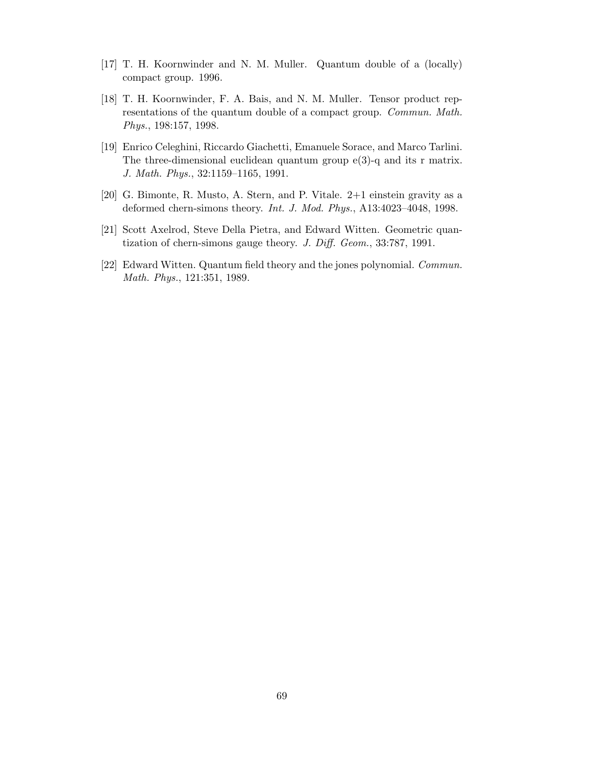[17] T. H. Koornwinder and N. M. Muller. Quantum double of a (locally) compact group. 1996.

[18] T. H. Koornwinder, F. A. Bais, and N. M. Muller. Tensor product representations of the quantum double of a compact group. *Commun. Math. Phys.*, 198:157, 1998.

[19] Enrico Celeghini, Riccardo Giachetti, Emanuele Sorace, and Marco Tarlini. The three-dimensional euclidean quantum group e(3)-q and its r matrix. *J. Math. Phys.*, 32:1159–1165, 1991.

[20] G. Bimonte, R. Musto, A. Stern, and P. Vitale. 2+1 einstein gravity as a deformed chern-simons theory. *Int. J. Mod. Phys.*, A13:4023–4048, 1998.

[21] Scott Axelrod, Steve Della Pietra, and Edward Witten. Geometric quantization of chern-simons gauge theory. *J. Diff. Geom.*, 33:787, 1991.

[22] Edward Witten. Quantum field theory and the jones polynomial. *Commun. Math. Phys.*, 121:351, 1989.